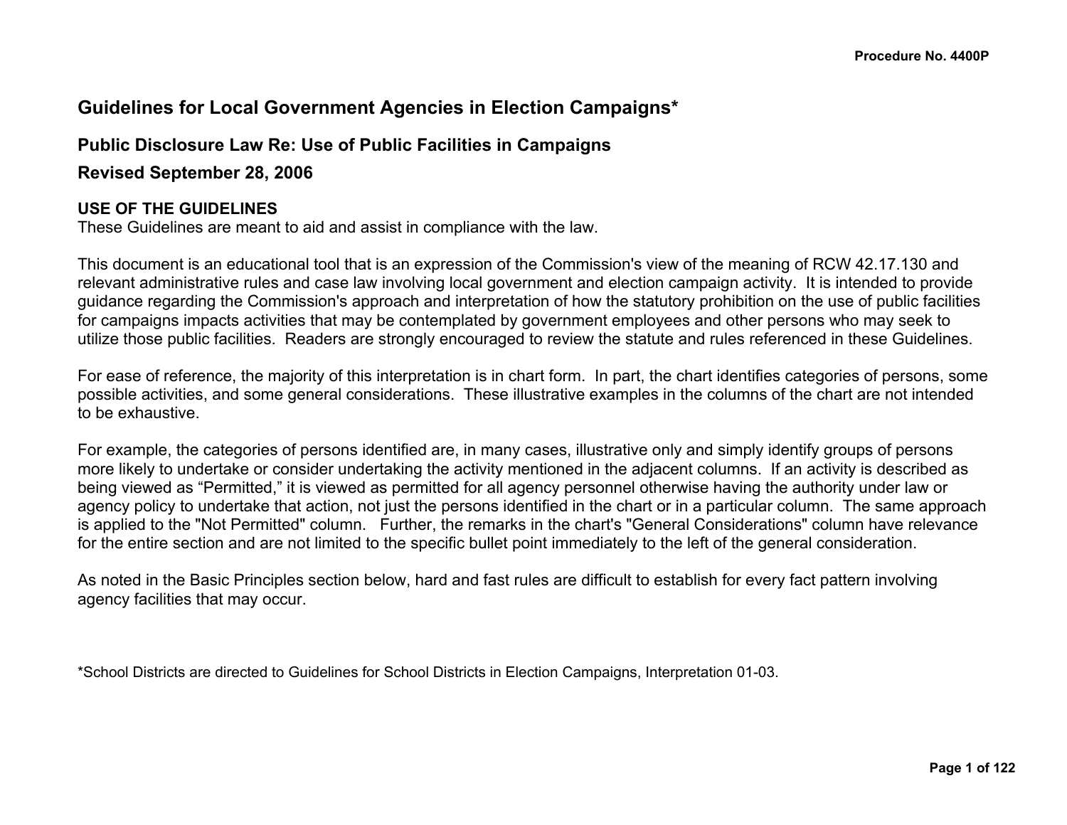Procedure No. 4400P

# Guidelines for Local Government Agencies in Election Campaigns*

## Public Disclosure Law Re: Use of Public Facilities in Campaigns

## Revised September 28, 2006

**USE OF THE GUIDELINES**

These Guidelines are meant to aid and assist in compliance with the law.

This document is an educational tool that is an expression of the Commission's view of the meaning of RCW 42.17.130 and relevant administrative rules and case law involving local government and election campaign activity. It is intended to provide guidance regarding the Commission's approach and interpretation of how the statutory prohibition on the use of public facilities for campaigns impacts activities that may be contemplated by government employees and other persons who may seek to utilize those public facilities. Readers are strongly encouraged to review the statute and rules referenced in these Guidelines.

For ease of reference, the majority of this interpretation is in chart form. In part, the chart identifies categories of persons, some possible activities, and some general considerations. These illustrative examples in the columns of the chart are not intended to be exhaustive.

For example, the categories of persons identified are, in many cases, illustrative only and simply identify groups of persons more likely to undertake or consider undertaking the activity mentioned in the adjacent columns. If an activity is described as being viewed as “Permitted,” it is viewed as permitted for all agency personnel otherwise having the authority under law or agency policy to undertake that action, not just the persons identified in the chart or in a particular column. The same approach is applied to the "Not Permitted" column. Further, the remarks in the chart's "General Considerations" column have relevance for the entire section and are not limited to the specific bullet point immediately to the left of the general consideration.

As noted in the Basic Principles section below, hard and fast rules are difficult to establish for every fact pattern involving agency facilities that may occur.

*School Districts are directed to Guidelines for School Districts in Election Campaigns, Interpretation 01-03.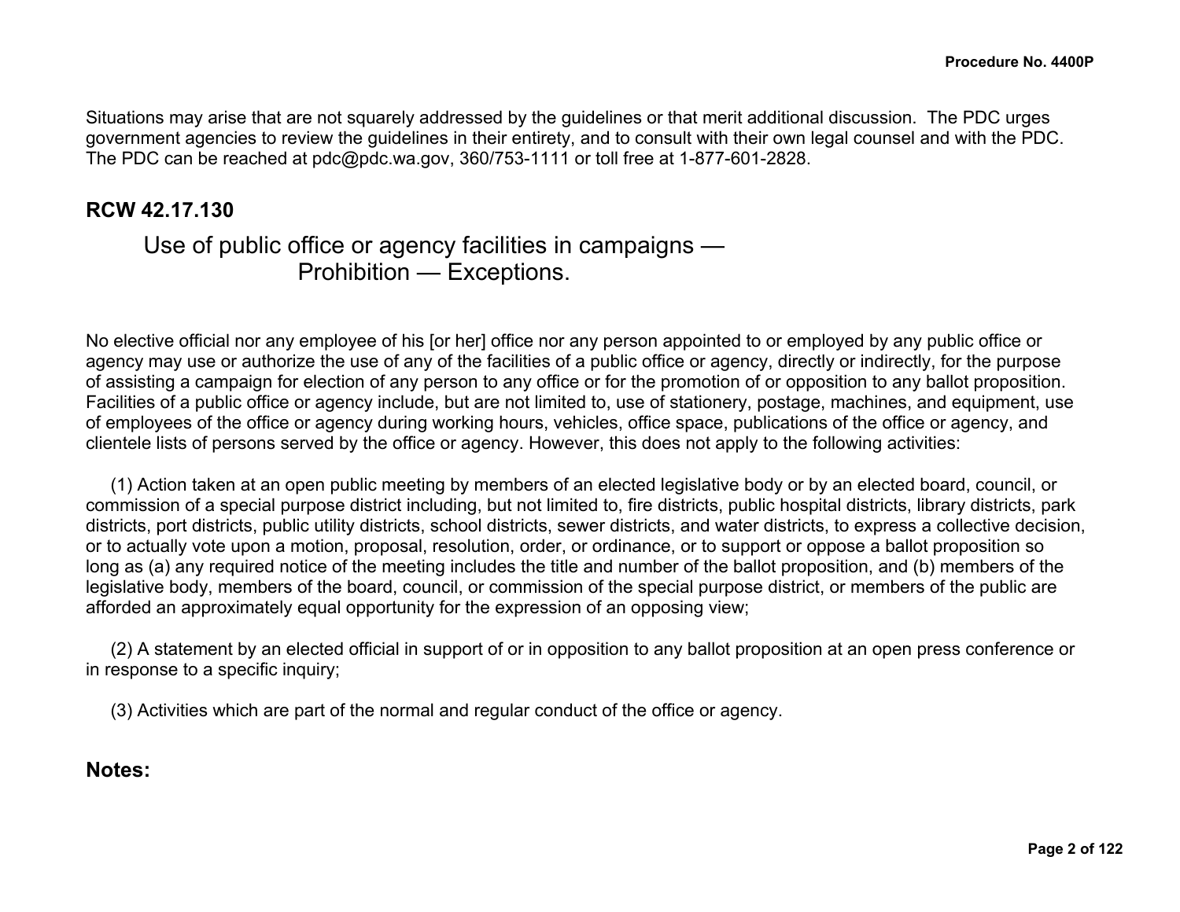Situations may arise that are not squarely addressed by the guidelines or that merit additional discussion. The PDC urges government agencies to review the guidelines in their entirety, and to consult with their own legal counsel and with the PDC. The PDC can be reached at pdc@pdc.wa.gov, 360/753-1111 or toll free at 1-877-601-2828.

## RCW 42.17.130

### Use of public office or agency facilities in campaigns — Prohibition — Exceptions.

No elective official nor any employee of his [or her] office nor any person appointed to or employed by any public office or agency may use or authorize the use of any of the facilities of a public office or agency, directly or indirectly, for the purpose of assisting a campaign for election of any person to any office or for the promotion of or opposition to any ballot proposition. Facilities of a public office or agency include, but are not limited to, use of stationery, postage, machines, and equipment, use of employees of the office or agency during working hours, vehicles, office space, publications of the office or agency, and clientele lists of persons served by the office or agency. However, this does not apply to the following activities:

(1) Action taken at an open public meeting by members of an elected legislative body or by an elected board, council, or commission of a special purpose district including, but not limited to, fire districts, public hospital districts, library districts, park districts, port districts, public utility districts, school districts, sewer districts, and water districts, to express a collective decision, or to actually vote upon a motion, proposal, resolution, order, or ordinance, or to support or oppose a ballot proposition so long as (a) any required notice of the meeting includes the title and number of the ballot proposition, and (b) members of the legislative body, members of the board, council, or commission of the special purpose district, or members of the public are afforded an approximately equal opportunity for the expression of an opposing view;

(2) A statement by an elected official in support of or in opposition to any ballot proposition at an open press conference or in response to a specific inquiry;

(3) Activities which are part of the normal and regular conduct of the office or agency.

**Notes:**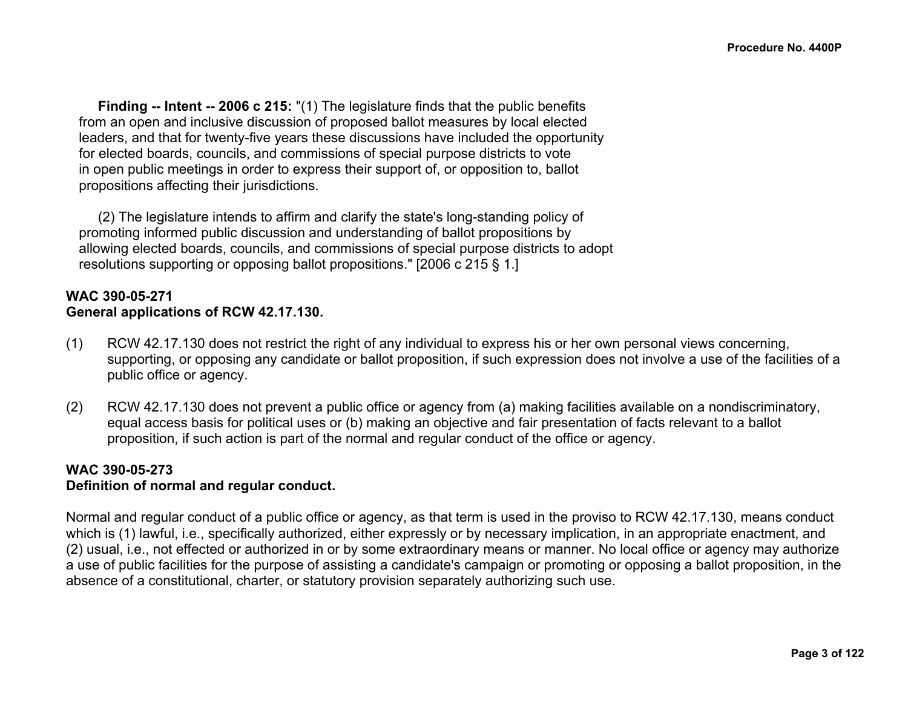**Finding -- Intent -- 2006 c 215:** "(1) The legislature finds that the public benefits from an open and inclusive discussion of proposed ballot measures by local elected leaders, and that for twenty-five years these discussions have included the opportunity for elected boards, councils, and commissions of special purpose districts to vote in open public meetings in order to express their support of, or opposition to, ballot propositions affecting their jurisdictions.

(2) The legislature intends to affirm and clarify the state's long-standing policy of promoting informed public discussion and understanding of ballot propositions by allowing elected boards, councils, and commissions of special purpose districts to adopt resolutions supporting or opposing ballot propositions." [2006 c 215 § 1.]

**WAC 390-05-271**
**General applications of RCW 42.17.130.**

(1) RCW 42.17.130 does not restrict the right of any individual to express his or her own personal views concerning, supporting, or opposing any candidate or ballot proposition, if such expression does not involve a use of the facilities of a public office or agency.

(2) RCW 42.17.130 does not prevent a public office or agency from (a) making facilities available on a nondiscriminatory, equal access basis for political uses or (b) making an objective and fair presentation of facts relevant to a ballot proposition, if such action is part of the normal and regular conduct of the office or agency.

**WAC 390-05-273**
**Definition of normal and regular conduct.**

Normal and regular conduct of a public office or agency, as that term is used in the proviso to RCW 42.17.130, means conduct which is (1) lawful, i.e., specifically authorized, either expressly or by necessary implication, in an appropriate enactment, and (2) usual, i.e., not effected or authorized in or by some extraordinary means or manner. No local office or agency may authorize a use of public facilities for the purpose of assisting a candidate's campaign or promoting or opposing a ballot proposition, in the absence of a constitutional, charter, or statutory provision separately authorizing such use.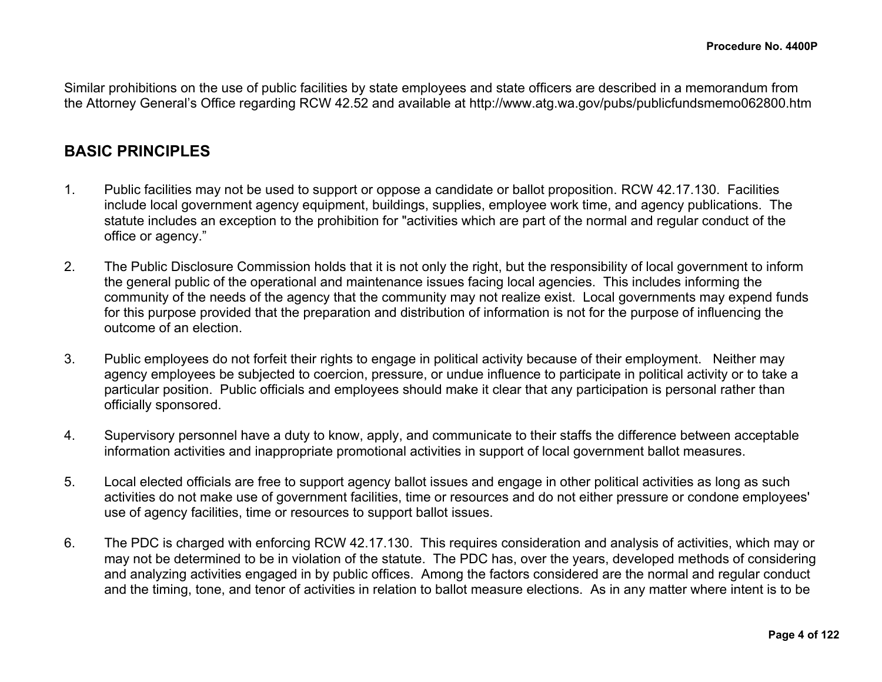Similar prohibitions on the use of public facilities by state employees and state officers are described in a memorandum from the Attorney General's Office regarding RCW 42.52 and available at http://www.atg.wa.gov/pubs/publicfundsmemo062800.htm

## BASIC PRINCIPLES

1. Public facilities may not be used to support or oppose a candidate or ballot proposition. RCW 42.17.130. Facilities include local government agency equipment, buildings, supplies, employee work time, and agency publications. The statute includes an exception to the prohibition for "activities which are part of the normal and regular conduct of the office or agency."

2. The Public Disclosure Commission holds that it is not only the right, but the responsibility of local government to inform the general public of the operational and maintenance issues facing local agencies. This includes informing the community of the needs of the agency that the community may not realize exist. Local governments may expend funds for this purpose provided that the preparation and distribution of information is not for the purpose of influencing the outcome of an election.

3. Public employees do not forfeit their rights to engage in political activity because of their employment. Neither may agency employees be subjected to coercion, pressure, or undue influence to participate in political activity or to take a particular position. Public officials and employees should make it clear that any participation is personal rather than officially sponsored.

4. Supervisory personnel have a duty to know, apply, and communicate to their staffs the difference between acceptable information activities and inappropriate promotional activities in support of local government ballot measures.

5. Local elected officials are free to support agency ballot issues and engage in other political activities as long as such activities do not make use of government facilities, time or resources and do not either pressure or condone employees' use of agency facilities, time or resources to support ballot issues.

6. The PDC is charged with enforcing RCW 42.17.130. This requires consideration and analysis of activities, which may or may not be determined to be in violation of the statute. The PDC has, over the years, developed methods of considering and analyzing activities engaged in by public offices. Among the factors considered are the normal and regular conduct and the timing, tone, and tenor of activities in relation to ballot measure elections. As in any matter where intent is to be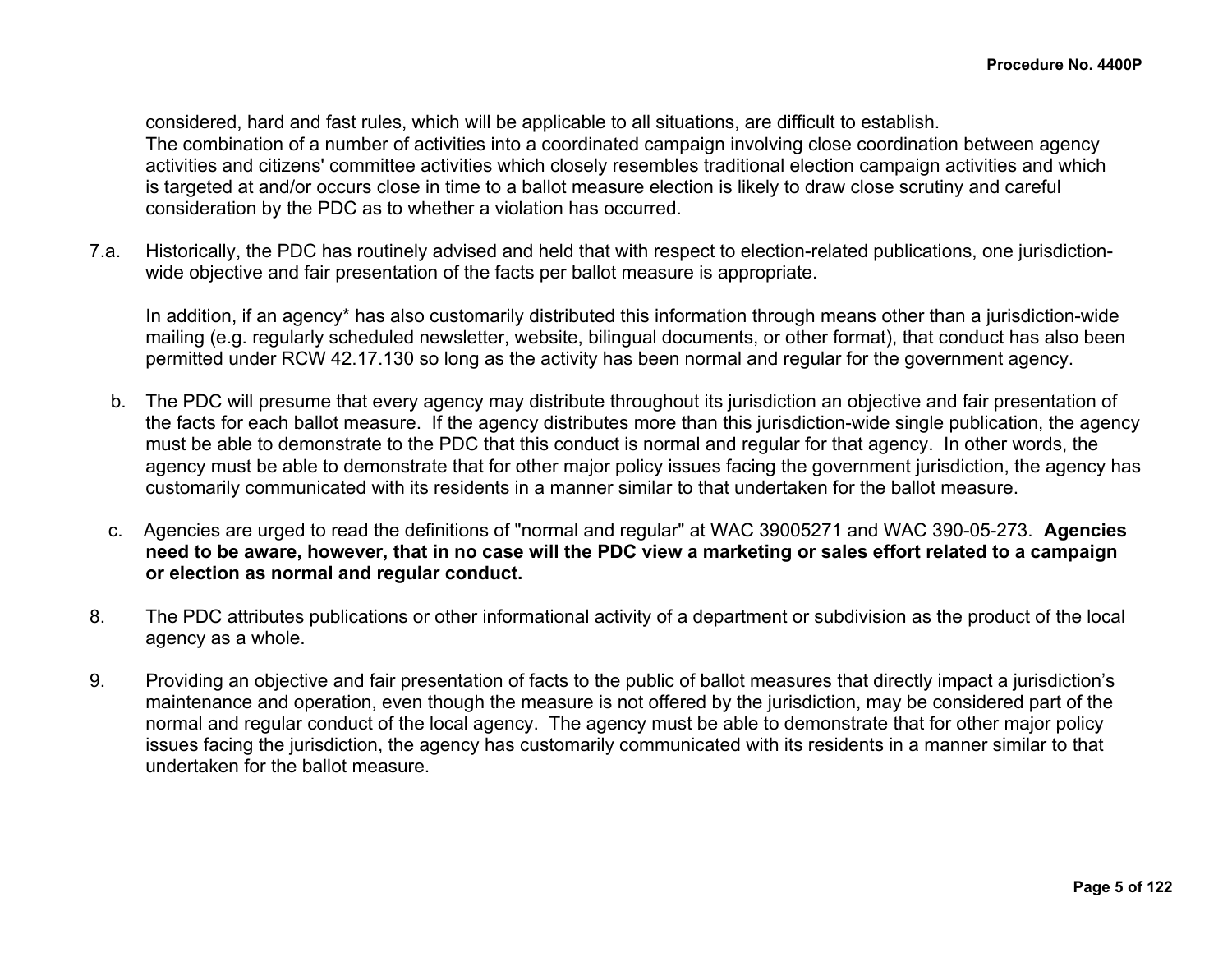considered, hard and fast rules, which will be applicable to all situations, are difficult to establish. The combination of a number of activities into a coordinated campaign involving close coordination between agency activities and citizens' committee activities which closely resembles traditional election campaign activities and which is targeted at and/or occurs close in time to a ballot measure election is likely to draw close scrutiny and careful consideration by the PDC as to whether a violation has occurred.

7.a. Historically, the PDC has routinely advised and held that with respect to election-related publications, one jurisdiction-wide objective and fair presentation of the facts per ballot measure is appropriate.

In addition, if an agency* has also customarily distributed this information through means other than a jurisdiction-wide mailing (e.g. regularly scheduled newsletter, website, bilingual documents, or other format), that conduct has also been permitted under RCW 42.17.130 so long as the activity has been normal and regular for the government agency.

b. The PDC will presume that every agency may distribute throughout its jurisdiction an objective and fair presentation of the facts for each ballot measure. If the agency distributes more than this jurisdiction-wide single publication, the agency must be able to demonstrate to the PDC that this conduct is normal and regular for that agency. In other words, the agency must be able to demonstrate that for other major policy issues facing the government jurisdiction, the agency has customarily communicated with its residents in a manner similar to that undertaken for the ballot measure.

c. Agencies are urged to read the definitions of "normal and regular" at WAC 39005271 and WAC 390-05-273. **Agencies need to be aware, however, that in no case will the PDC view a marketing or sales effort related to a campaign or election as normal and regular conduct.**

8. The PDC attributes publications or other informational activity of a department or subdivision as the product of the local agency as a whole.

9. Providing an objective and fair presentation of facts to the public of ballot measures that directly impact a jurisdiction's maintenance and operation, even though the measure is not offered by the jurisdiction, may be considered part of the normal and regular conduct of the local agency. The agency must be able to demonstrate that for other major policy issues facing the jurisdiction, the agency has customarily communicated with its residents in a manner similar to that undertaken for the ballot measure.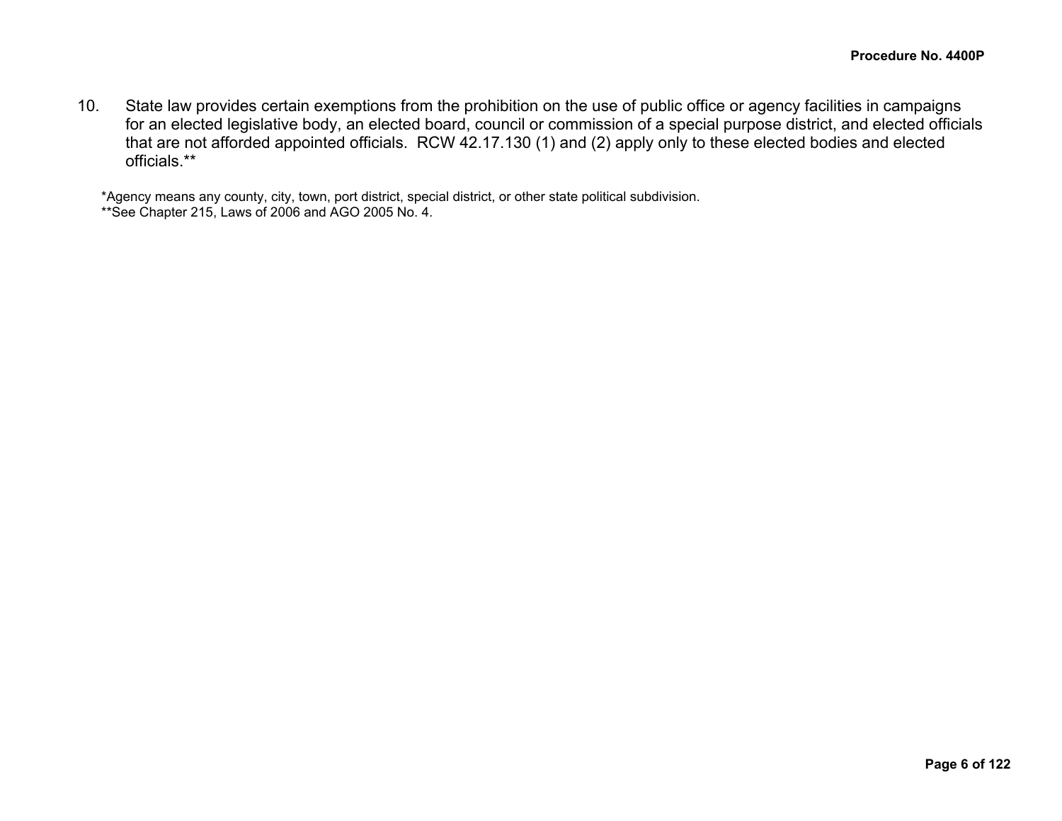10. State law provides certain exemptions from the prohibition on the use of public office or agency facilities in campaigns for an elected legislative body, an elected board, council or commission of a special purpose district, and elected officials that are not afforded appointed officials. RCW 42.17.130 (1) and (2) apply only to these elected bodies and elected officials.**

*Agency means any county, city, town, port district, special district, or other state political subdivision.
**See Chapter 215, Laws of 2006 and AGO 2005 No. 4.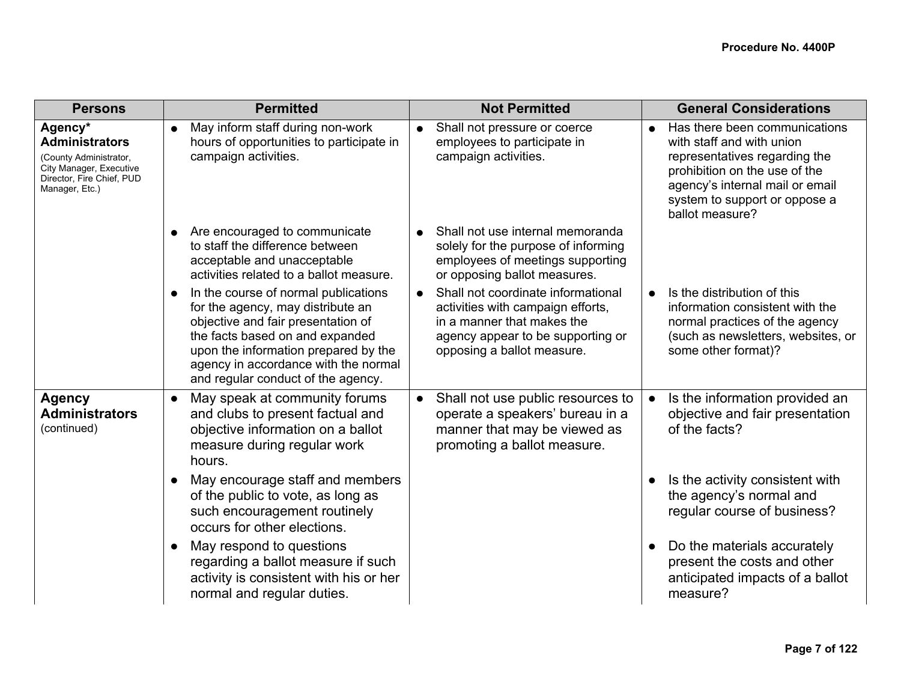| Persons | Permitted | Not Permitted | General Considerations |
|---|---|---|---|
| **Agency* Administrators** (County Administrator, City Manager, Executive Director, Fire Chief, PUD Manager, Etc.) | ● May inform staff during non-work hours of opportunities to participate in campaign activities. | ● Shall not pressure or coerce employees to participate in campaign activities. | ● Has there been communications with staff and with union representatives regarding the prohibition on the use of the agency's internal mail or email system to support or oppose a ballot measure? |
| | ● Are encouraged to communicate to staff the difference between acceptable and unacceptable activities related to a ballot measure. | ● Shall not use internal memoranda solely for the purpose of informing employees of meetings supporting or opposing ballot measures. | |
| | ● In the course of normal publications for the agency, may distribute an objective and fair presentation of the facts based on and expanded upon the information prepared by the agency in accordance with the normal and regular conduct of the agency. | ● Shall not coordinate informational activities with campaign efforts, in a manner that makes the agency appear to be supporting or opposing a ballot measure. | ● Is the distribution of this information consistent with the normal practices of the agency (such as newsletters, websites, or some other format)? |
| **Agency Administrators** (continued) | ● May speak at community forums and clubs to present factual and objective information on a ballot measure during regular work hours. | ● Shall not use public resources to operate a speakers' bureau in a manner that may be viewed as promoting a ballot measure. | ● Is the information provided an objective and fair presentation of the facts? |
| | ● May encourage staff and members of the public to vote, as long as such encouragement routinely occurs for other elections. | | ● Is the activity consistent with the agency's normal and regular course of business? |
| | ● May respond to questions regarding a ballot measure if such activity is consistent with his or her normal and regular duties. | | ● Do the materials accurately present the costs and other anticipated impacts of a ballot measure? |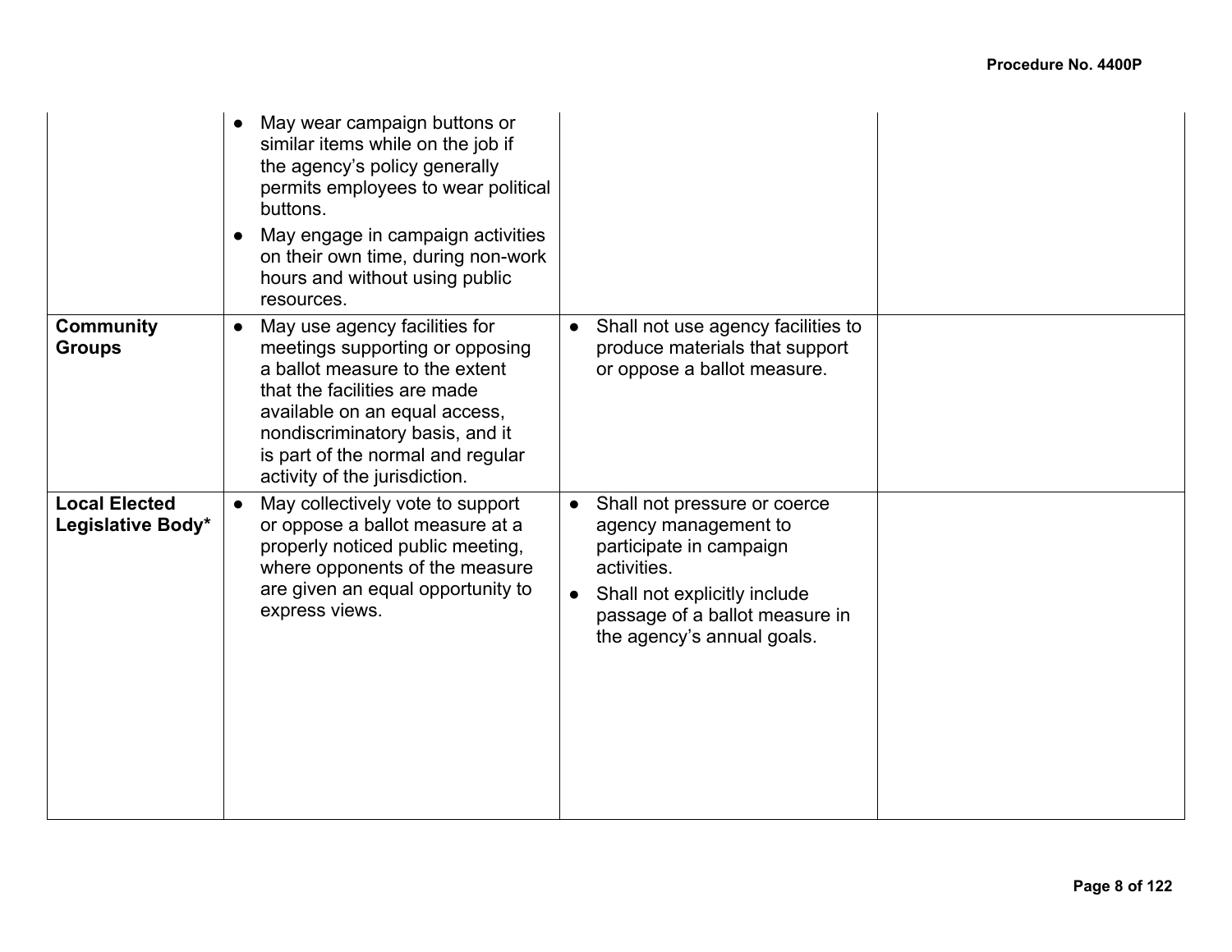| | | | |
|---|---|---|---|
| | • May wear campaign buttons or similar items while on the job if the agency's policy generally permits employees to wear political buttons.<br>• May engage in campaign activities on their own time, during non-work hours and without using public resources. | | |
| **Community Groups** | • May use agency facilities for meetings supporting or opposing a ballot measure to the extent that the facilities are made available on an equal access, nondiscriminatory basis, and it is part of the normal and regular activity of the jurisdiction. | • Shall not use agency facilities to produce materials that support or oppose a ballot measure. | |
| **Local Elected Legislative Body*** | • May collectively vote to support or oppose a ballot measure at a properly noticed public meeting, where opponents of the measure are given an equal opportunity to express views. | • Shall not pressure or coerce agency management to participate in campaign activities.<br>• Shall not explicitly include passage of a ballot measure in the agency's annual goals. | |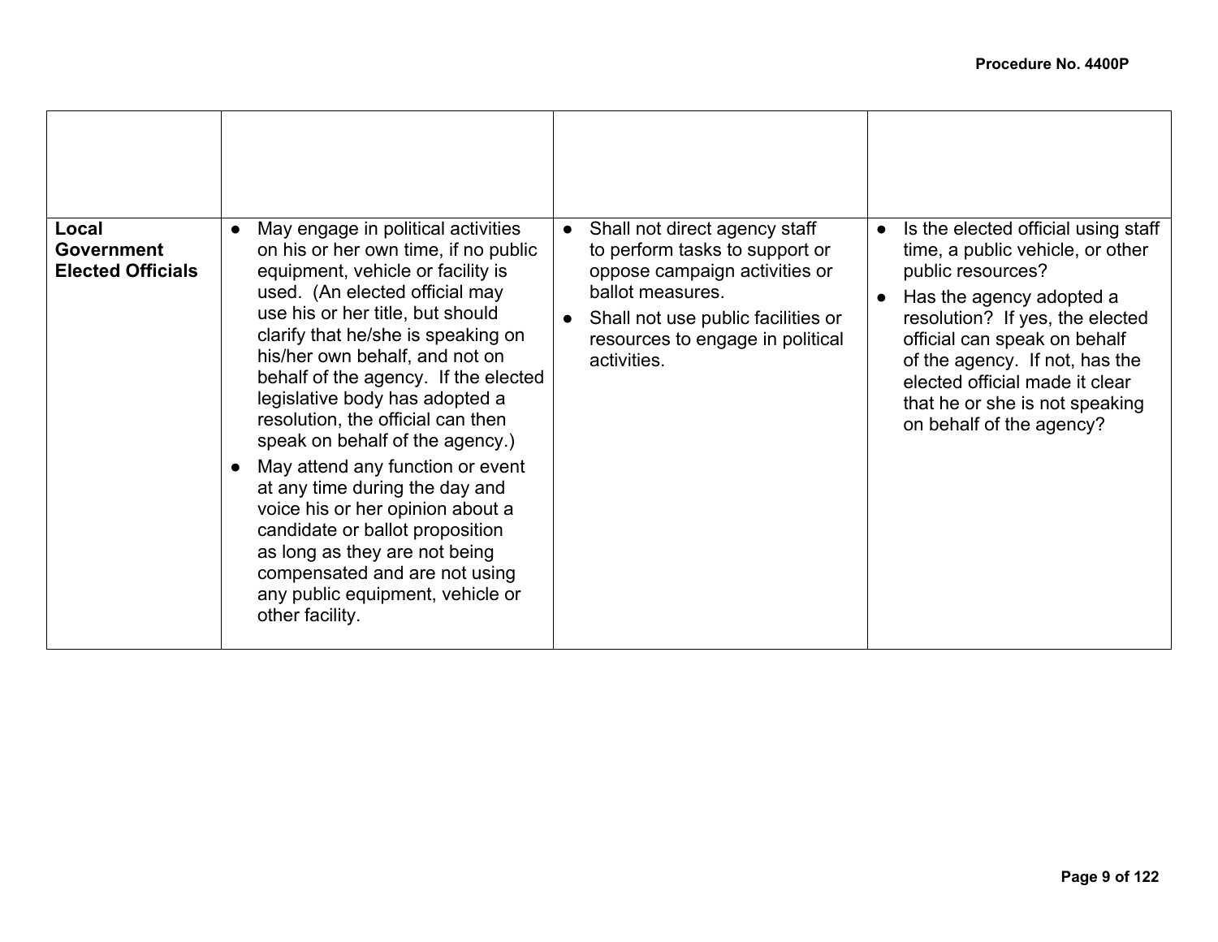| | | | |
|---|---|---|---|
| **Local Government Elected Officials** | ● May engage in political activities on his or her own time, if no public equipment, vehicle or facility is used. (An elected official may use his or her title, but should clarify that he/she is speaking on his/her own behalf, and not on behalf of the agency. If the elected legislative body has adopted a resolution, the official can then speak on behalf of the agency.)<br>● May attend any function or event at any time during the day and voice his or her opinion about a candidate or ballot proposition as long as they are not being compensated and are not using any public equipment, vehicle or other facility. | ● Shall not direct agency staff to perform tasks to support or oppose campaign activities or ballot measures.<br>● Shall not use public facilities or resources to engage in political activities. | ● Is the elected official using staff time, a public vehicle, or other public resources?<br>● Has the agency adopted a resolution? If yes, the elected official can speak on behalf of the agency. If not, has the elected official made it clear that he or she is not speaking on behalf of the agency? |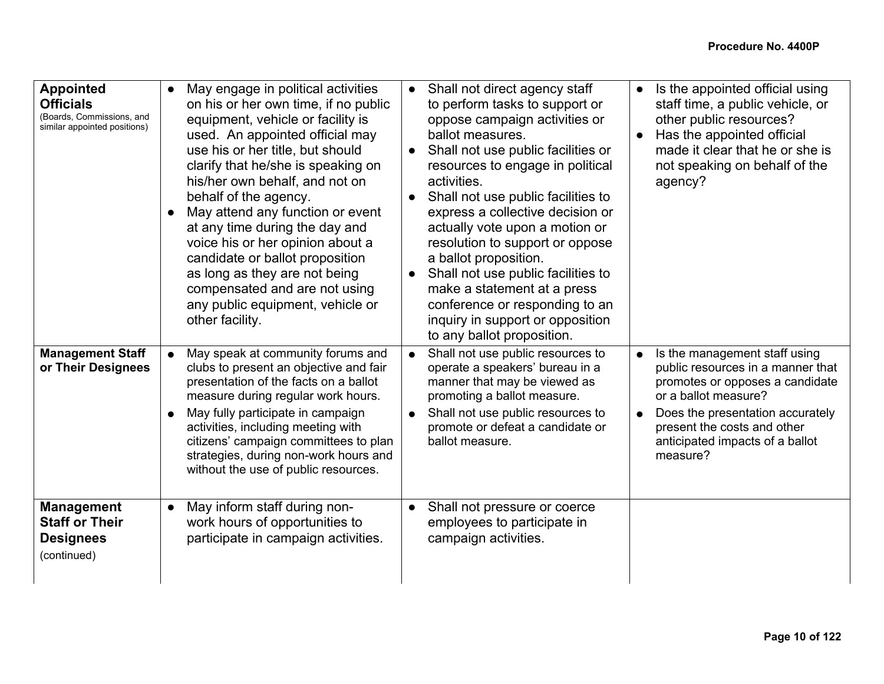| | | | |
|---|---|---|---|
| **Appointed Officials** (Boards, Commissions, and similar appointed positions) | • May engage in political activities on his or her own time, if no public equipment, vehicle or facility is used. An appointed official may use his or her title, but should clarify that he/she is speaking on his/her own behalf, and not on behalf of the agency.<br>• May attend any function or event at any time during the day and voice his or her opinion about a candidate or ballot proposition as long as they are not being compensated and are not using any public equipment, vehicle or other facility. | • Shall not direct agency staff to perform tasks to support or oppose campaign activities or ballot measures.<br>• Shall not use public facilities or resources to engage in political activities.<br>• Shall not use public facilities to express a collective decision or actually vote upon a motion or resolution to support or oppose a ballot proposition.<br>• Shall not use public facilities to make a statement at a press conference or responding to an inquiry in support or opposition to any ballot proposition. | • Is the appointed official using staff time, a public vehicle, or other public resources?<br>• Has the appointed official made it clear that he or she is not speaking on behalf of the agency? |
| **Management Staff or Their Designees** | • May speak at community forums and clubs to present an objective and fair presentation of the facts on a ballot measure during regular work hours.<br>• May fully participate in campaign activities, including meeting with citizens' campaign committees to plan strategies, during non-work hours and without the use of public resources. | • Shall not use public resources to operate a speakers' bureau in a manner that may be viewed as promoting a ballot measure.<br>• Shall not use public resources to promote or defeat a candidate or ballot measure. | • Is the management staff using public resources in a manner that promotes or opposes a candidate or a ballot measure?<br>• Does the presentation accurately present the costs and other anticipated impacts of a ballot measure? |
| **Management Staff or Their Designees** (continued) | • May inform staff during non-work hours of opportunities to participate in campaign activities. | • Shall not pressure or coerce employees to participate in campaign activities. | |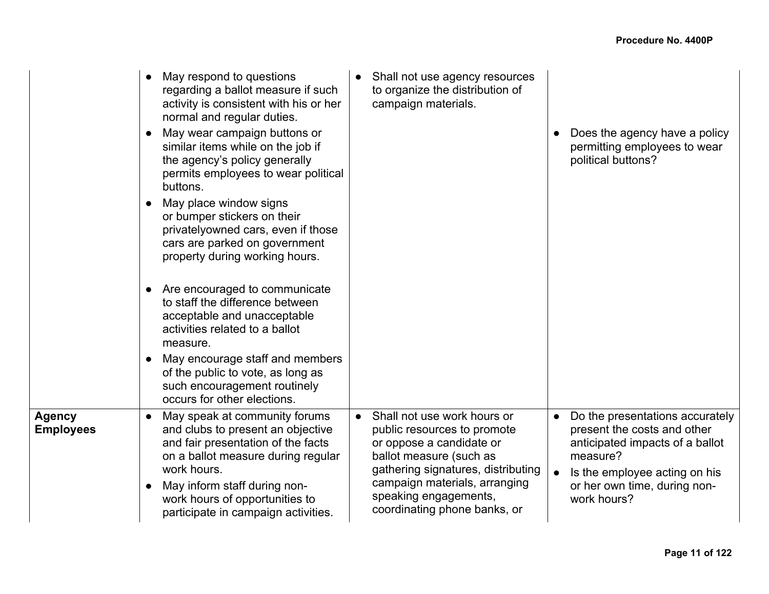| | | | |
|---|---|---|---|
| | • May respond to questions regarding a ballot measure if such activity is consistent with his or her normal and regular duties.<br>• May wear campaign buttons or similar items while on the job if the agency's policy generally permits employees to wear political buttons.<br>• May place window signs or bumper stickers on their privatelyowned cars, even if those cars are parked on government property during working hours.<br>• Are encouraged to communicate to staff the difference between acceptable and unacceptable activities related to a ballot measure.<br>• May encourage staff and members of the public to vote, as long as such encouragement routinely occurs for other elections. | • Shall not use agency resources to organize the distribution of campaign materials. | • Does the agency have a policy permitting employees to wear political buttons? |
| **Agency Employees** | • May speak at community forums and clubs to present an objective and fair presentation of the facts on a ballot measure during regular work hours.<br>• May inform staff during non-work hours of opportunities to participate in campaign activities. | • Shall not use work hours or public resources to promote or oppose a candidate or ballot measure (such as gathering signatures, distributing campaign materials, arranging speaking engagements, coordinating phone banks, or | • Do the presentations accurately present the costs and other anticipated impacts of a ballot measure?<br>• Is the employee acting on his or her own time, during non-work hours? |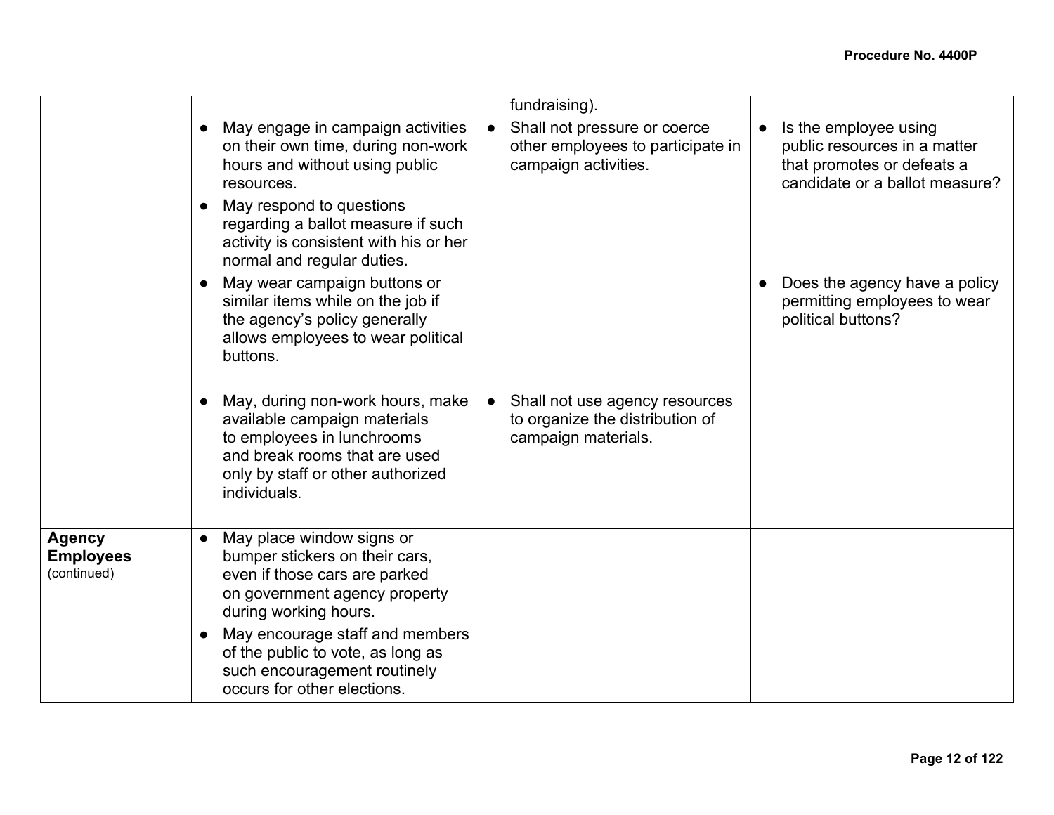| | | | |
|---|---|---|---|
| | <ul><li>May engage in campaign activities on their own time, during non-work hours and without using public resources.</li><li>May respond to questions regarding a ballot measure if such activity is consistent with his or her normal and regular duties.</li><li>May wear campaign buttons or similar items while on the job if the agency's policy generally allows employees to wear political buttons.</li><li>May, during non-work hours, make available campaign materials to employees in lunchrooms and break rooms that are used only by staff or other authorized individuals.</li></ul> | fundraising).<ul><li>Shall not pressure or coerce other employees to participate in campaign activities.</li><li>Shall not use agency resources to organize the distribution of campaign materials.</li></ul> | <ul><li>Is the employee using public resources in a matter that promotes or defeats a candidate or a ballot measure?</li><li>Does the agency have a policy permitting employees to wear political buttons?</li></ul> |
| **Agency Employees** (continued) | <ul><li>May place window signs or bumper stickers on their cars, even if those cars are parked on government agency property during working hours.</li><li>May encourage staff and members of the public to vote, as long as such encouragement routinely occurs for other elections.</li></ul> | | |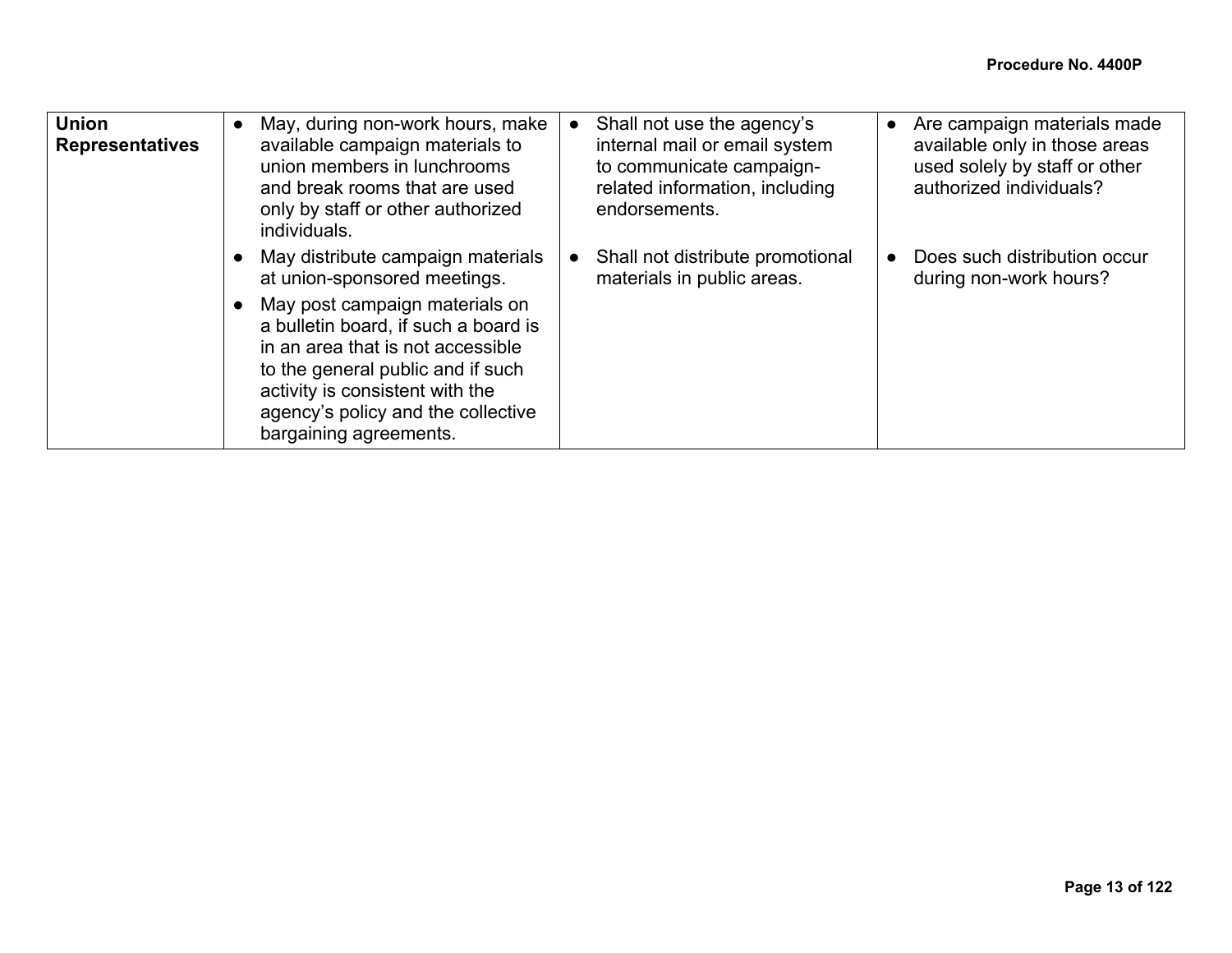| Union Representatives | • May, during non-work hours, make available campaign materials to union members in lunchrooms and break rooms that are used only by staff or other authorized individuals.<br>• May distribute campaign materials at union-sponsored meetings.<br>• May post campaign materials on a bulletin board, if such a board is in an area that is not accessible to the general public and if such activity is consistent with the agency's policy and the collective bargaining agreements. | • Shall not use the agency's internal mail or email system to communicate campaign-related information, including endorsements.<br>• Shall not distribute promotional materials in public areas. | • Are campaign materials made available only in those areas used solely by staff or other authorized individuals?<br>• Does such distribution occur during non-work hours? |
|---|---|---|---|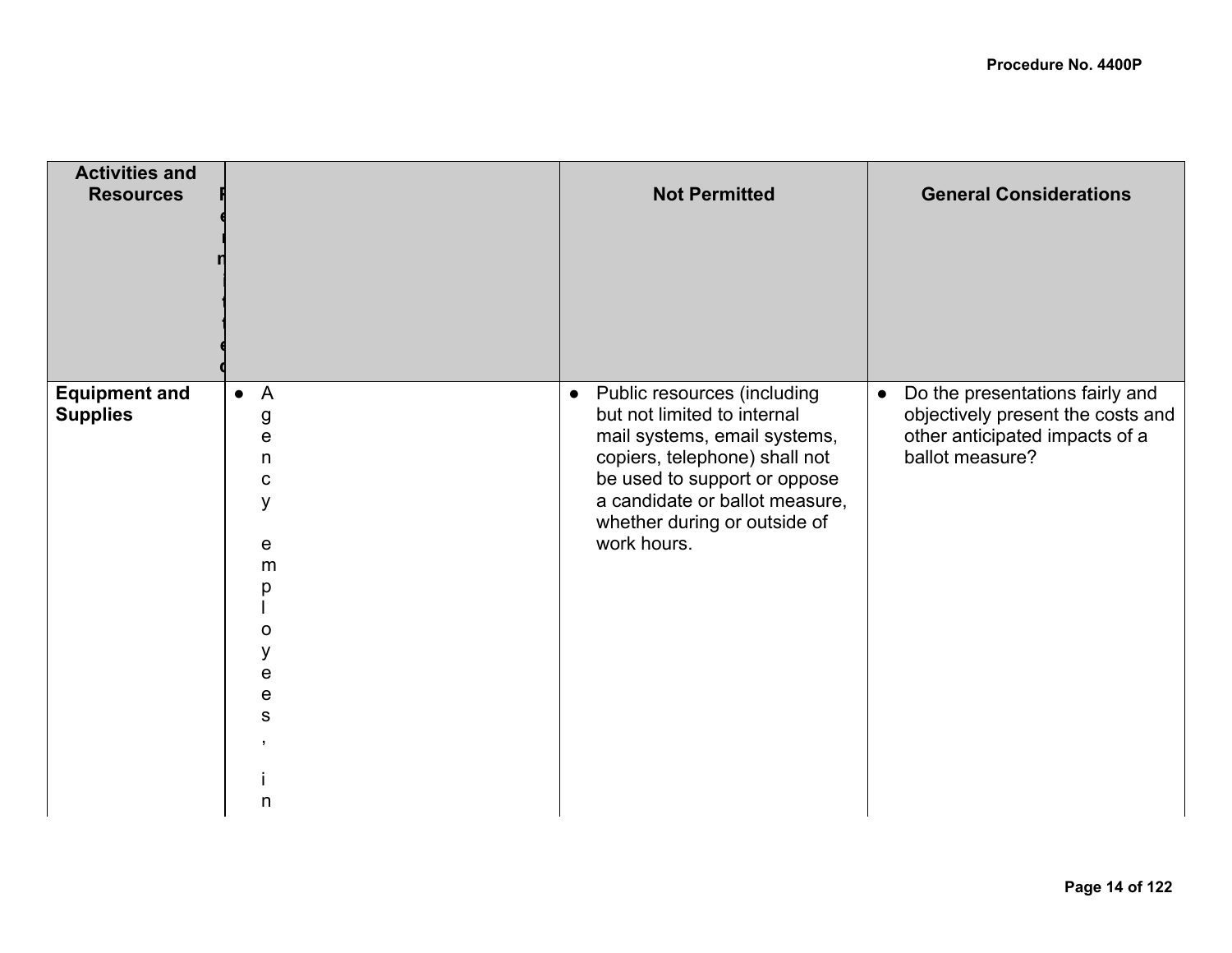| Activities and Resources | Permitted | Not Permitted | General Considerations |
| --- | --- | --- | --- |
| **Equipment and Supplies** | • Agency employees, in | • Public resources (including but not limited to internal mail systems, email systems, copiers, telephone) shall not be used to support or oppose a candidate or ballot measure, whether during or outside of work hours. | • Do the presentations fairly and objectively present the costs and other anticipated impacts of a ballot measure? |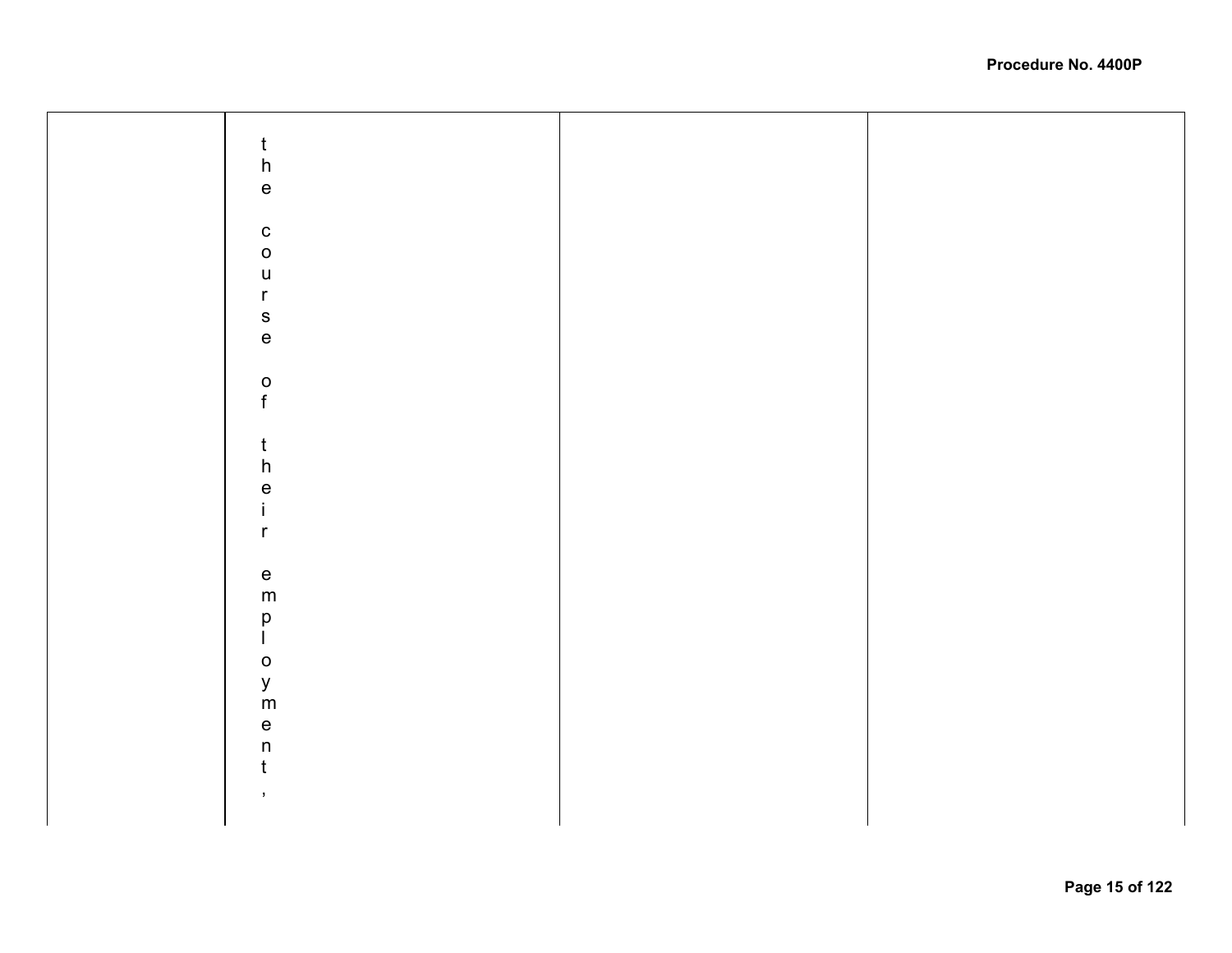|  | the course of their employment, |  |  |
|---|---|---|---|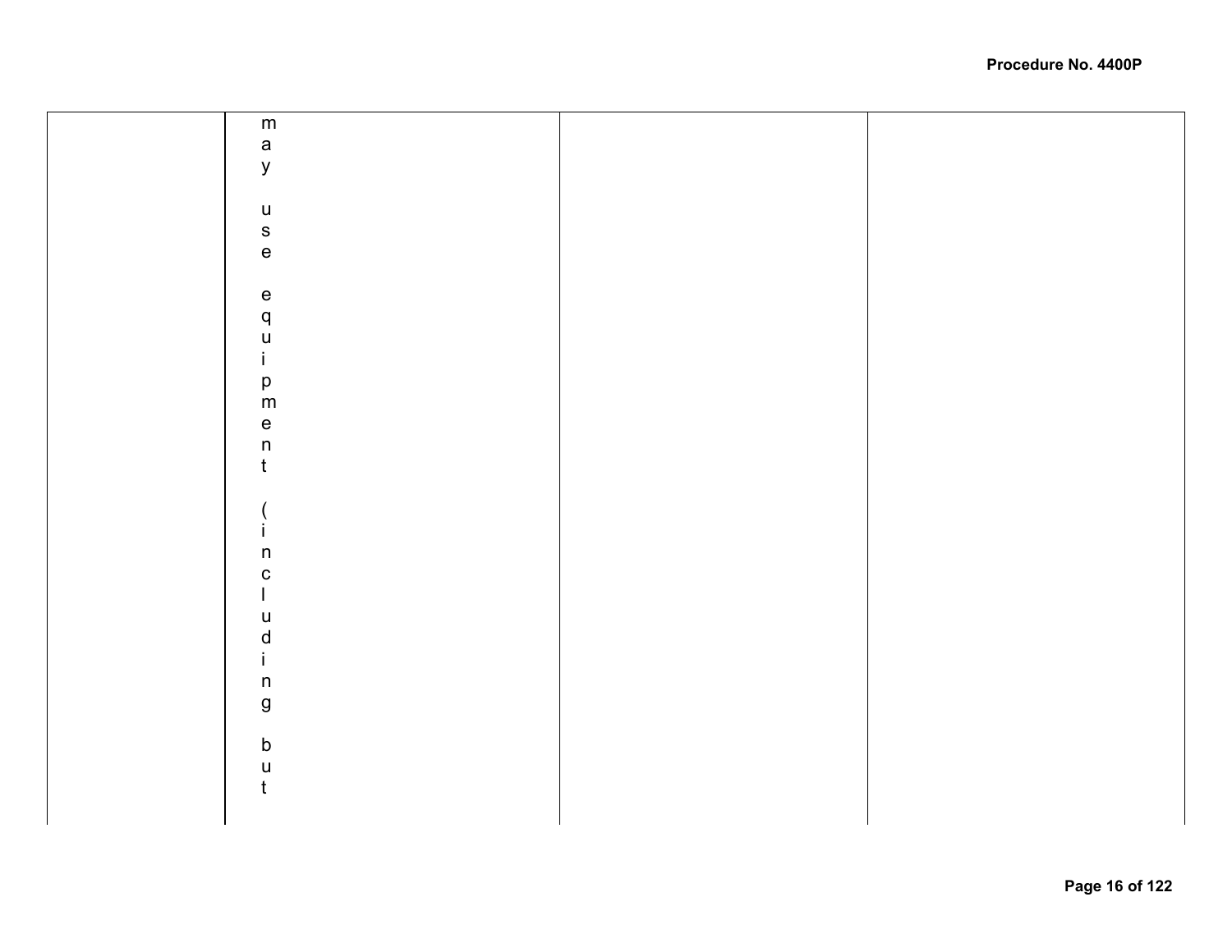| | | | |
|---|---|---|---|
| | may use equipment (including but | | |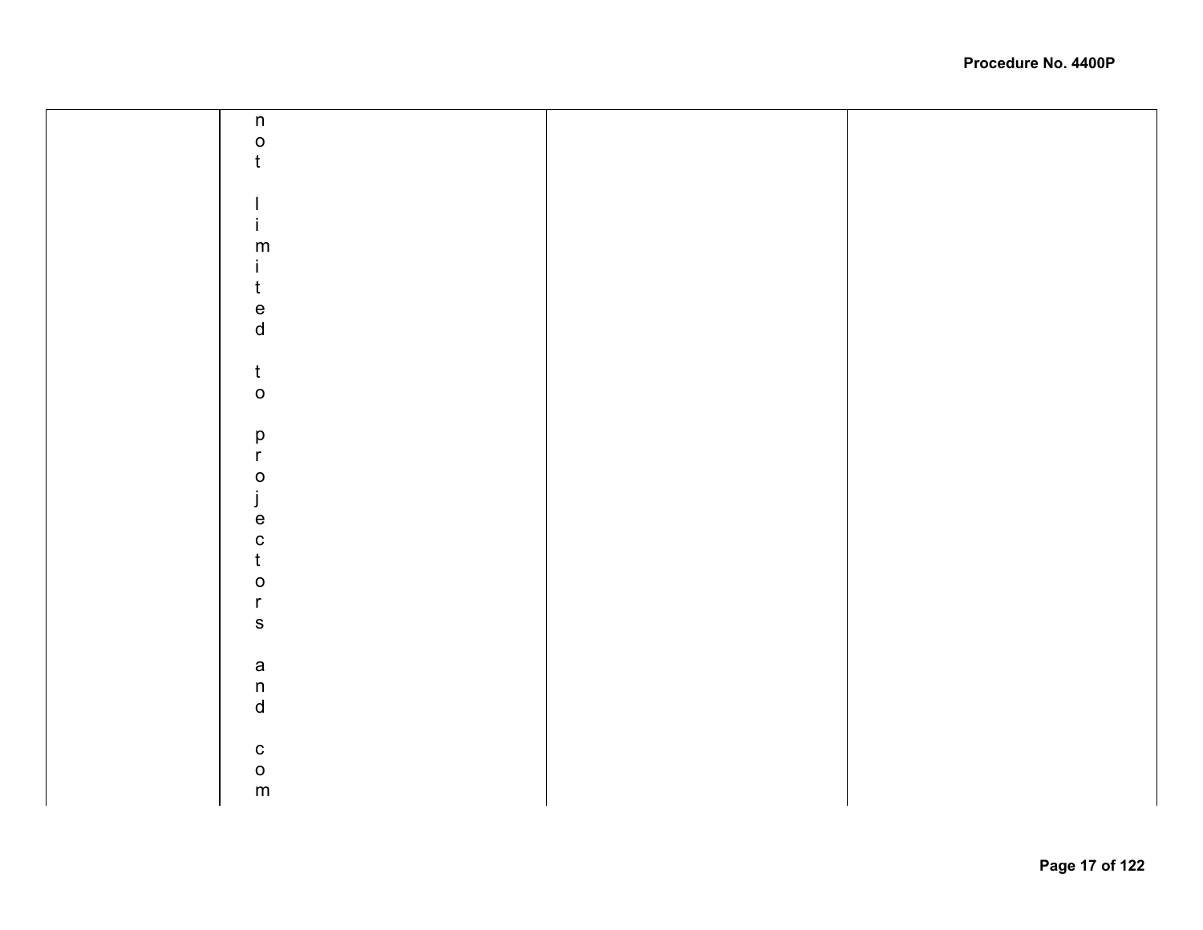|  | not limited to projectors and com |  |  |
| --- | --- | --- | --- |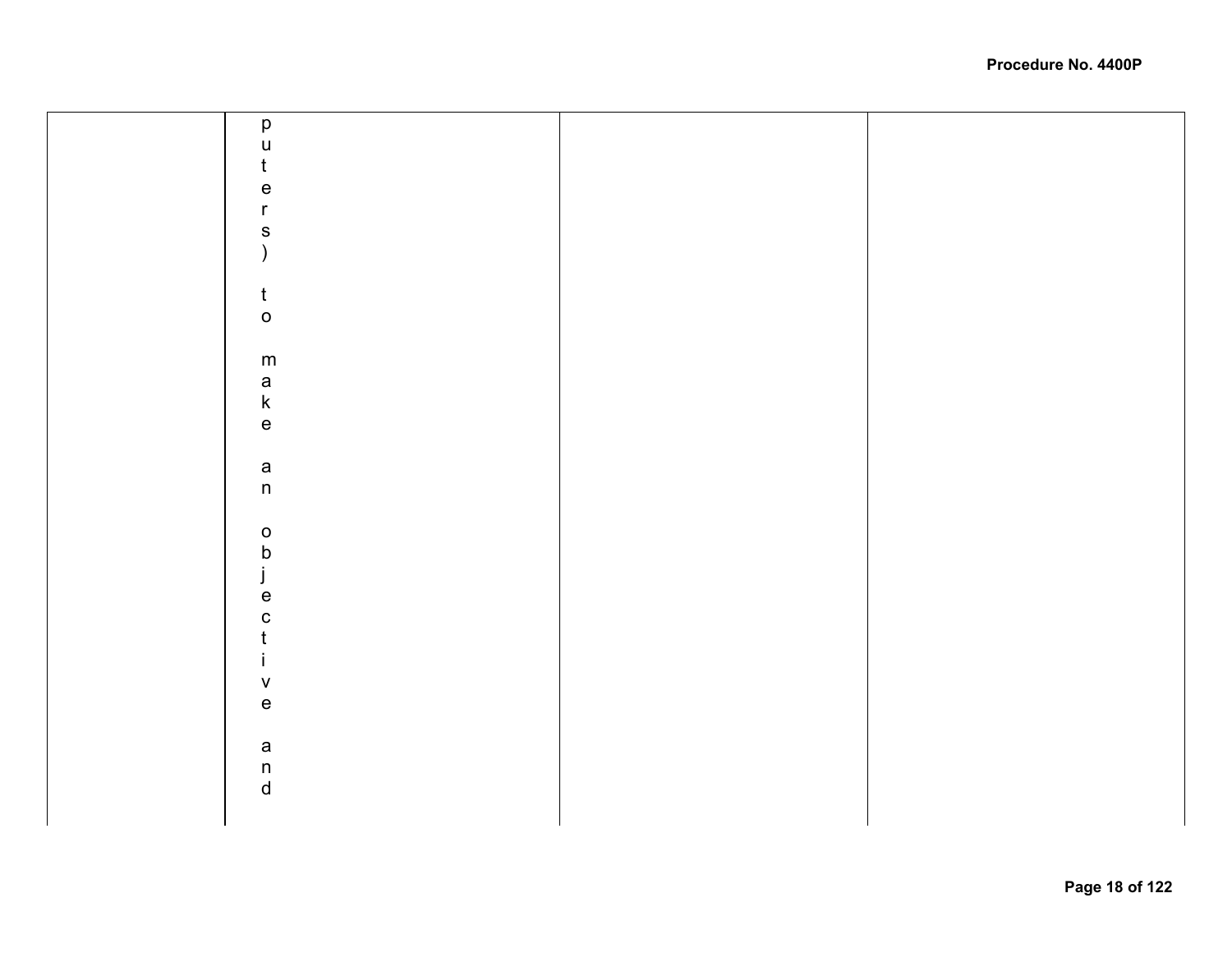| | puters) to make an objective and | | |
|---|---|---|---|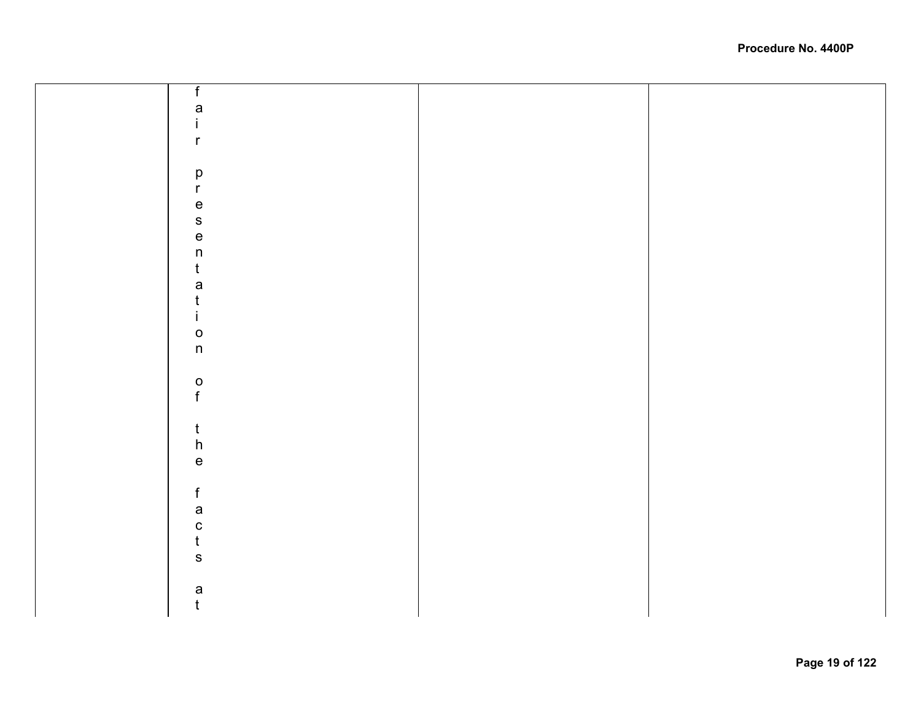|  | fair presentation of the facts at |  |  |
|---|---|---|---|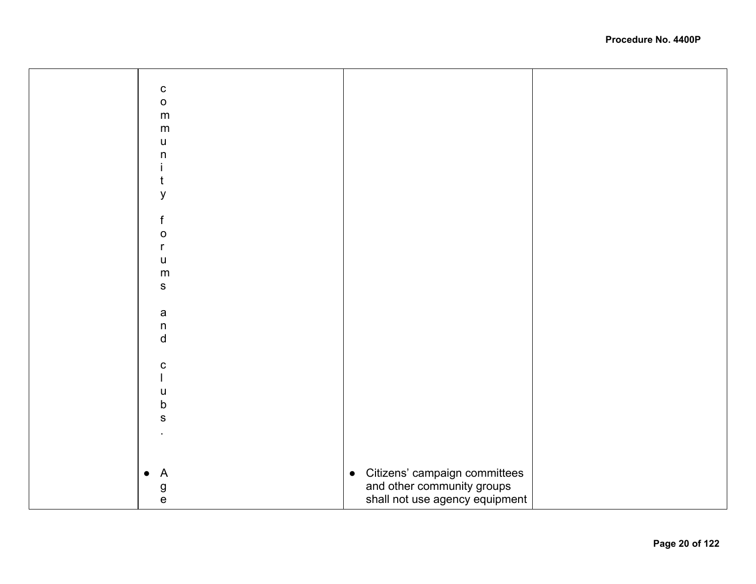| | | | |
|---|---|---|---|
| | community forums and clubs.<br><br>● Age | ● Citizens' campaign committees and other community groups shall not use agency equipment | |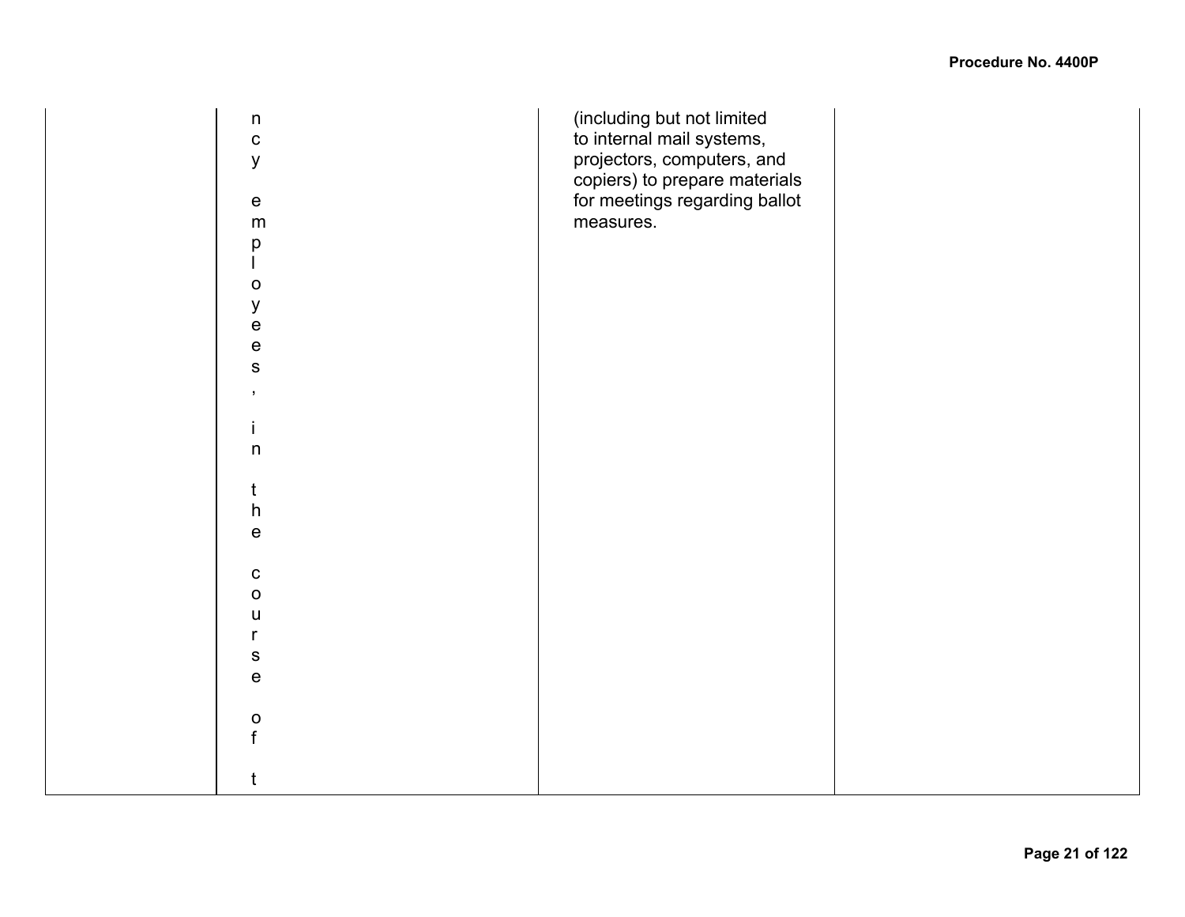| | | | |
|---|---|---|---|
| | ncy employees, in the course of t | (including but not limited to internal mail systems, projectors, computers, and copiers) to prepare materials for meetings regarding ballot measures. | |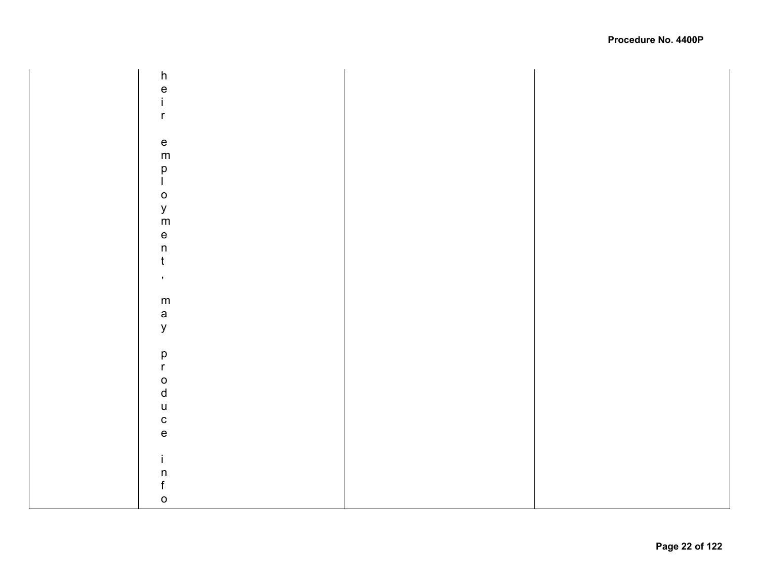|  | heir employment, may produce info |  |  |
|---|---|---|---|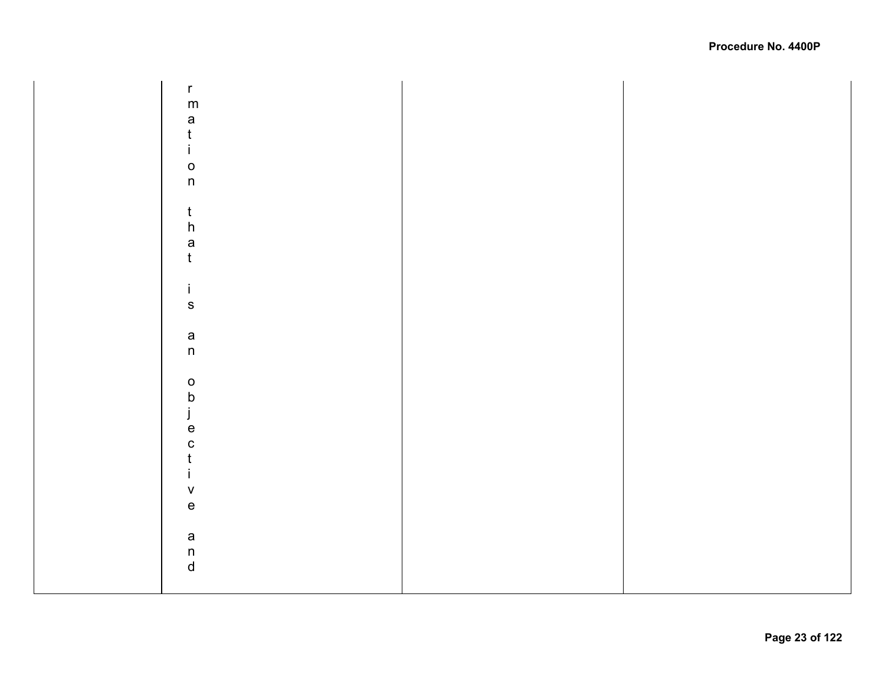|  | rmation that is an objective and |  |  |
| --- | --- | --- | --- |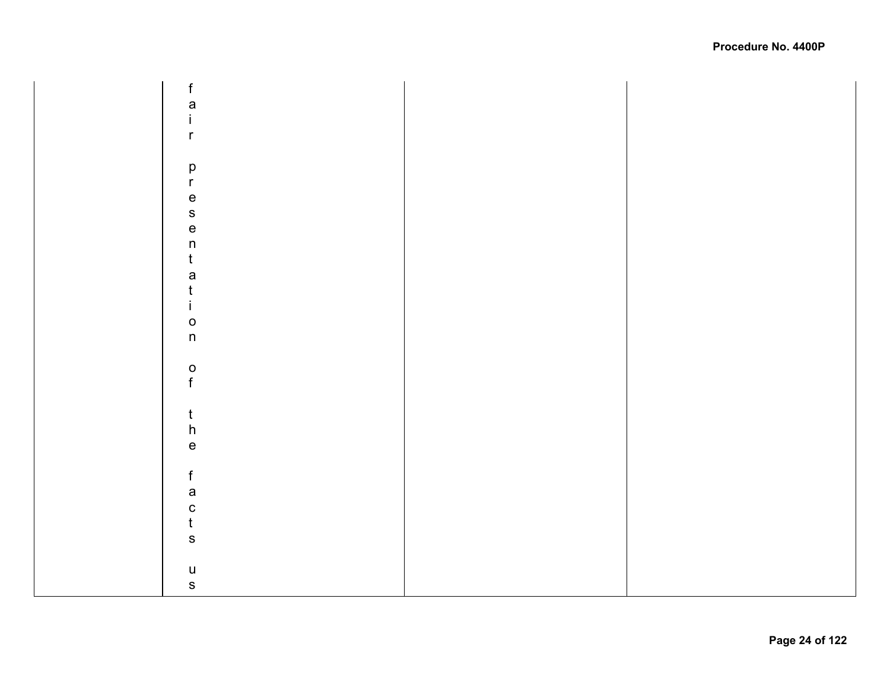|  | fair presentation of the facts us |  |  |
| --- | --- | --- | --- |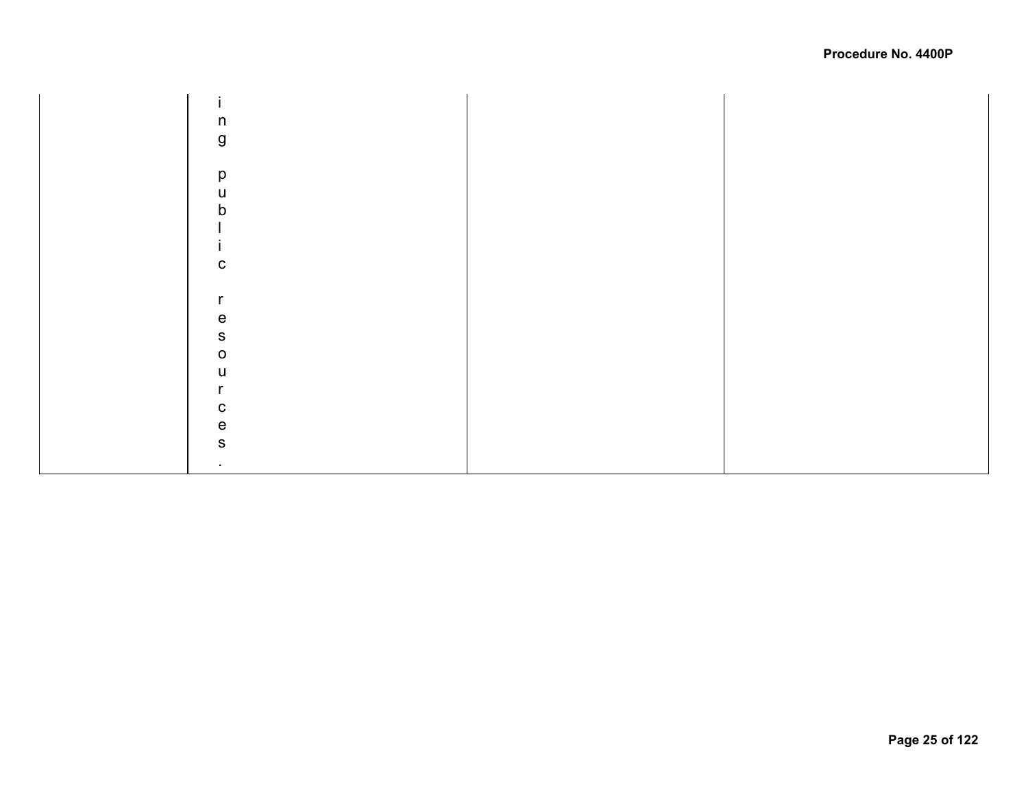|  | ing public resources. |  |  |
|---|---|---|---|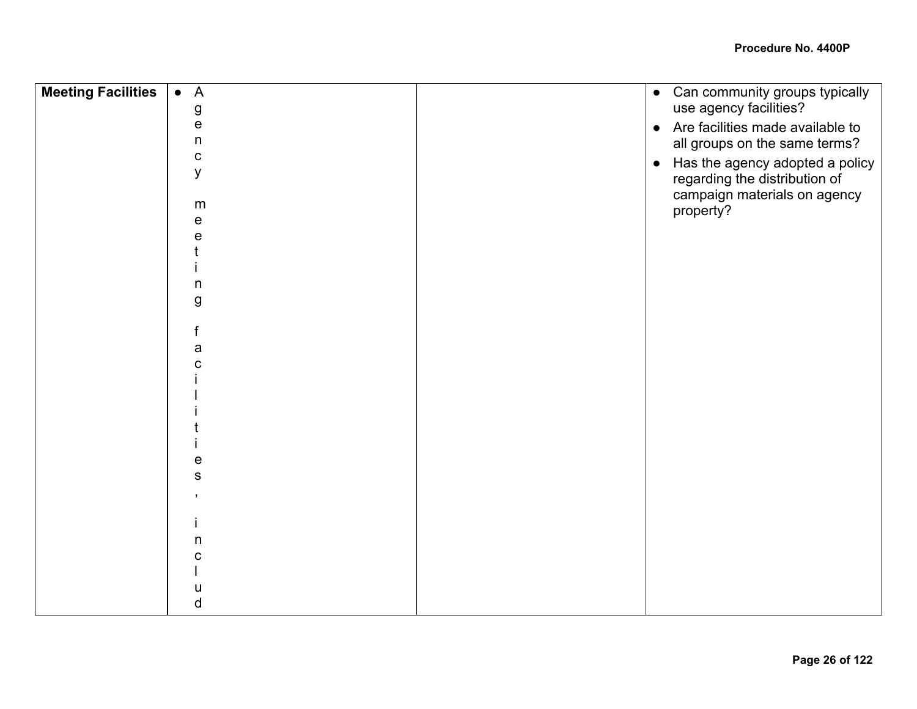| | | | |
|---|---|---|---|
| **Meeting Facilities** | • Agency meeting facilities, includ | | • Can community groups typically use agency facilities?<br>• Are facilities made available to all groups on the same terms?<br>• Has the agency adopted a policy regarding the distribution of campaign materials on agency property? |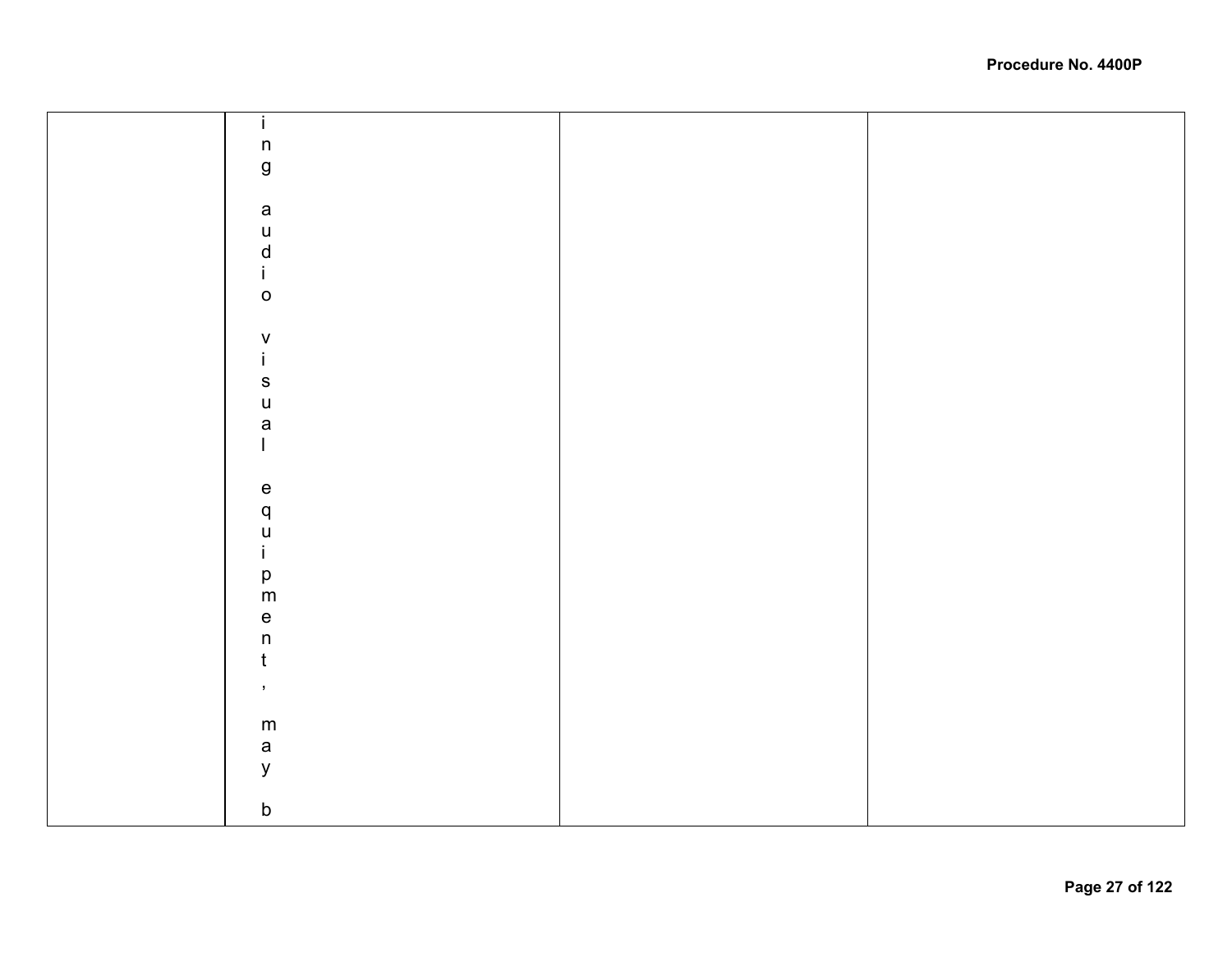|  |  |  |  |
|---|---|---|---|
|  | ing audio visual equipment, may b |  |  |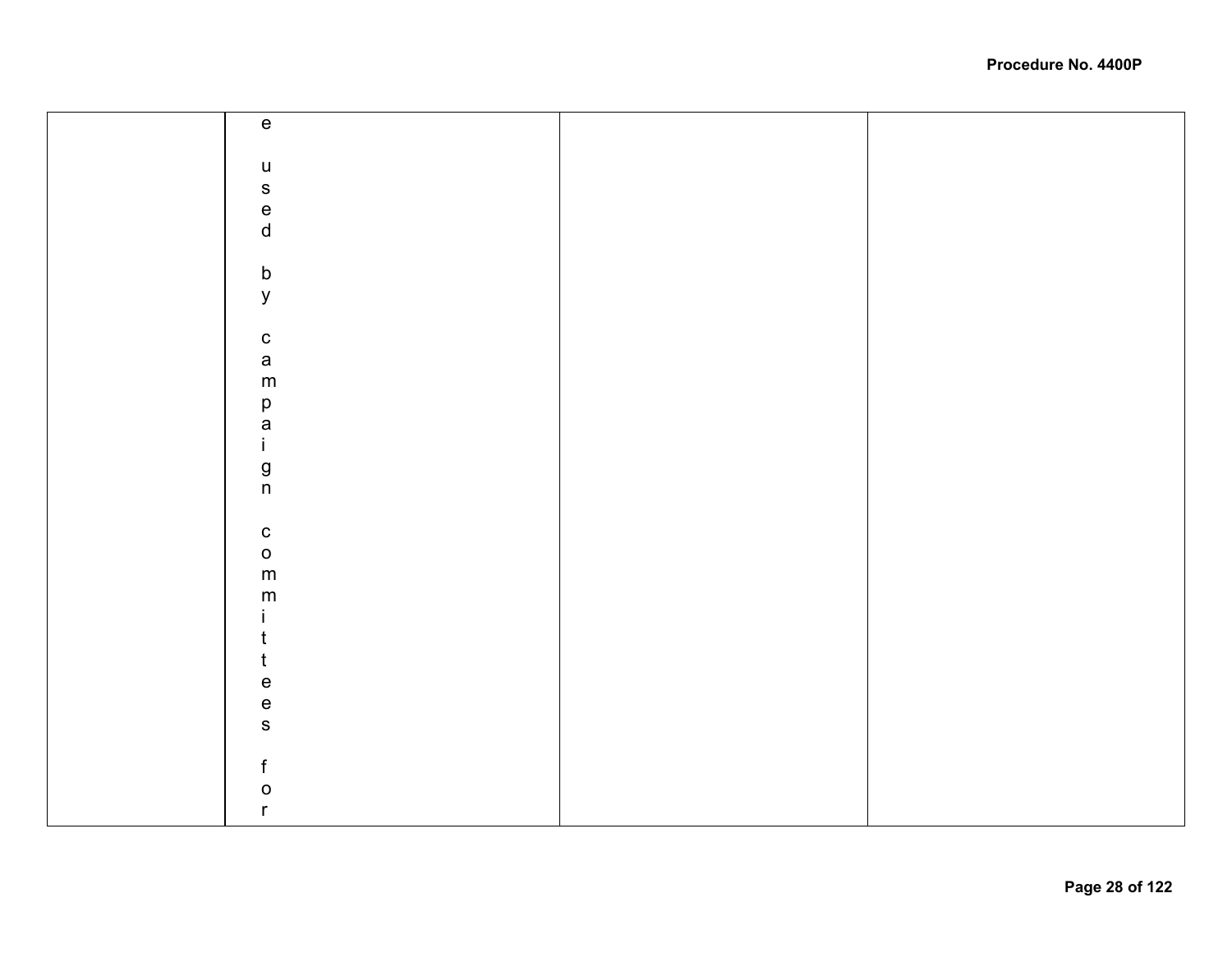|  | e used by campaign committees for |  |  |
| --- | --- | --- | --- |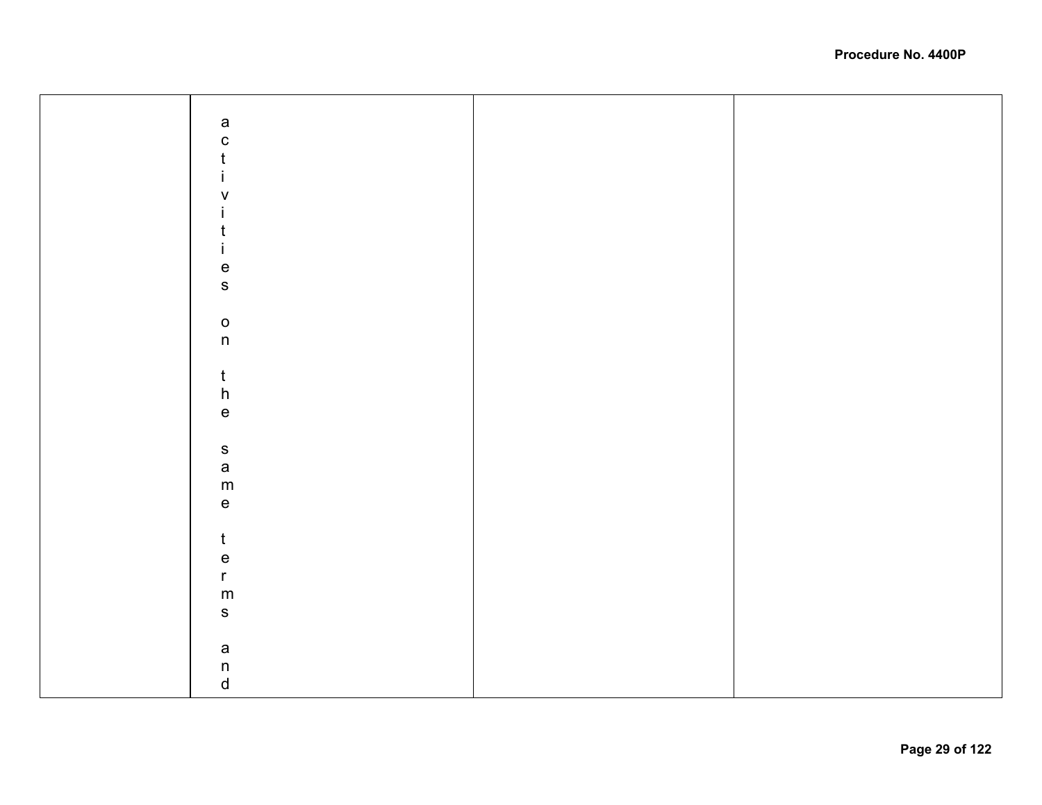|  |  |  |  |
|---|---|---|---|
|  | activities on the same terms and |  |  |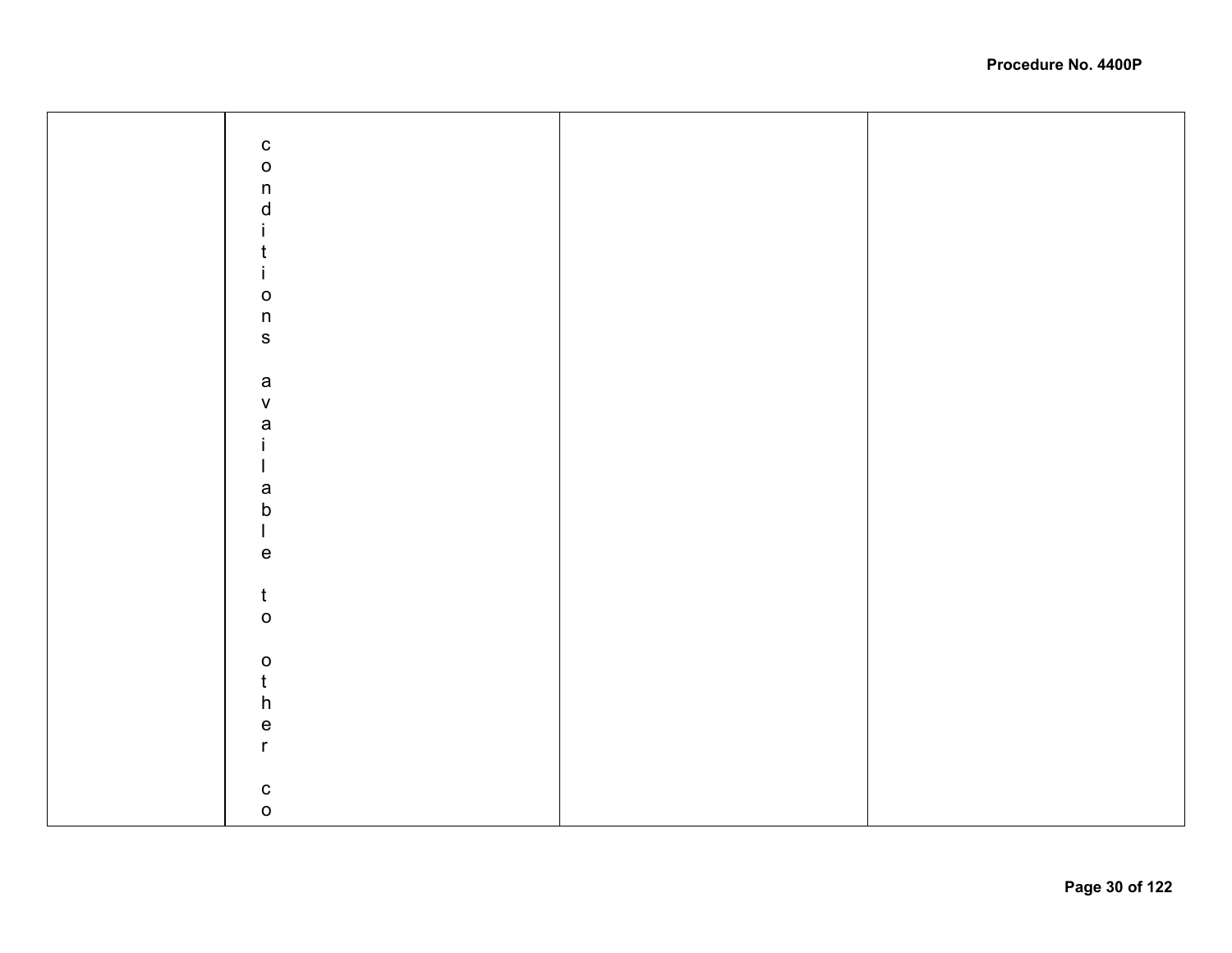|  | conditions available to other co |  |  |
|---|---|---|---|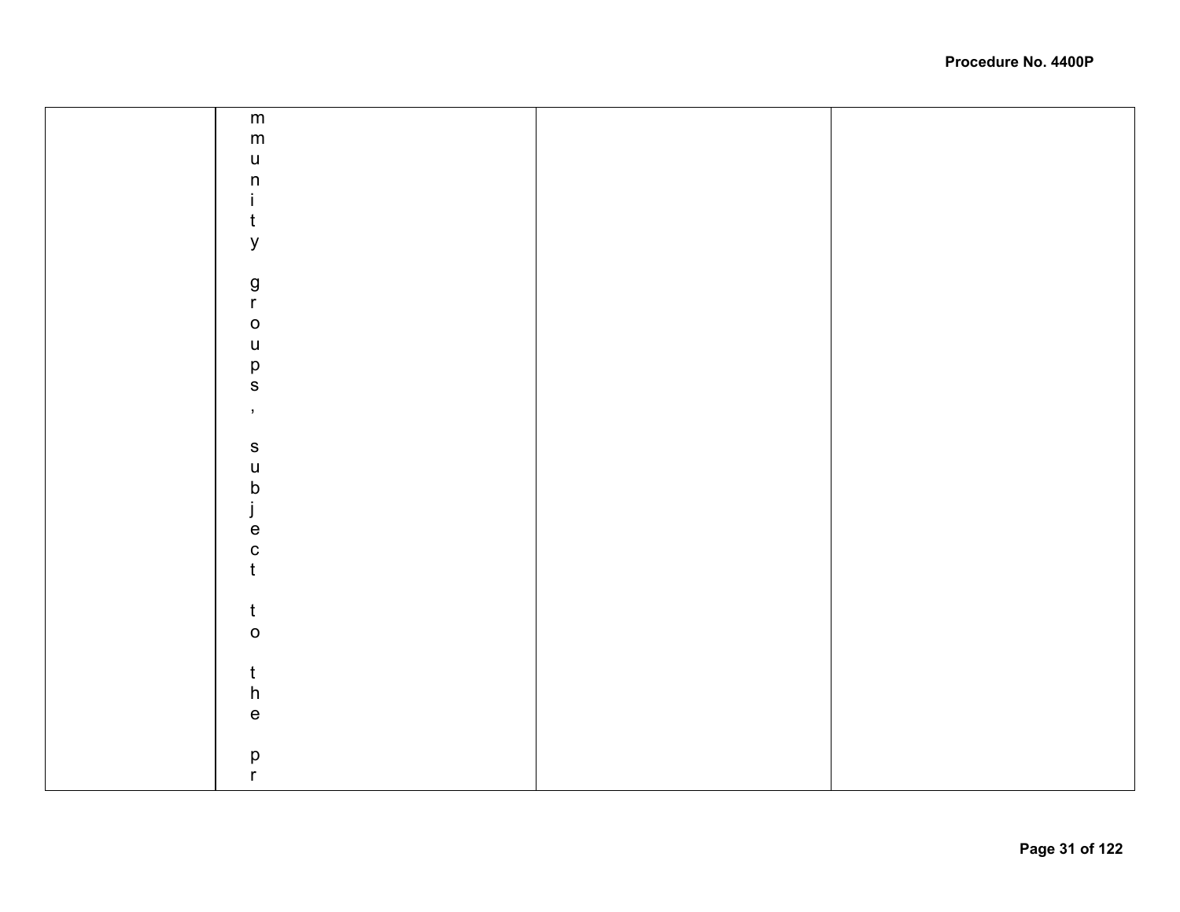|  |  |  |  |
|---|---|---|---|
|  | mmunity groups, subject to the pr |  |  |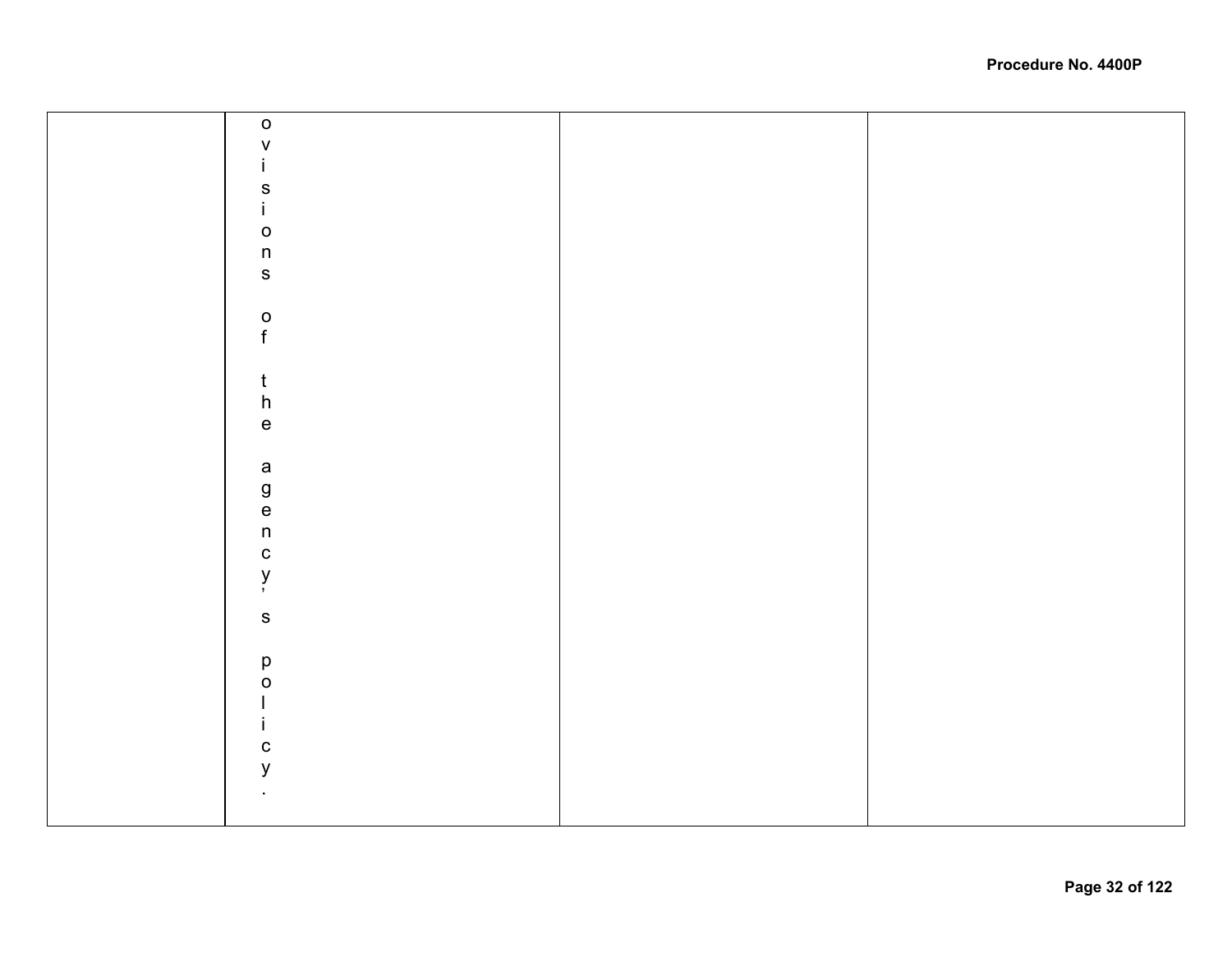|  | ovisions of the agency's policy. |  |  |
|---|---|---|---|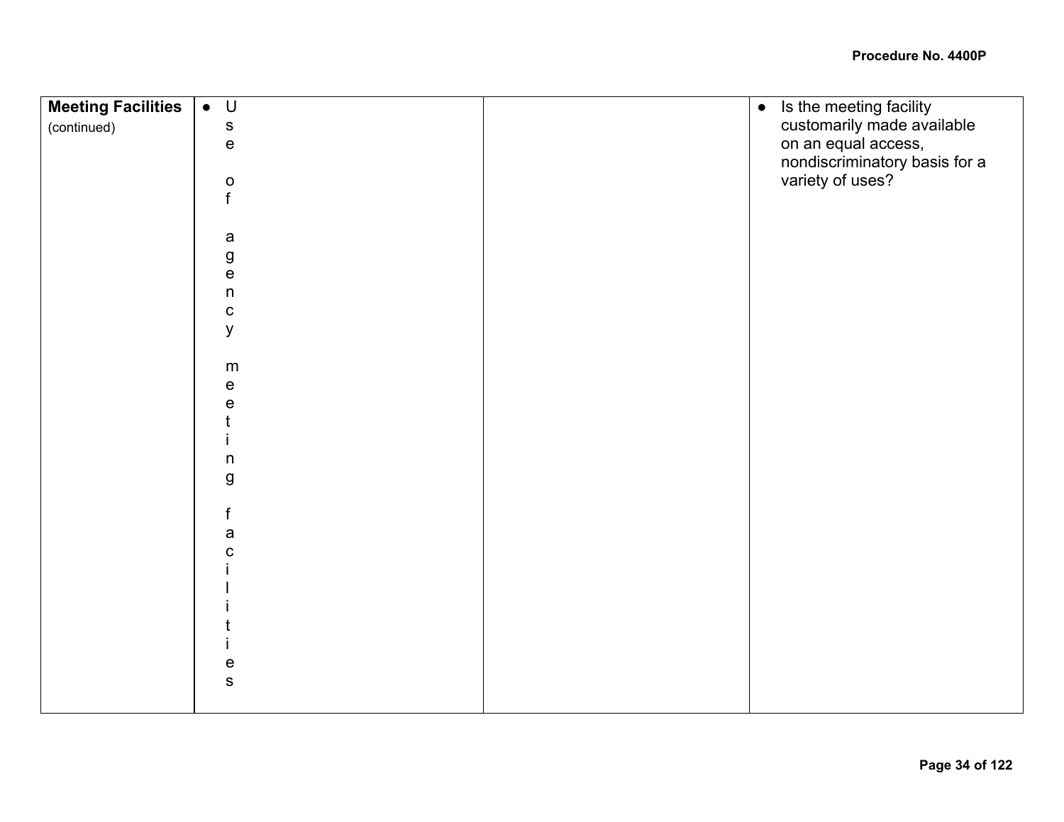| | | | |
|---|---|---|---|
| **Meeting Facilities** (continued) | • Use of agency meeting facilities | | • Is the meeting facility customarily made available on an equal access, nondiscriminatory basis for a variety of uses? |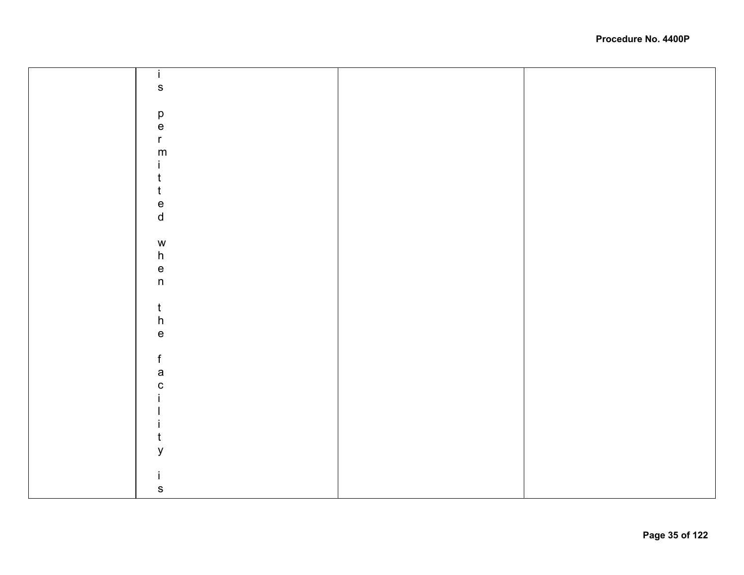|  |  |  |  |
|---|---|---|---|
|  | is permitted when the facility is |  |  |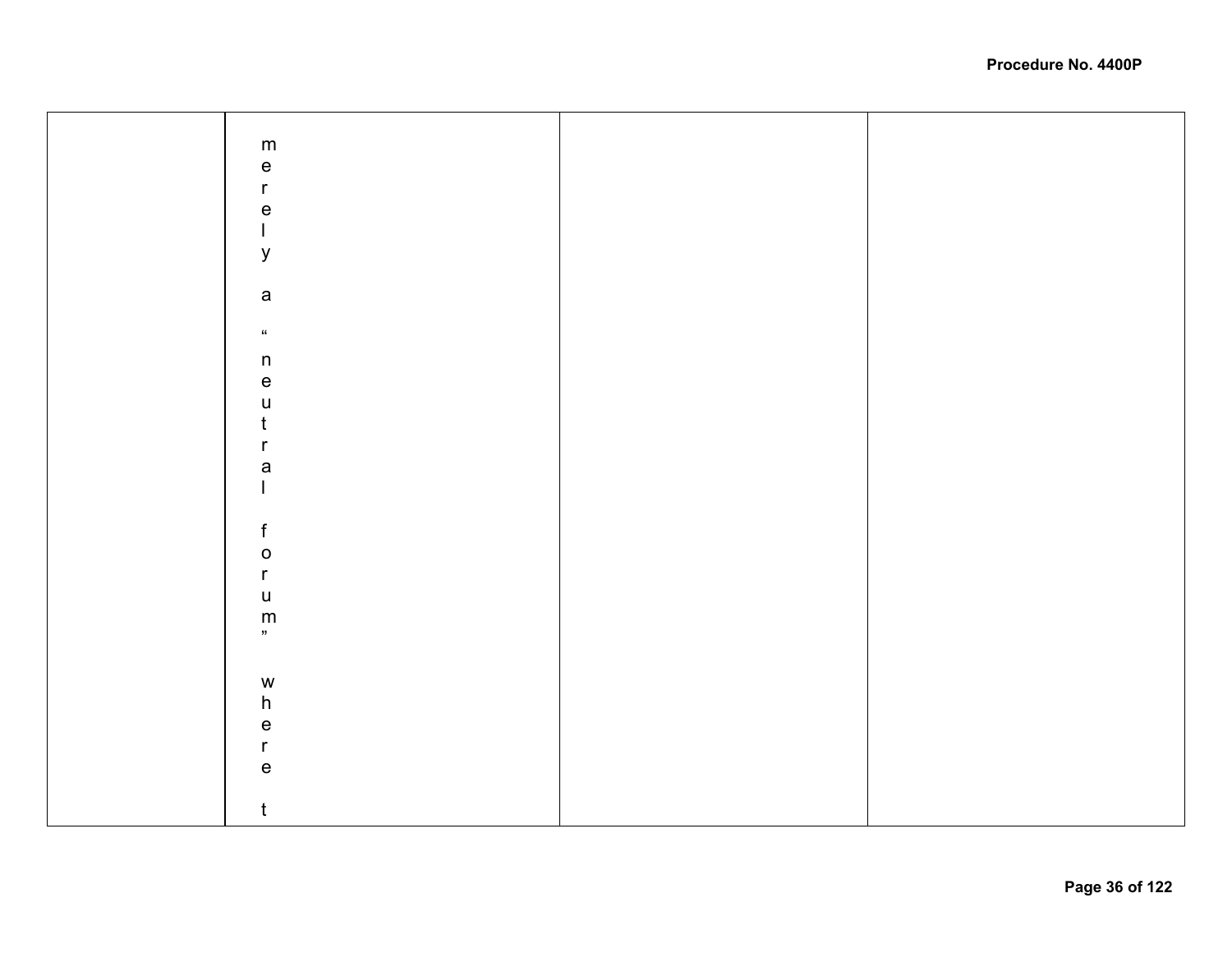|  |  |  |  |
|---|---|---|---|
|  | merely a "neutral forum" where t |  |  |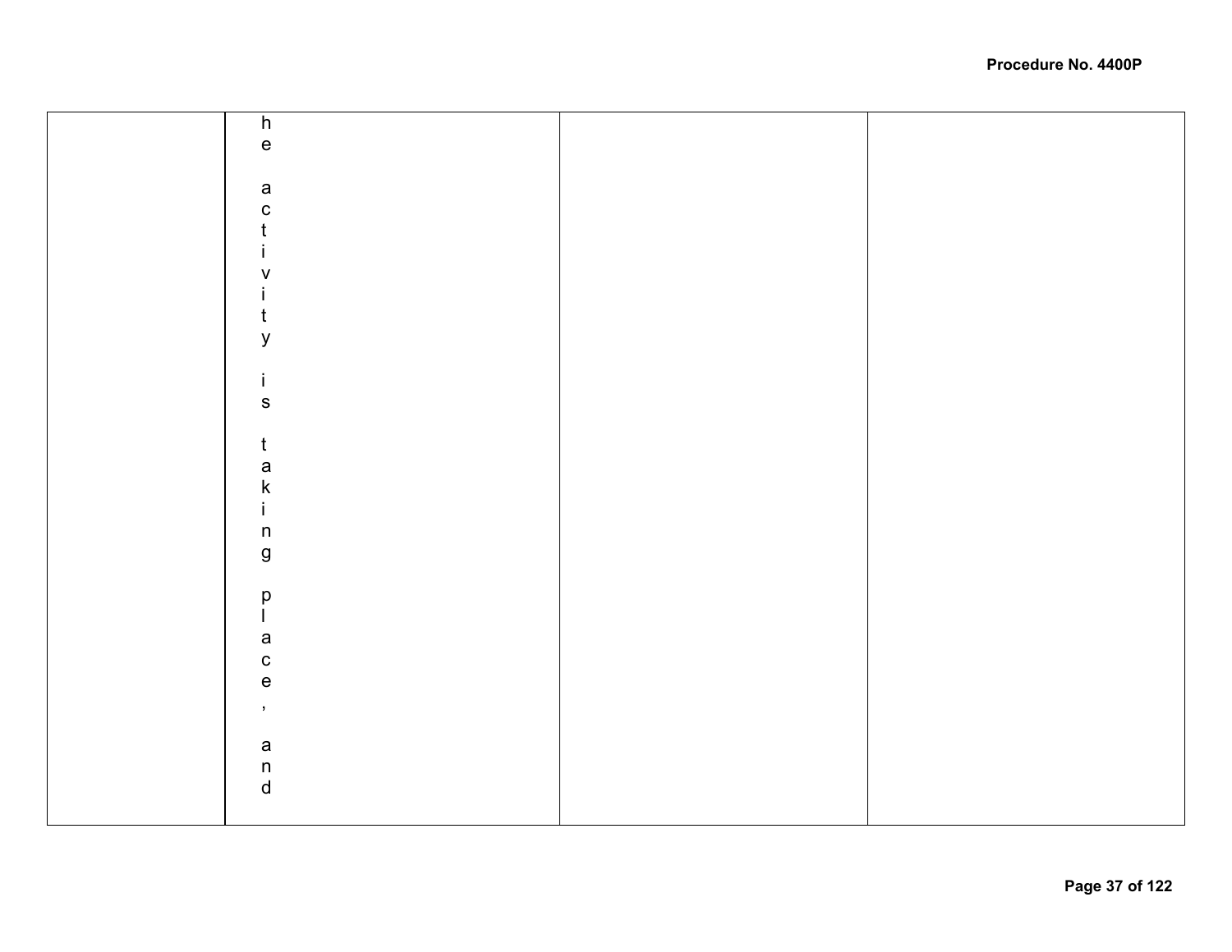|  |  |  |  |
|---|---|---|---|
|  | he activity is taking place, and |  |  |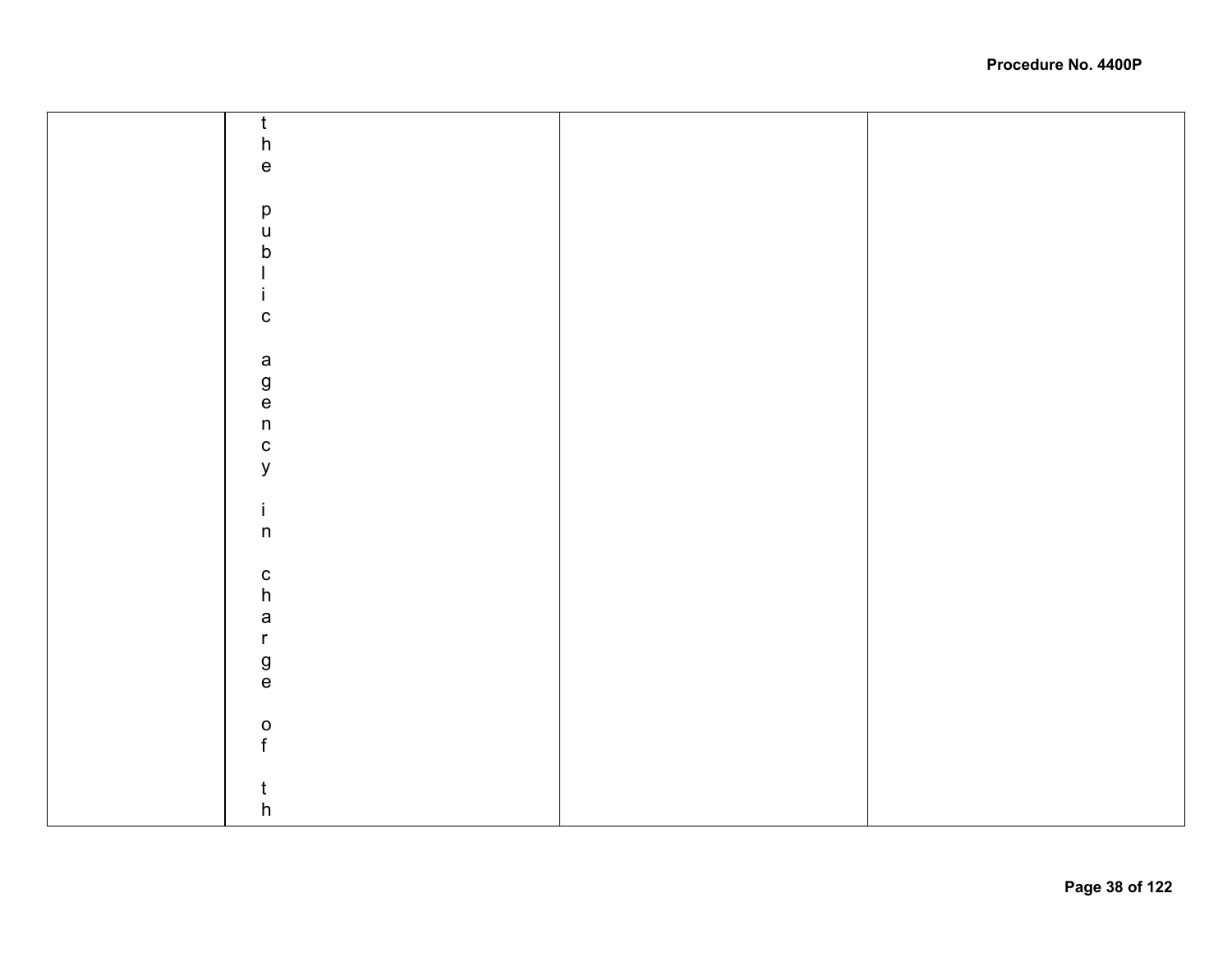|  | the public agency in charge of th |  |  |
|---|---|---|---|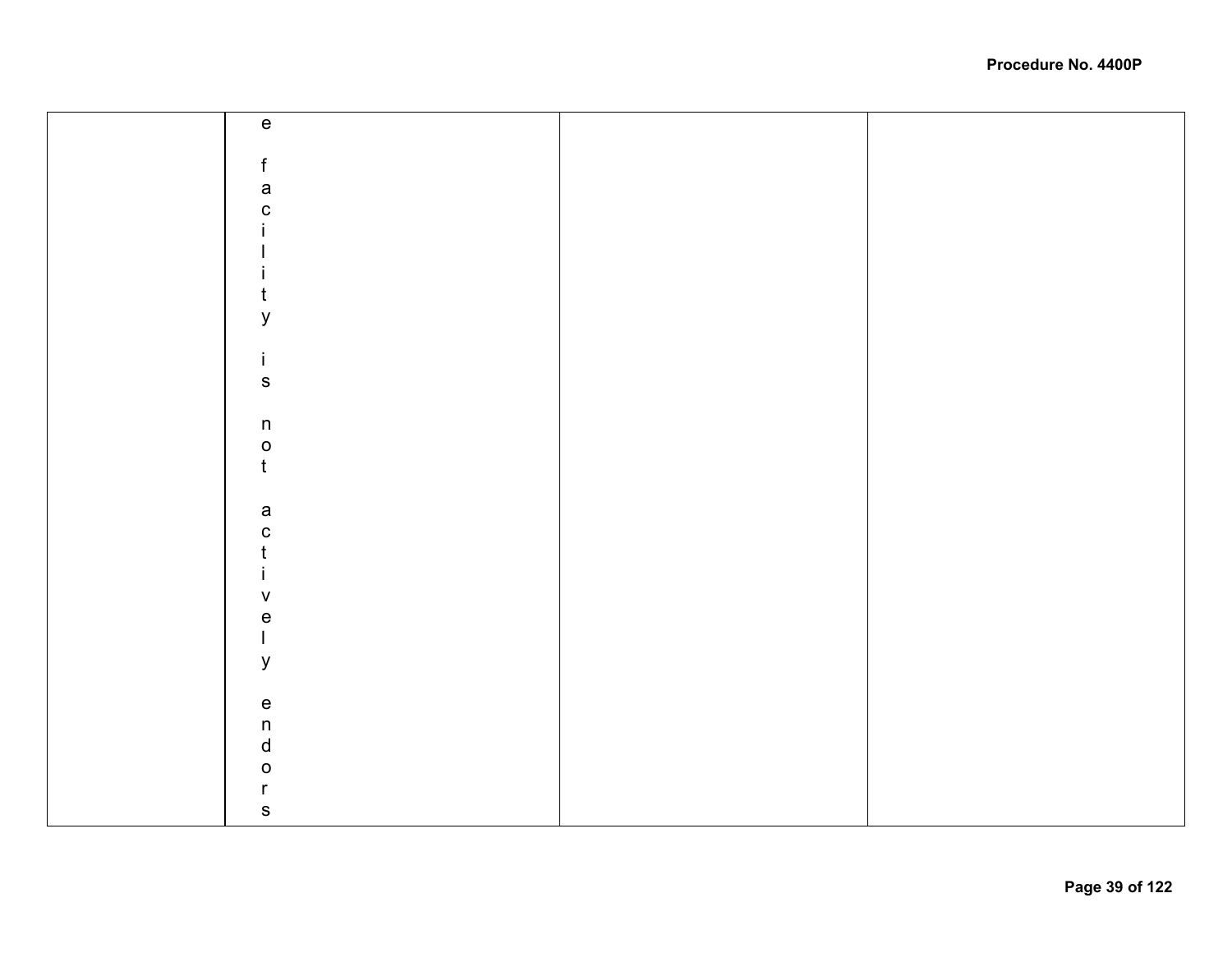| | | | |
|---|---|---|---|
| | e facility is not actively endors | | |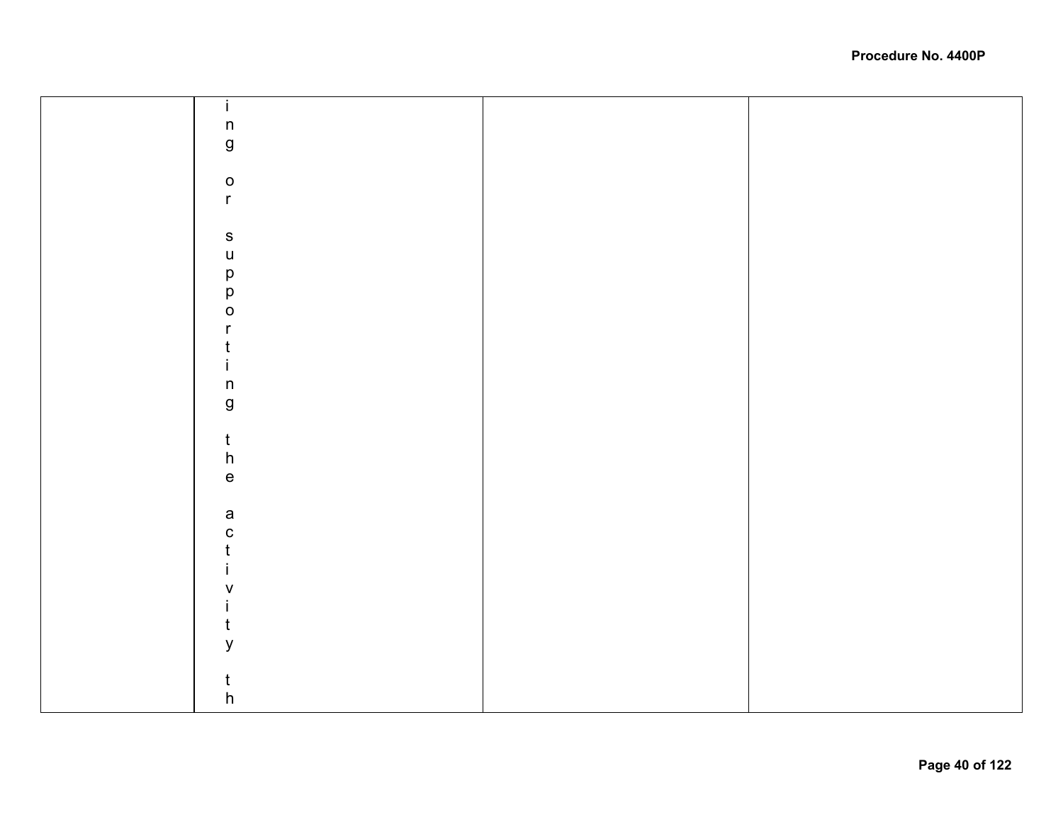|  |  |  |  |
|---|---|---|---|
|  | ing or supporting the activity th |  |  |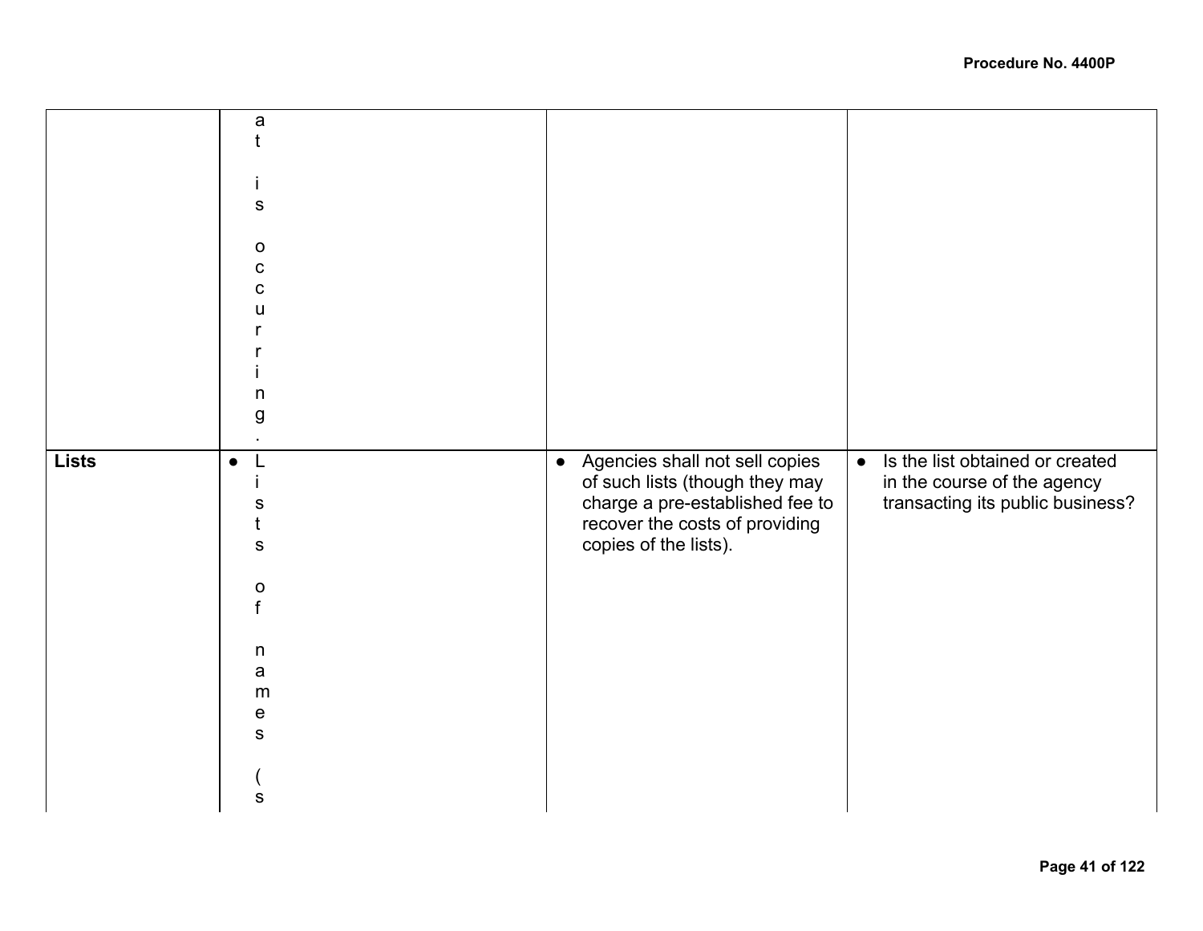| | | | |
|---|---|---|---|
| | at is occurring. | | |
| **Lists** | ● Lists of names (s | ● Agencies shall not sell copies of such lists (though they may charge a pre-established fee to recover the costs of providing copies of the lists). | ● Is the list obtained or created in the course of the agency transacting its public business? |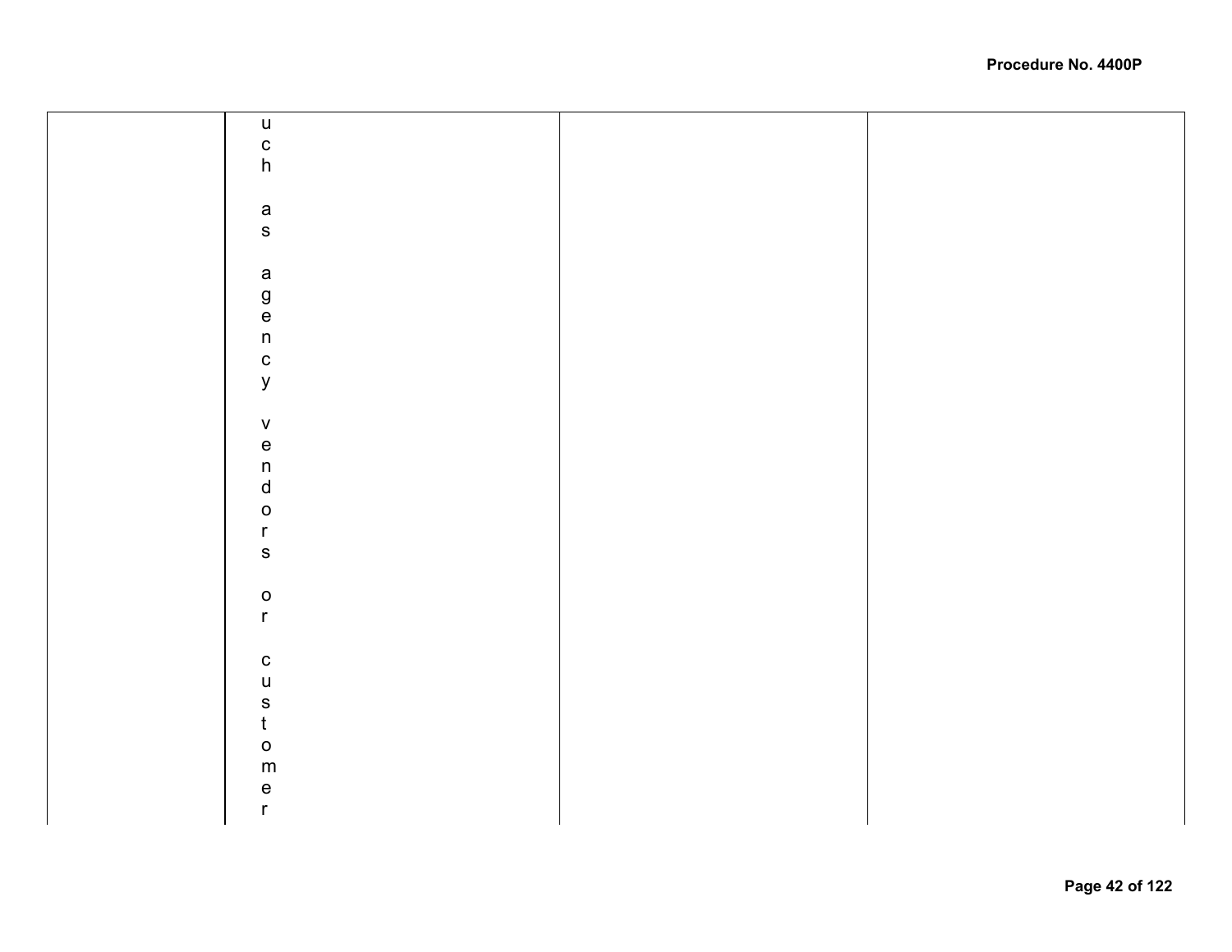|  | uch as agency vendors or customer |  |  |
| --- | --- | --- | --- |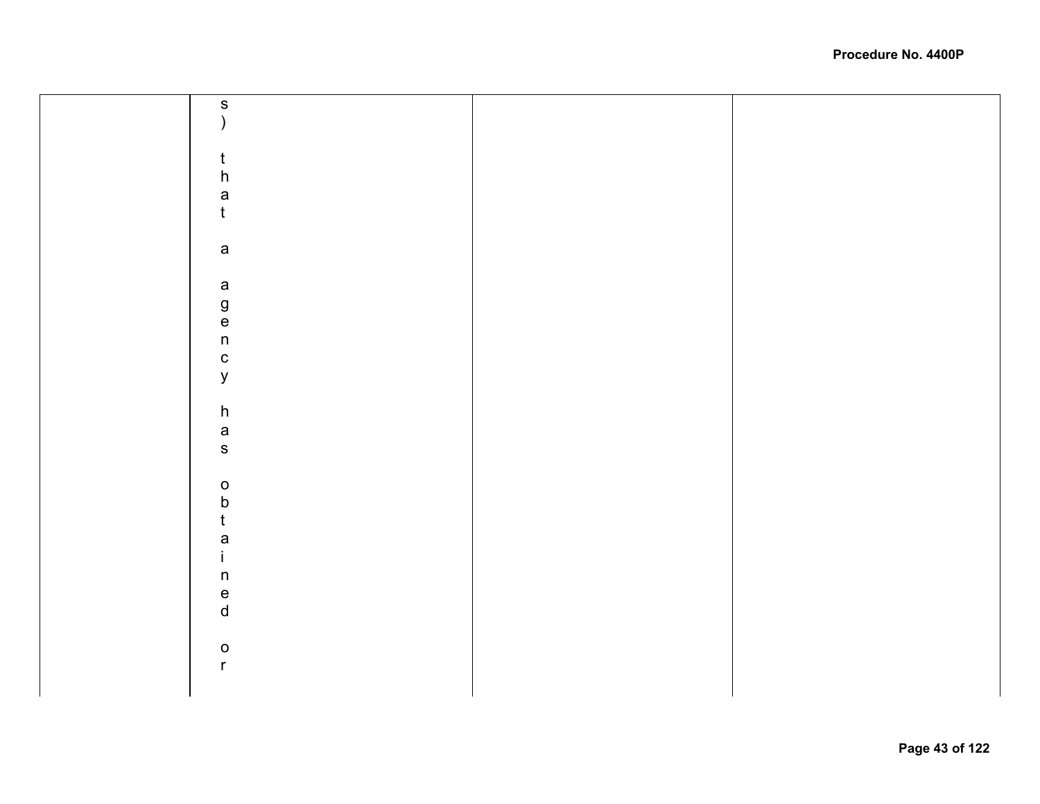|  |  |  |  |
| --- | --- | --- | --- |
|  | s) that a agency has obtained or |  |  |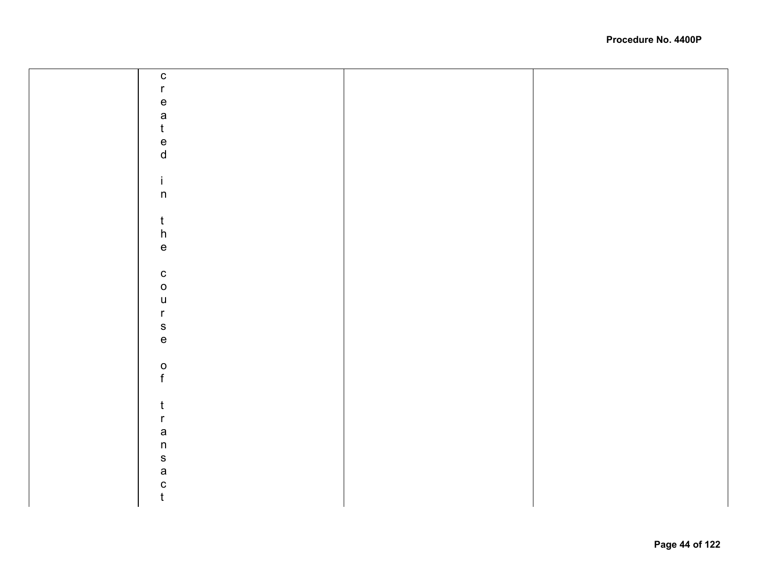| | | | |
|---|---|---|---|
| | created in the course of transact | | |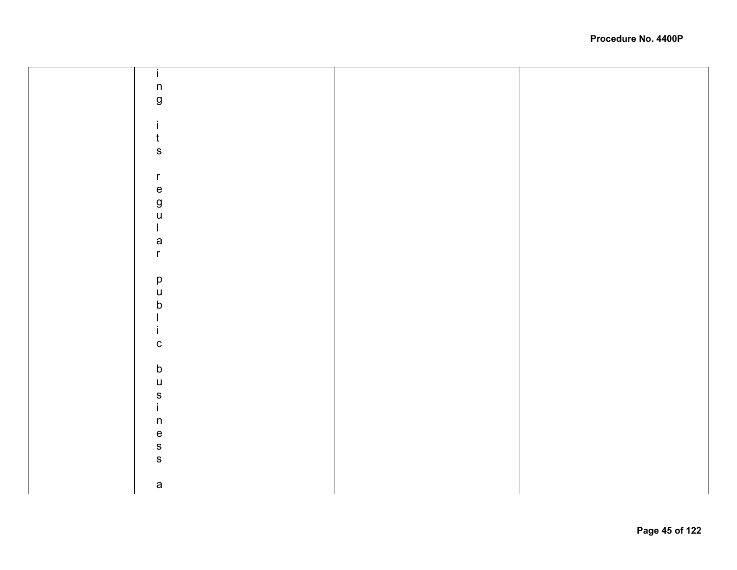| | ing its regular public business a | | |
|---|---|---|---|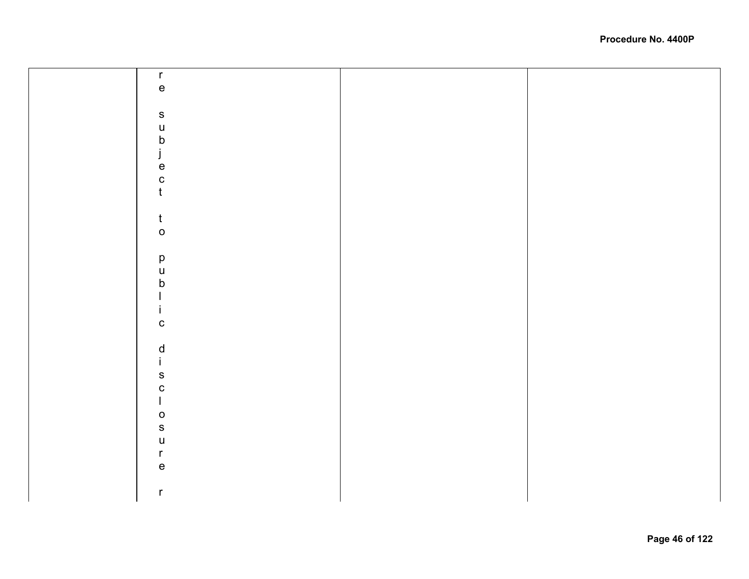|  | re subject to public disclosure r |  |  |
|---|---|---|---|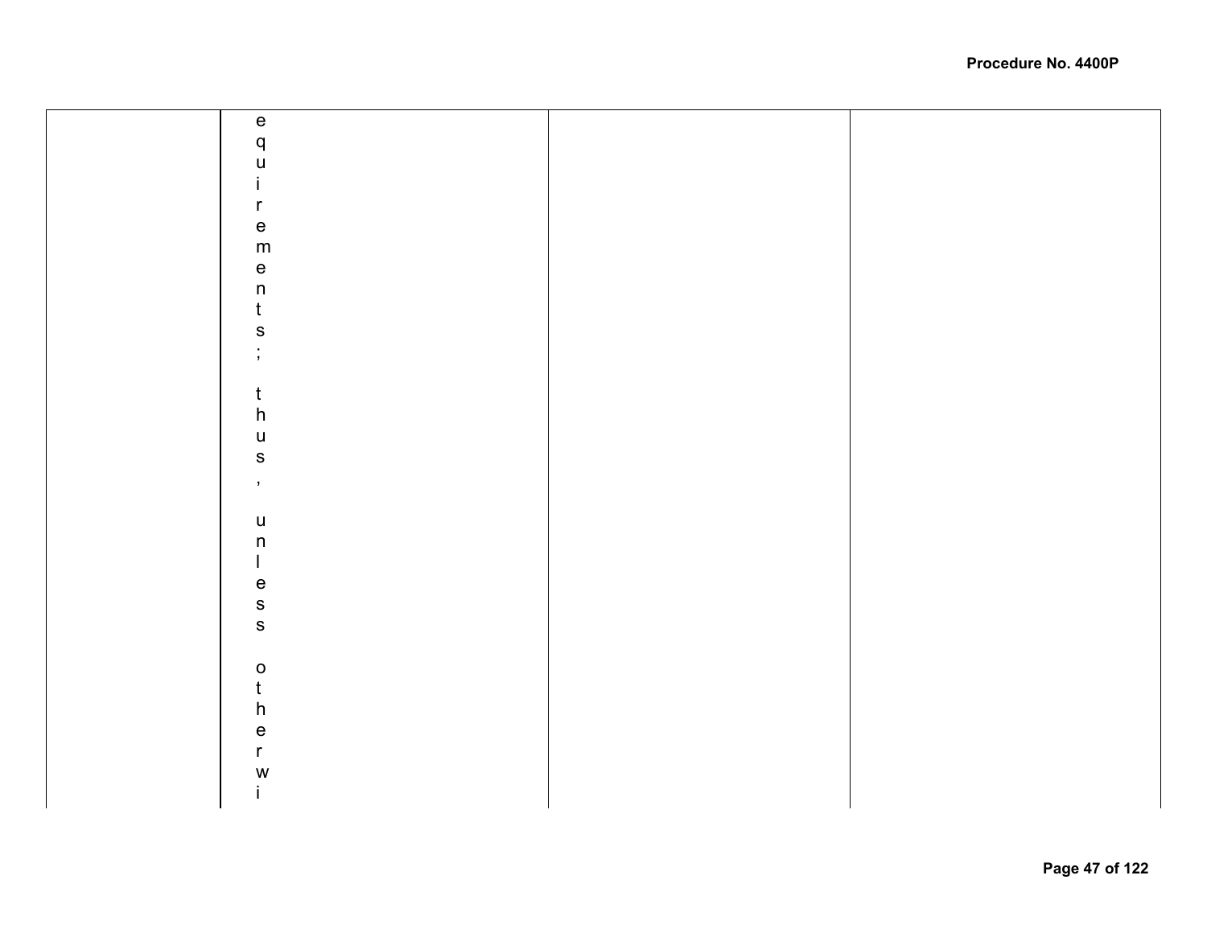| | | | |
|---|---|---|---|
| | equirements; thus, unless otherwi | | |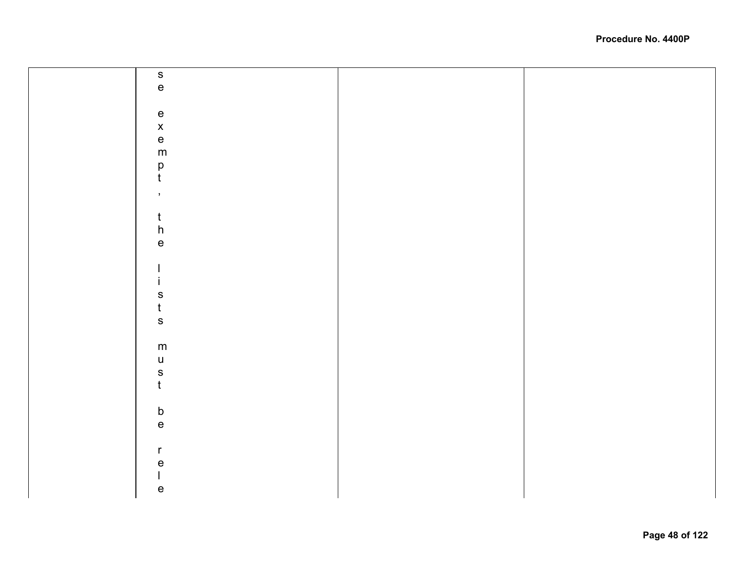|  | se exempt, the lists must be rele |  |  |
| --- | --- | --- | --- |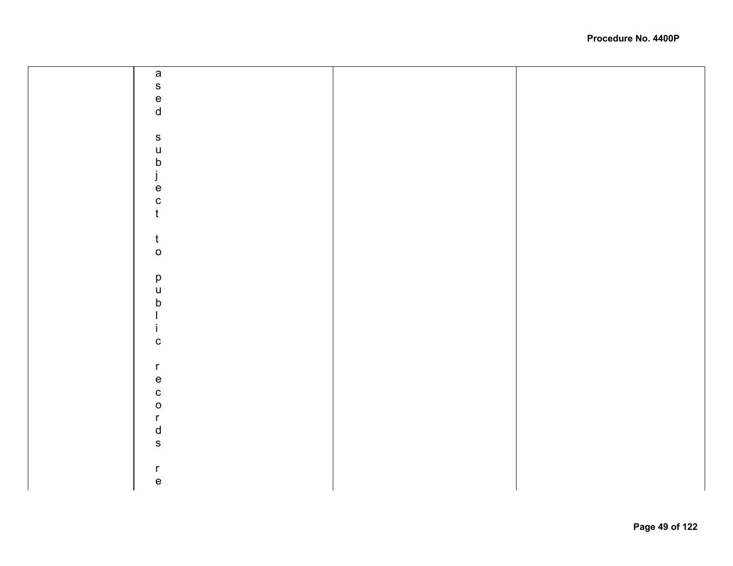|  |  |  |  |
|---|---|---|---|
|  | ased subject to public records re |  |  |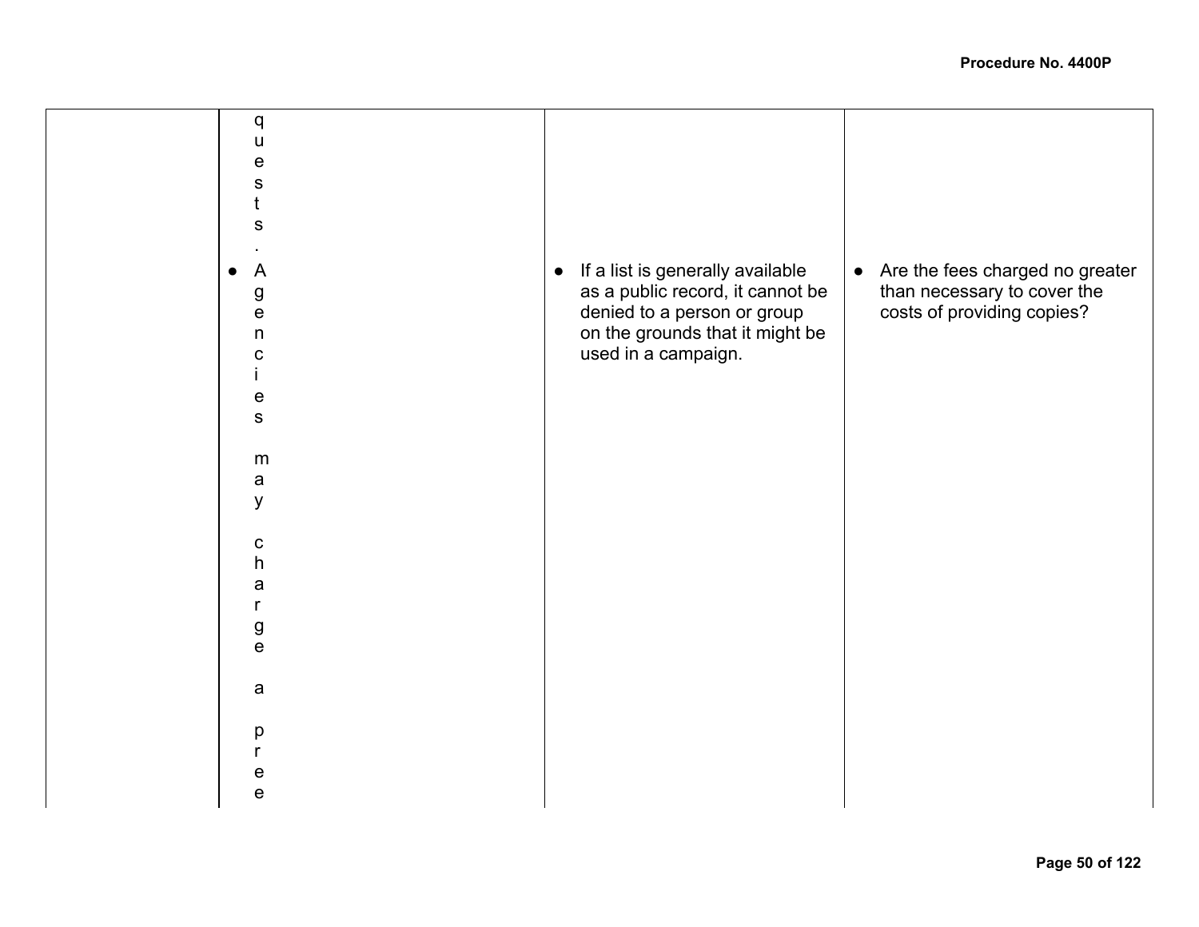| | | | |
|---|---|---|---|
| | quests.<br>● Agencies may charge a pree | ● If a list is generally available as a public record, it cannot be denied to a person or group on the grounds that it might be used in a campaign. | ● Are the fees charged no greater than necessary to cover the costs of providing copies? |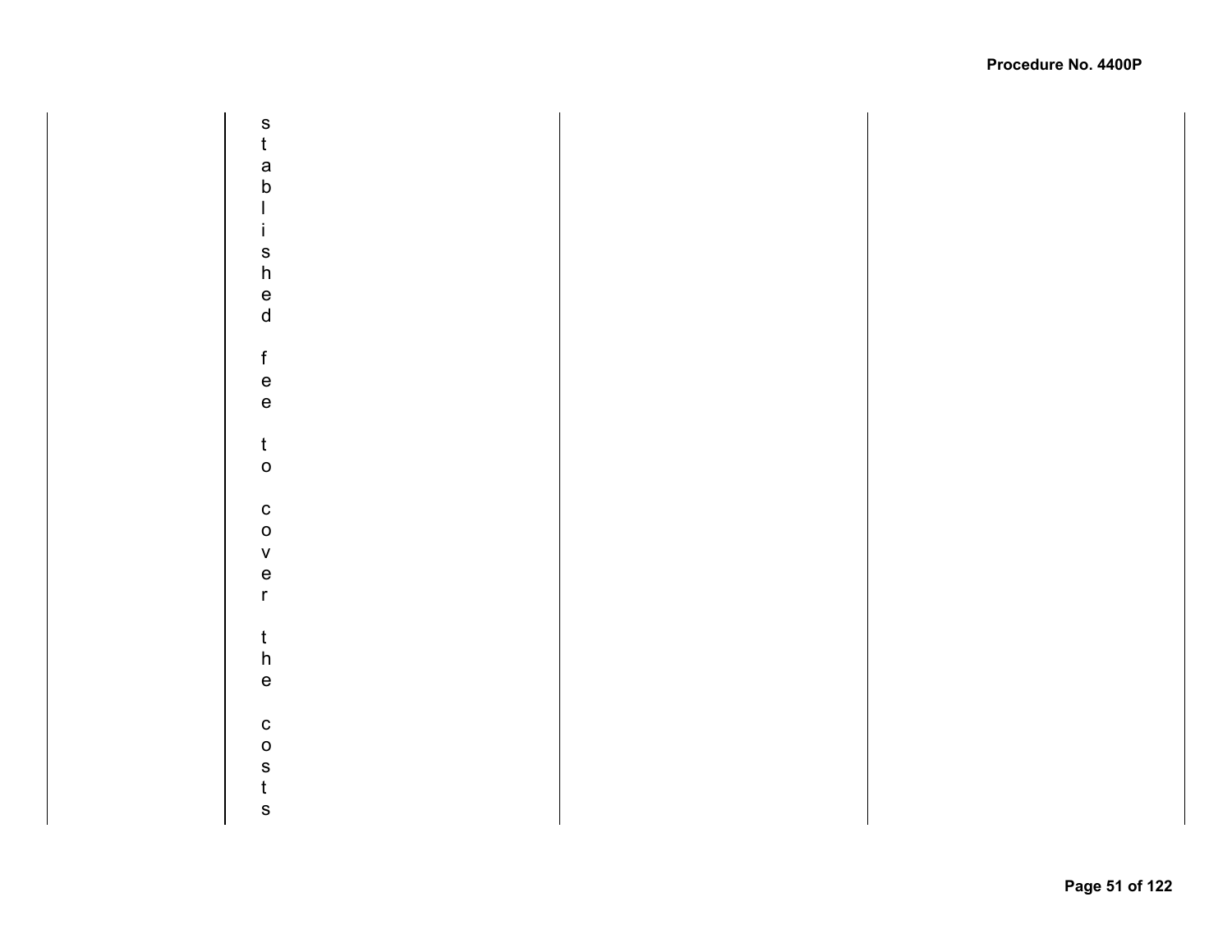|  | stablished fee to cover the costs |  |  |
|---|---|---|---|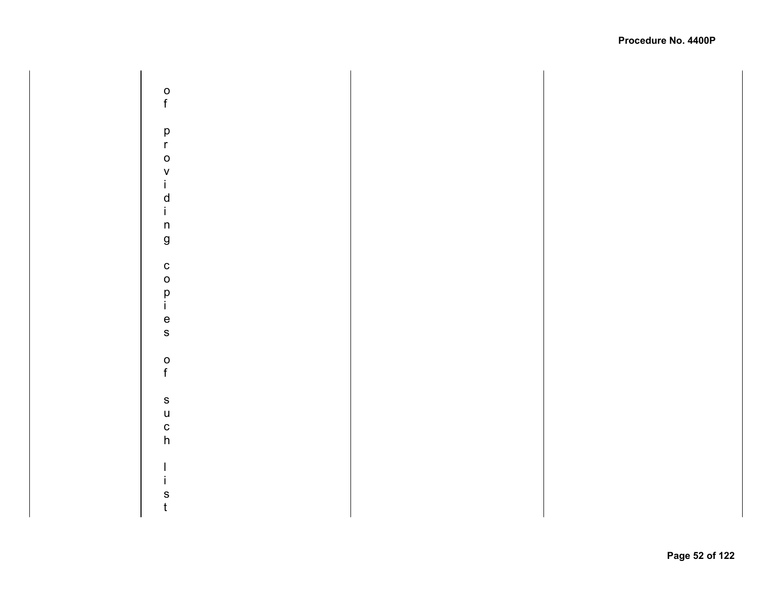|  | of providing copies of such list |  |  |
|---|---|---|---|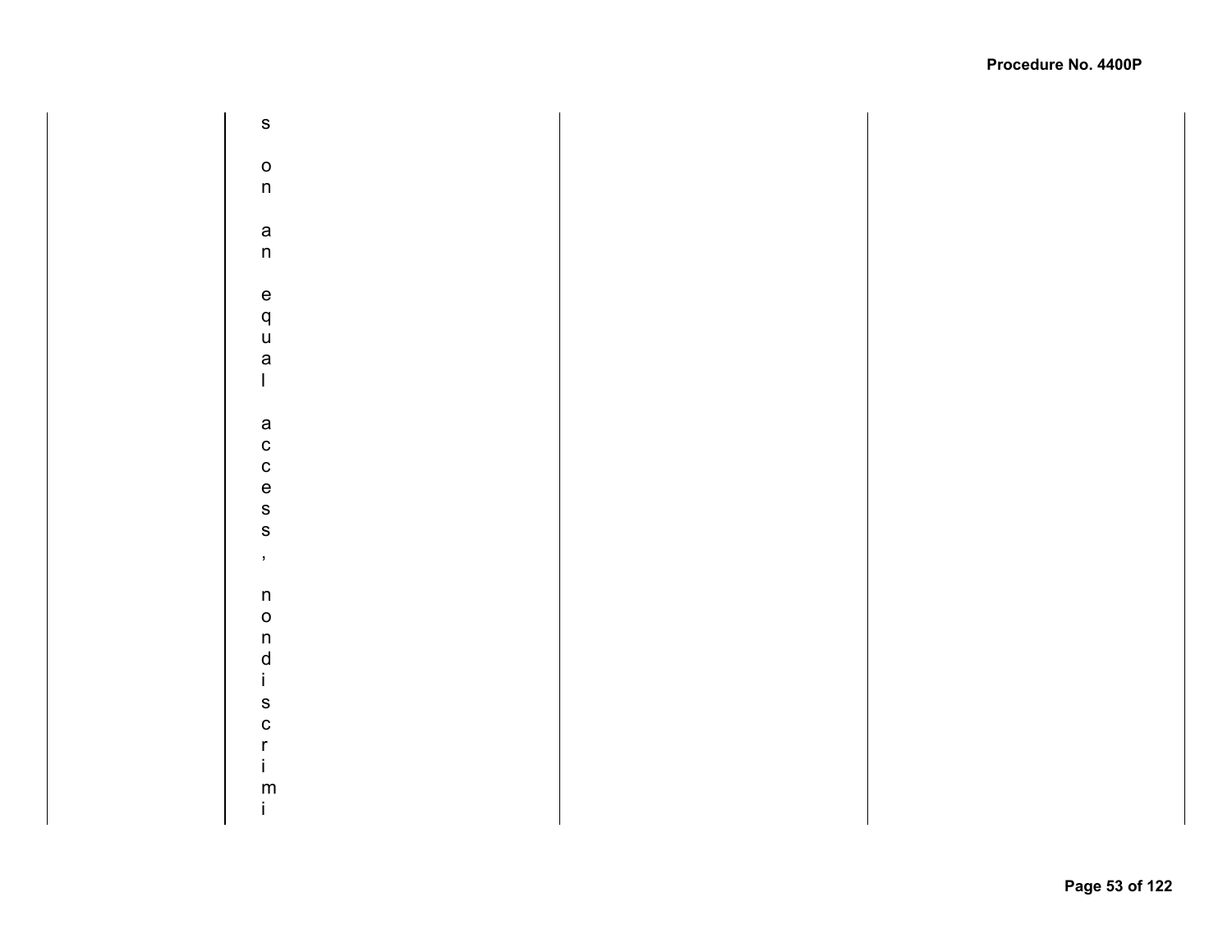|  | s on an equal access, nondiscrimi |  |  |
|---|---|---|---|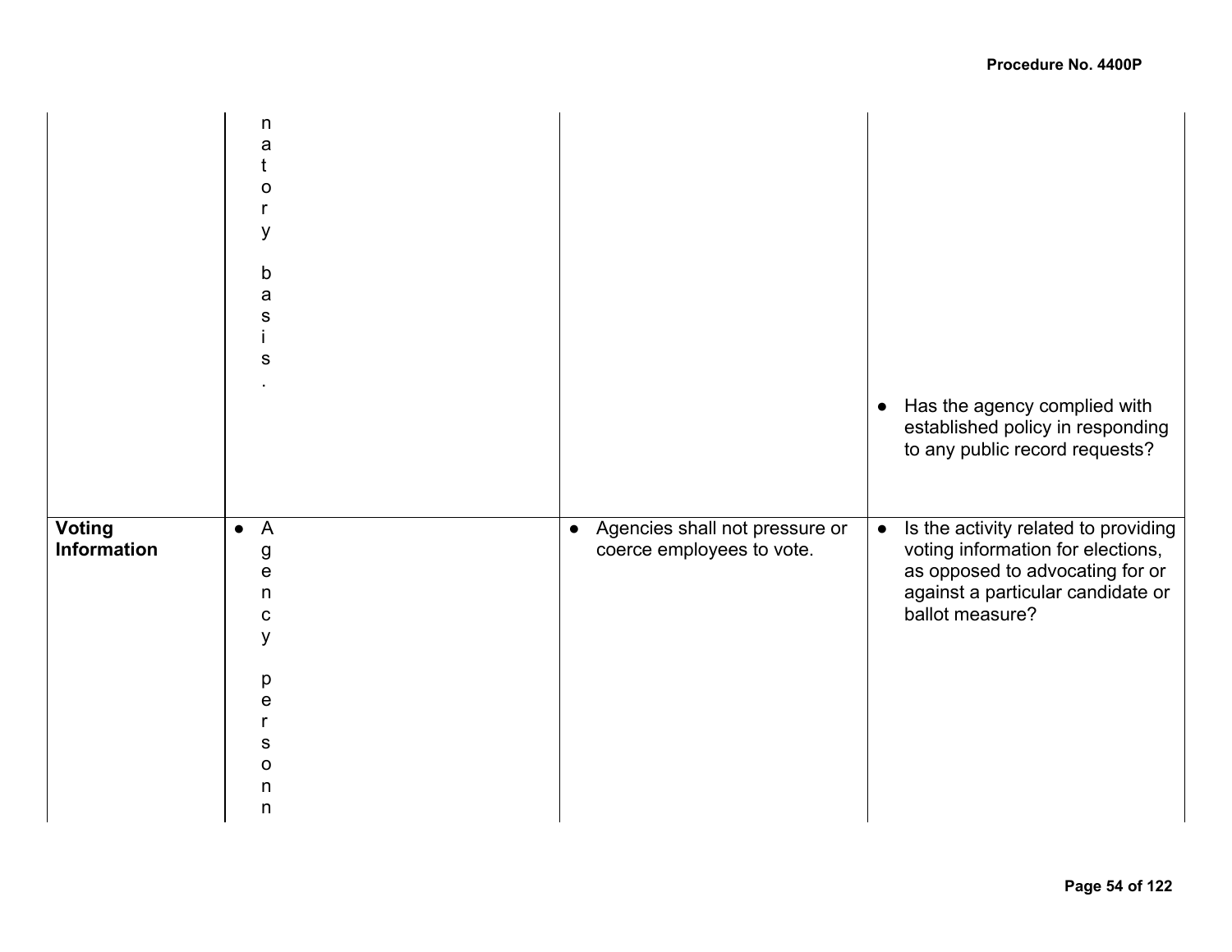| | | | |
|---|---|---|---|
| | natory basis. | | • Has the agency complied with established policy in responding to any public record requests? |
| **Voting Information** | • Agency personn | • Agencies shall not pressure or coerce employees to vote. | • Is the activity related to providing voting information for elections, as opposed to advocating for or against a particular candidate or ballot measure? |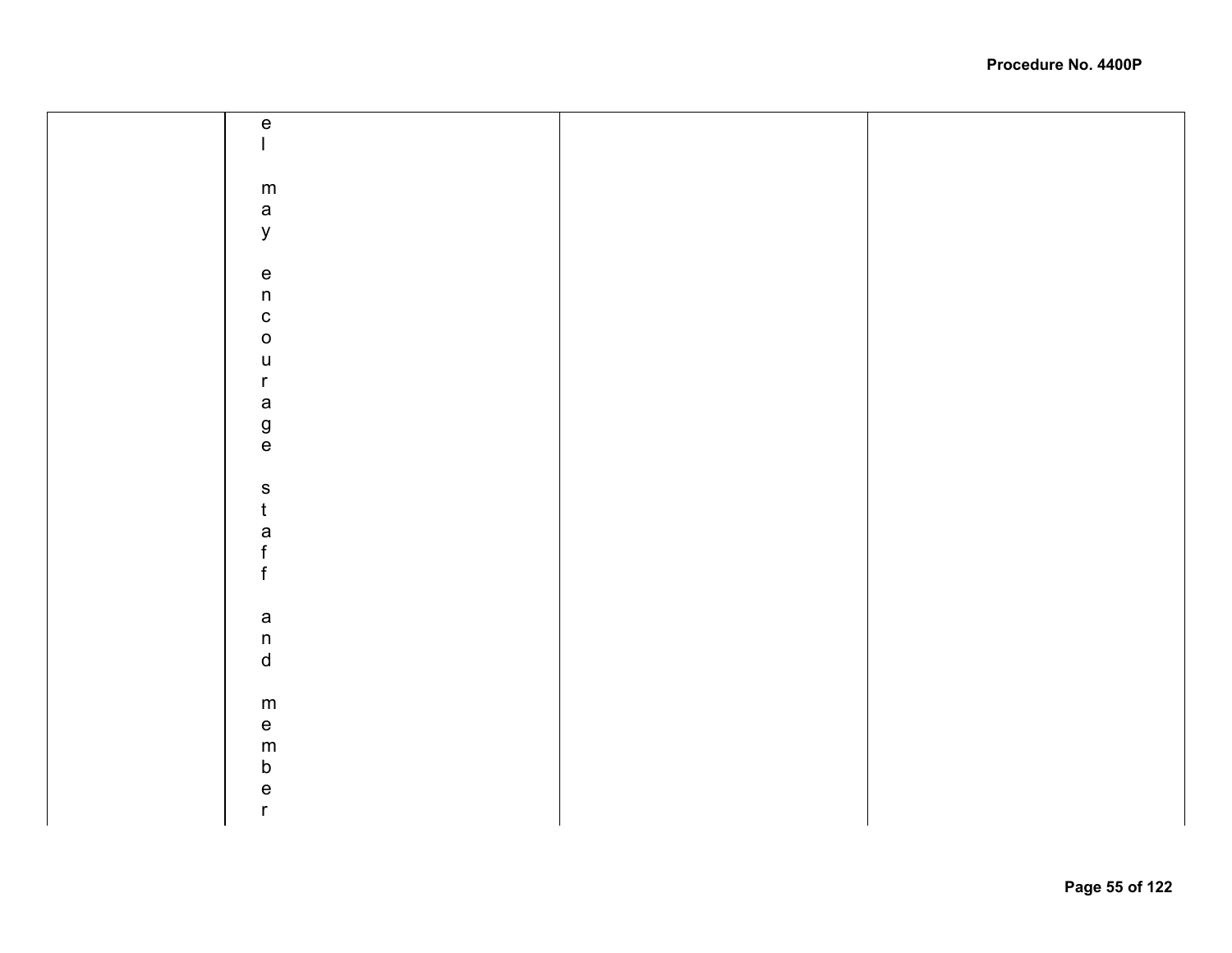| | el may encourage staff and member | | |
|---|---|---|---|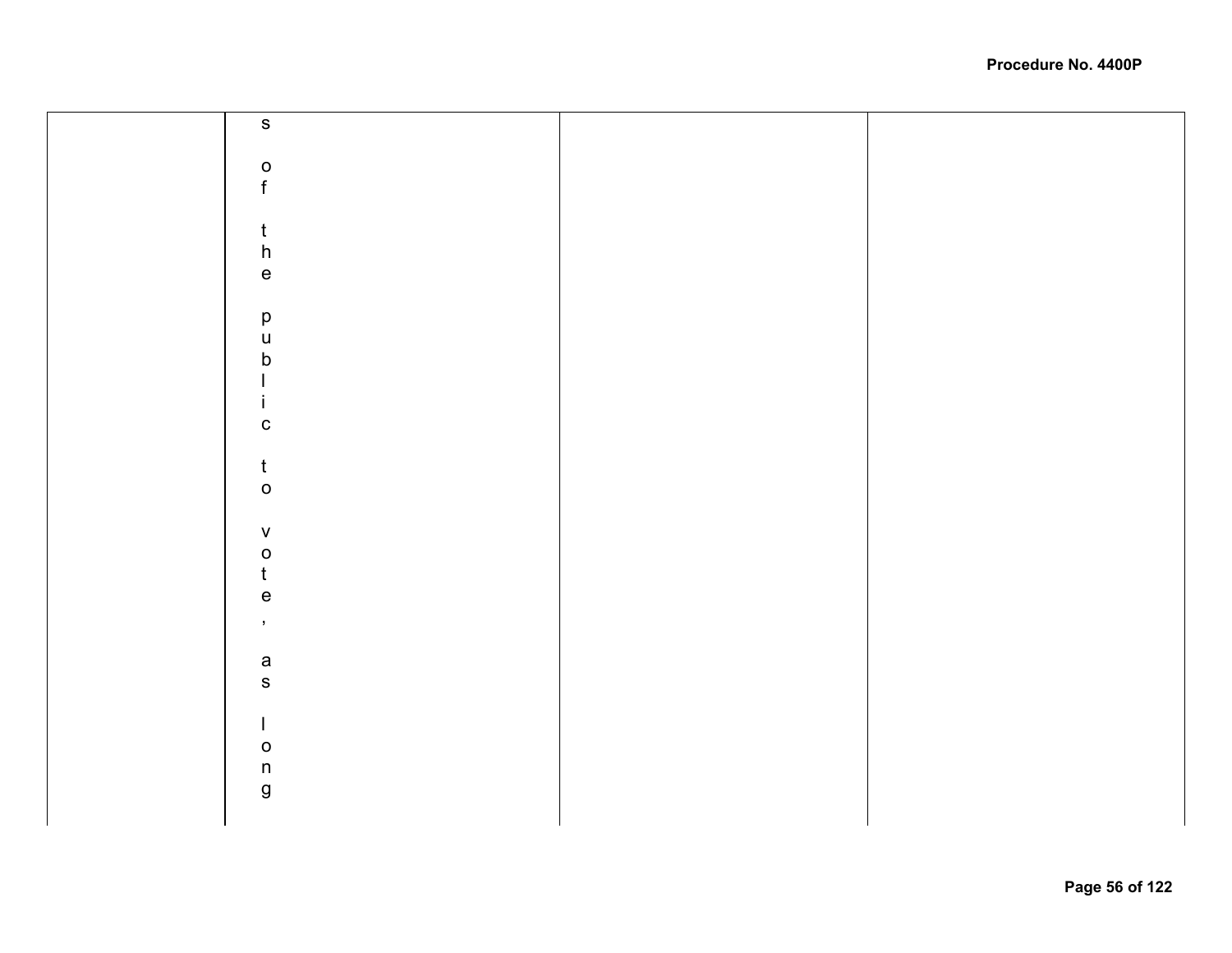|  | s of the public to vote, as long |  |  |
|---|---|---|---|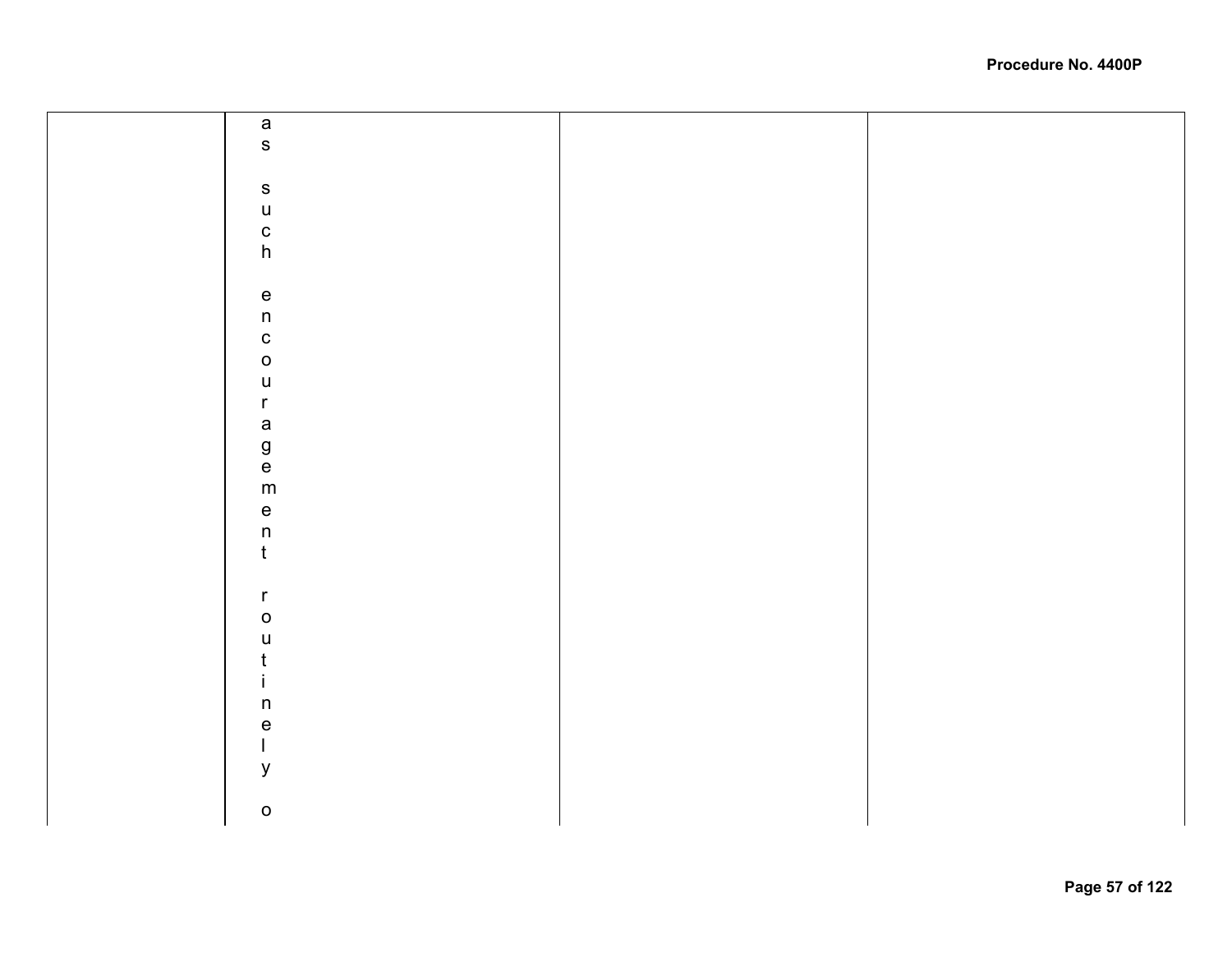|  | as such encouragement routinely o |  |  |
|---|---|---|---|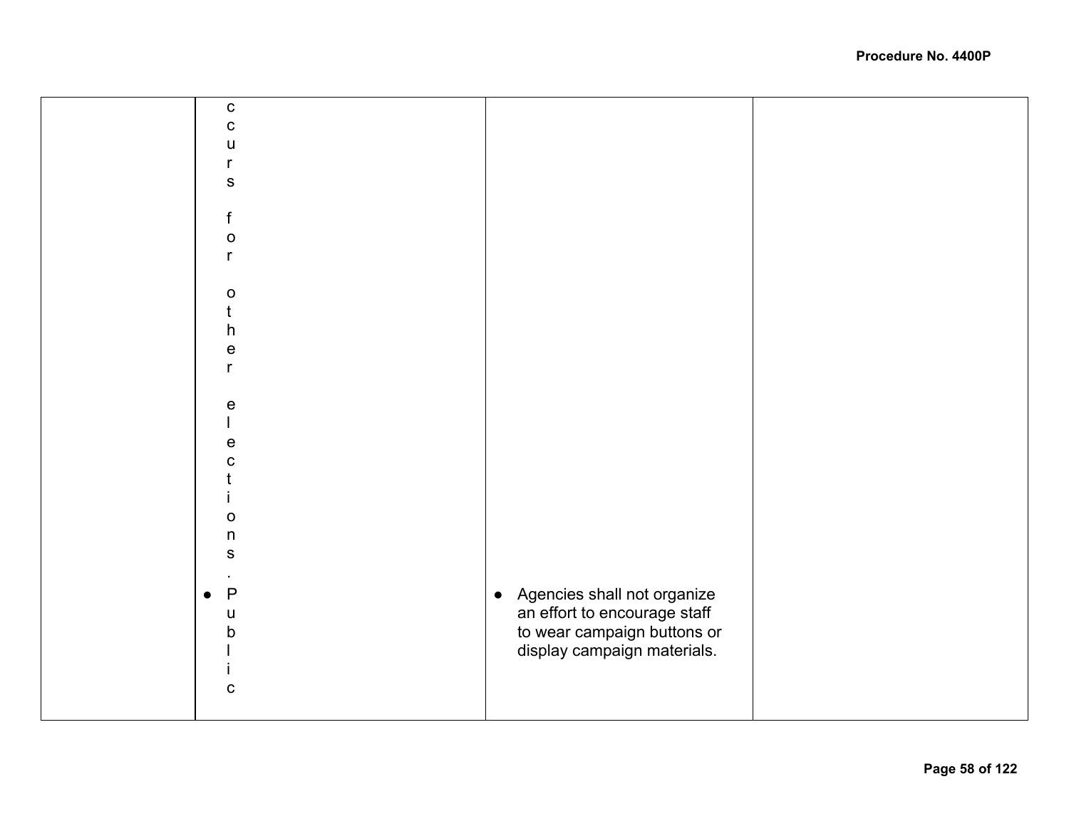| | | | |
|---|---|---|---|
| | ccurs for other elections.<br>● Public | ● Agencies shall not organize an effort to encourage staff to wear campaign buttons or display campaign materials. | |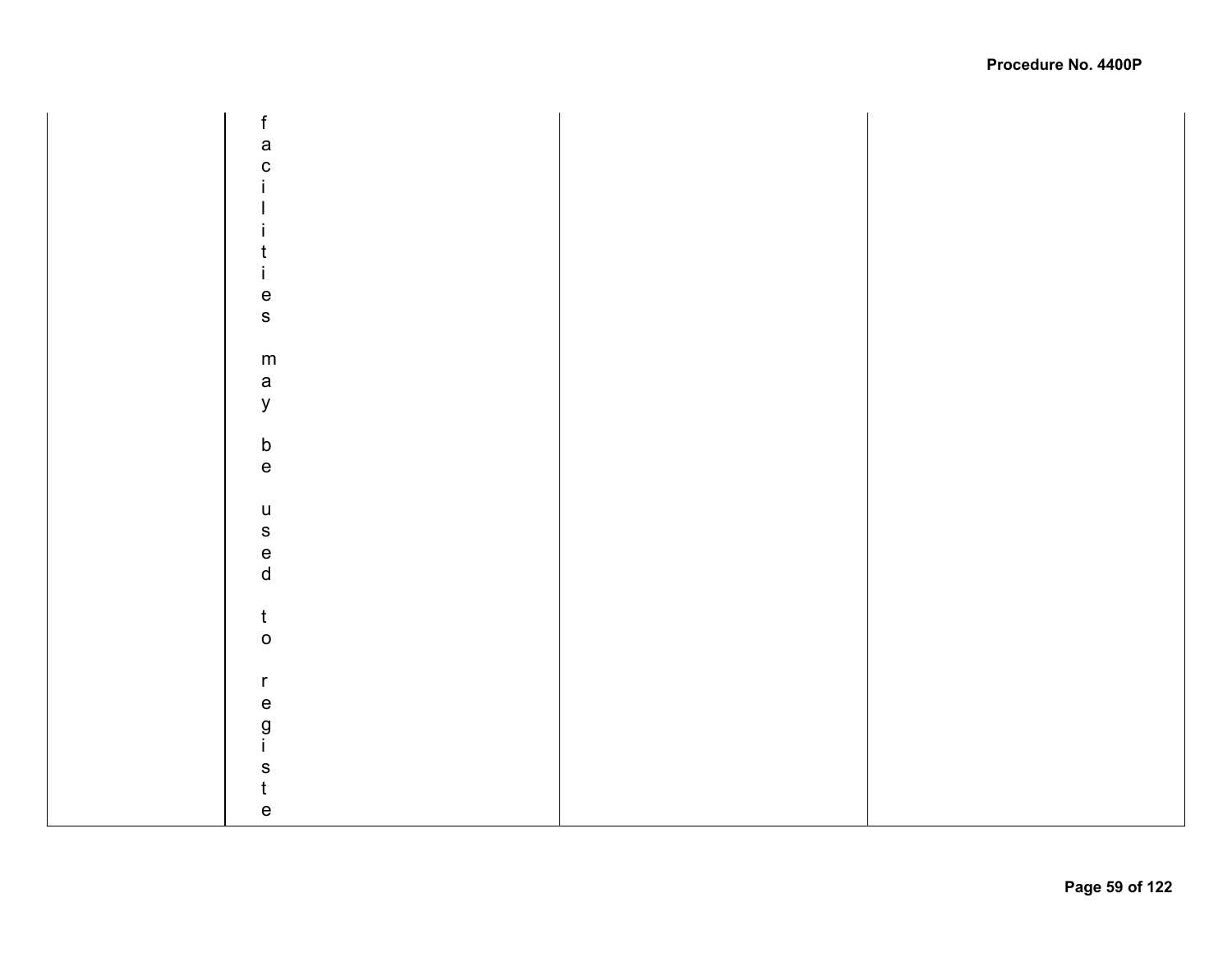|  | facilities may be used to registe |  |  |
|---|---|---|---|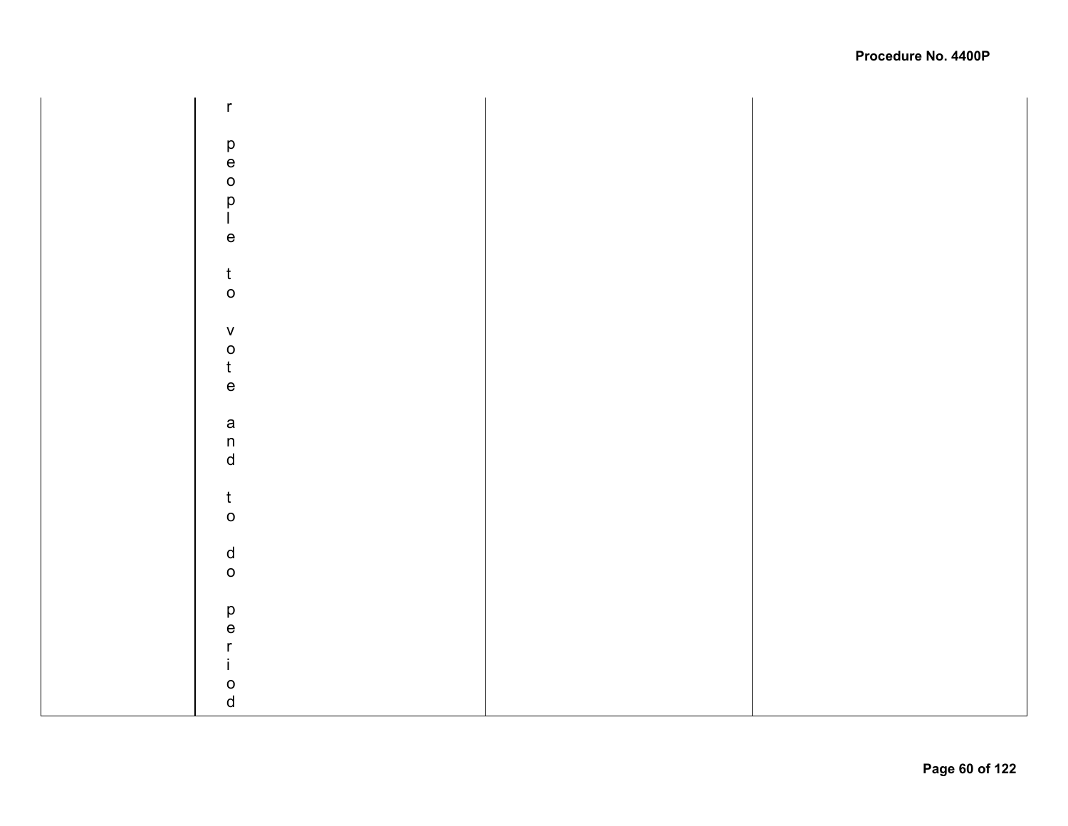|  | r people to vote and to do period |  |  |
|---|---|---|---|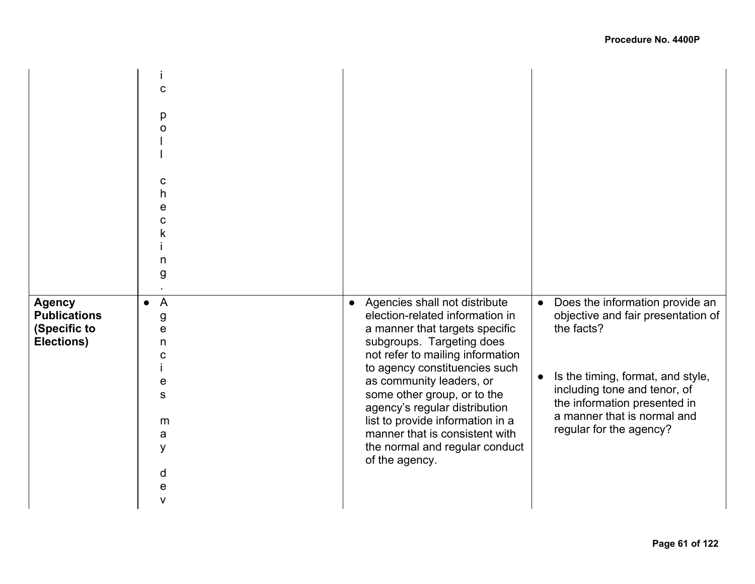| | | | |
|---|---|---|---|
| | ic poll checking. | | |
| **Agency Publications (Specific to Elections)** | • Agencies may dev | • Agencies shall not distribute election-related information in a manner that targets specific subgroups. Targeting does not refer to mailing information to agency constituencies such as community leaders, or some other group, or to the agency's regular distribution list to provide information in a manner that is consistent with the normal and regular conduct of the agency. | • Does the information provide an objective and fair presentation of the facts?<br><br>• Is the timing, format, and style, including tone and tenor, of the information presented in a manner that is normal and regular for the agency? |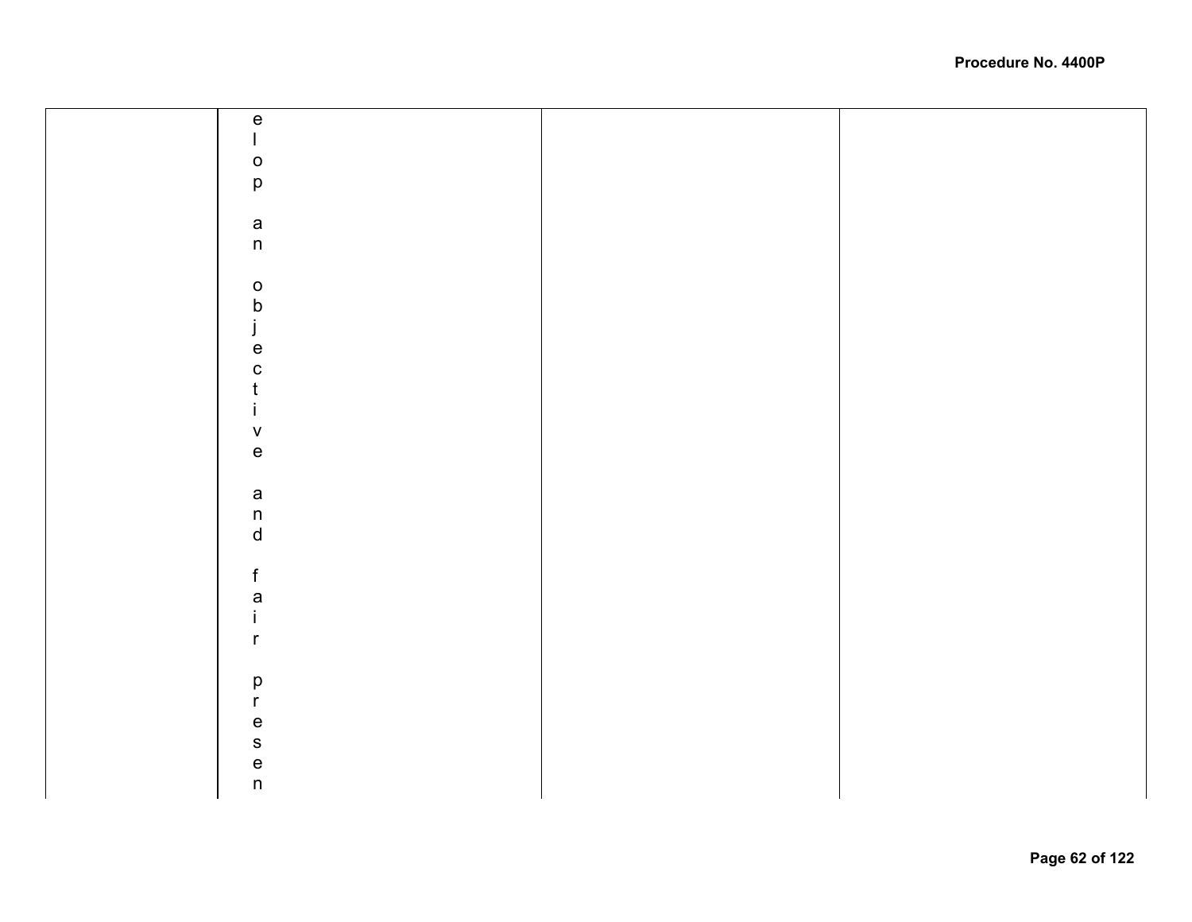| | elop an objective and fair presen | | |
|---|---|---|---|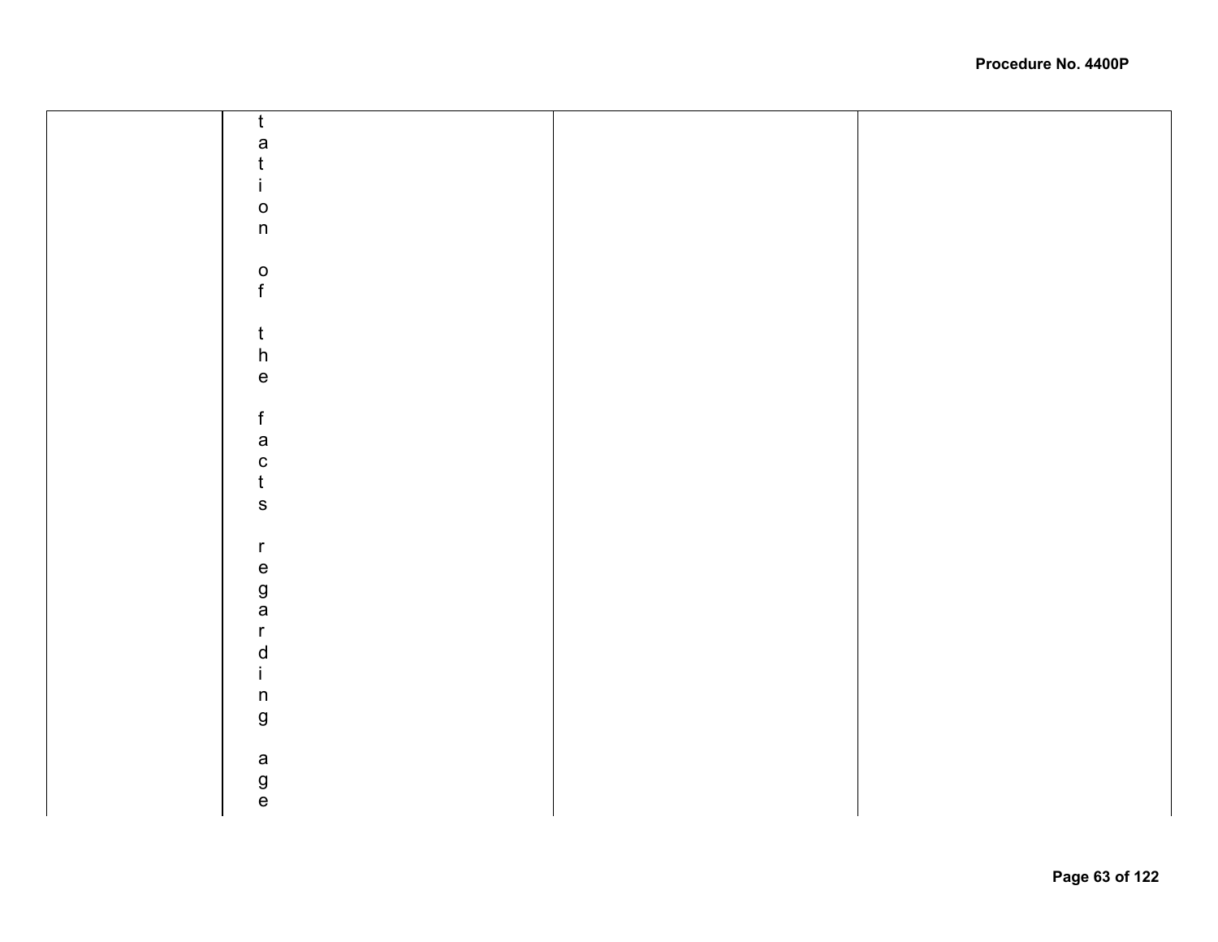|  | tation of the facts regarding age |  |  |
|---|---|---|---|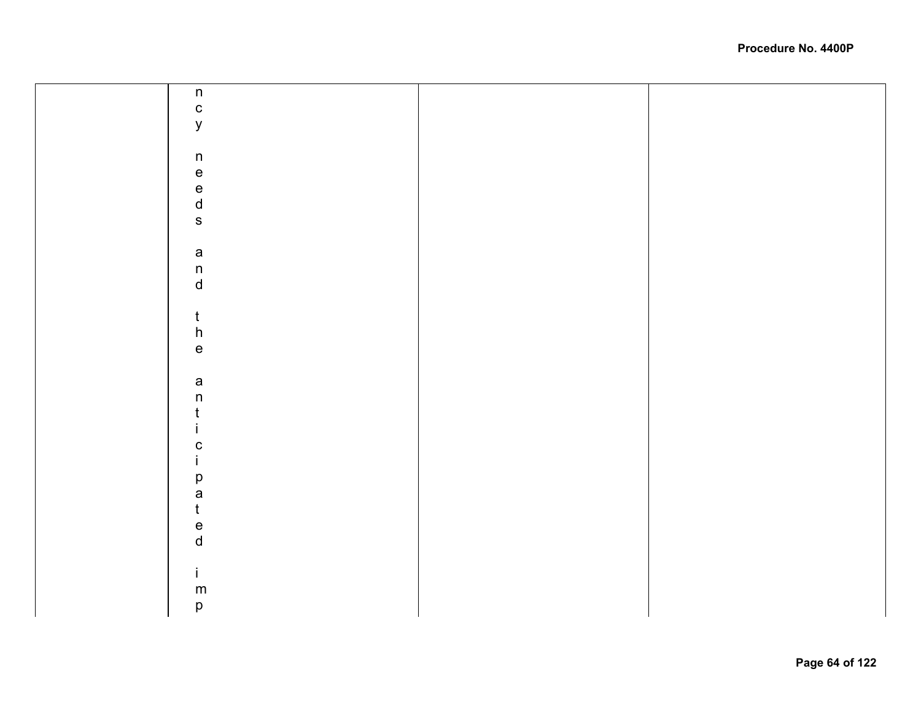|  | ncy needs and the anticipated imp |  |  |
| --- | --- | --- | --- |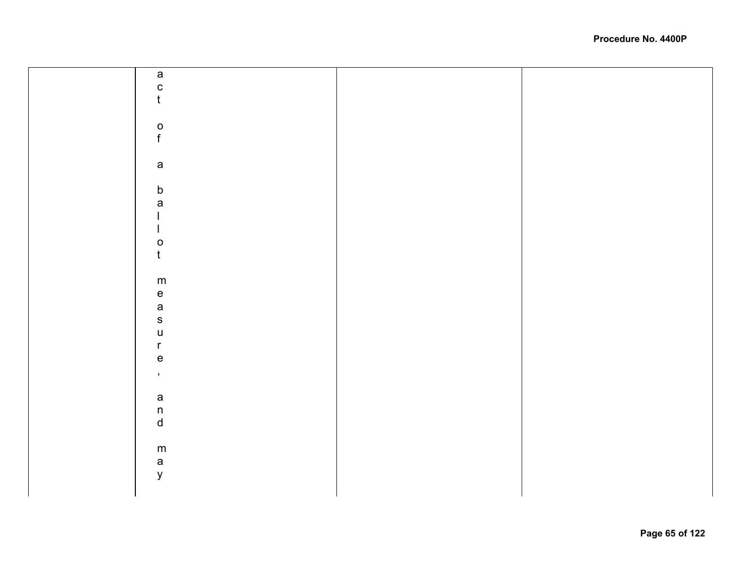|  |  |  |  |
|---|---|---|---|
|  | act of a ballot measure, and may |  |  |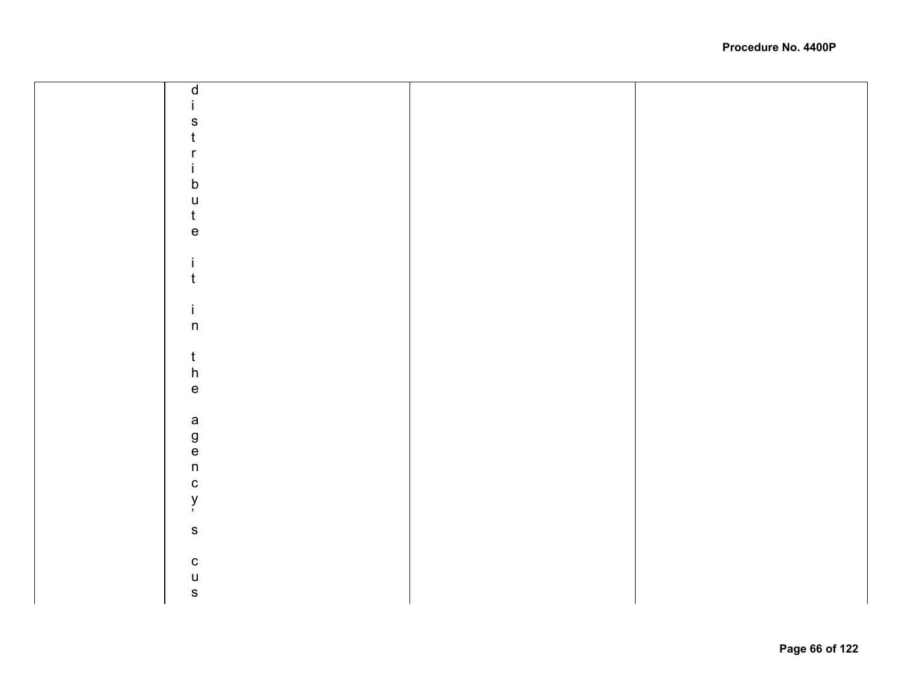|  | distribute it in the agency's cus |  |  |
|---|---|---|---|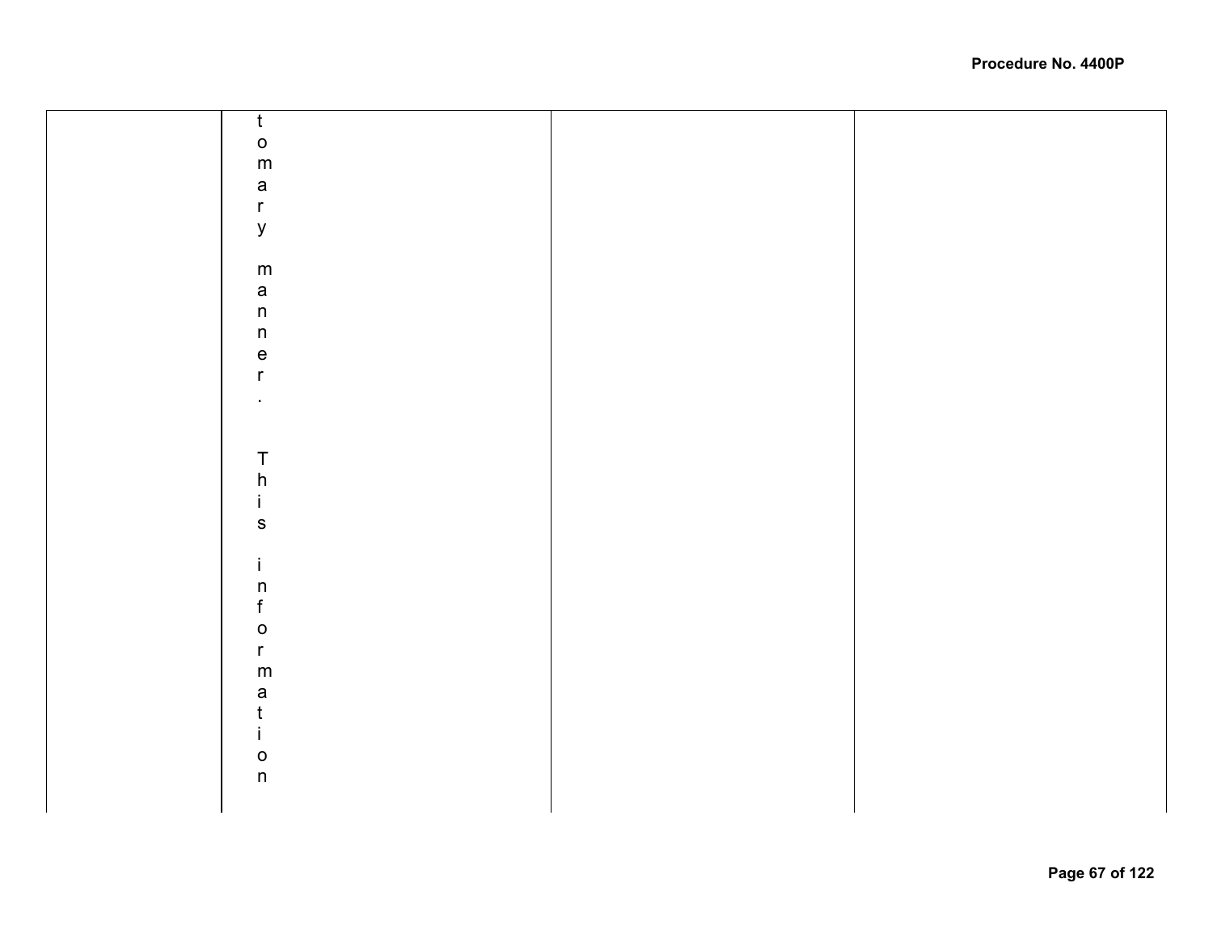|  | tomary manner.<br><br>This information |  |  |
|---|---|---|---|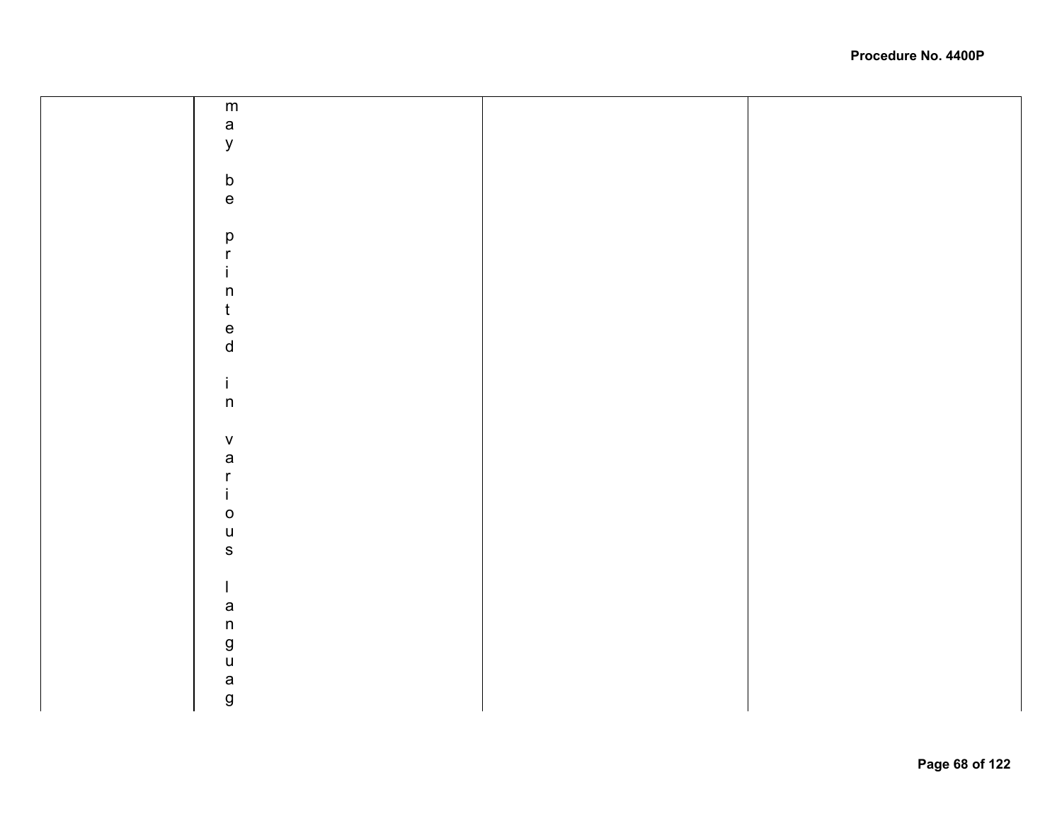|  |  |  |  |
|---|---|---|---|
|  | may be printed in various languag |  |  |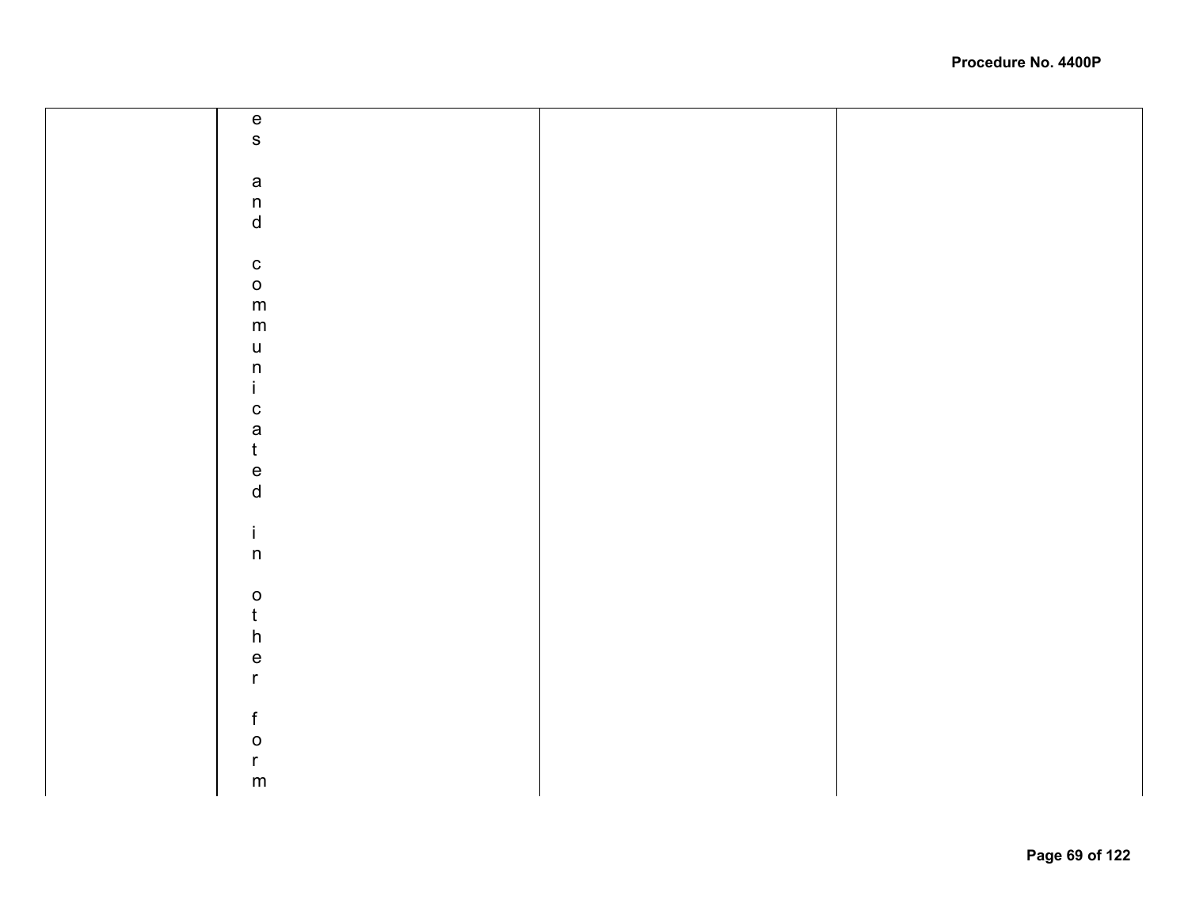|  |  |  |  |
|---|---|---|---|
|  | es and communicated in other form |  |  |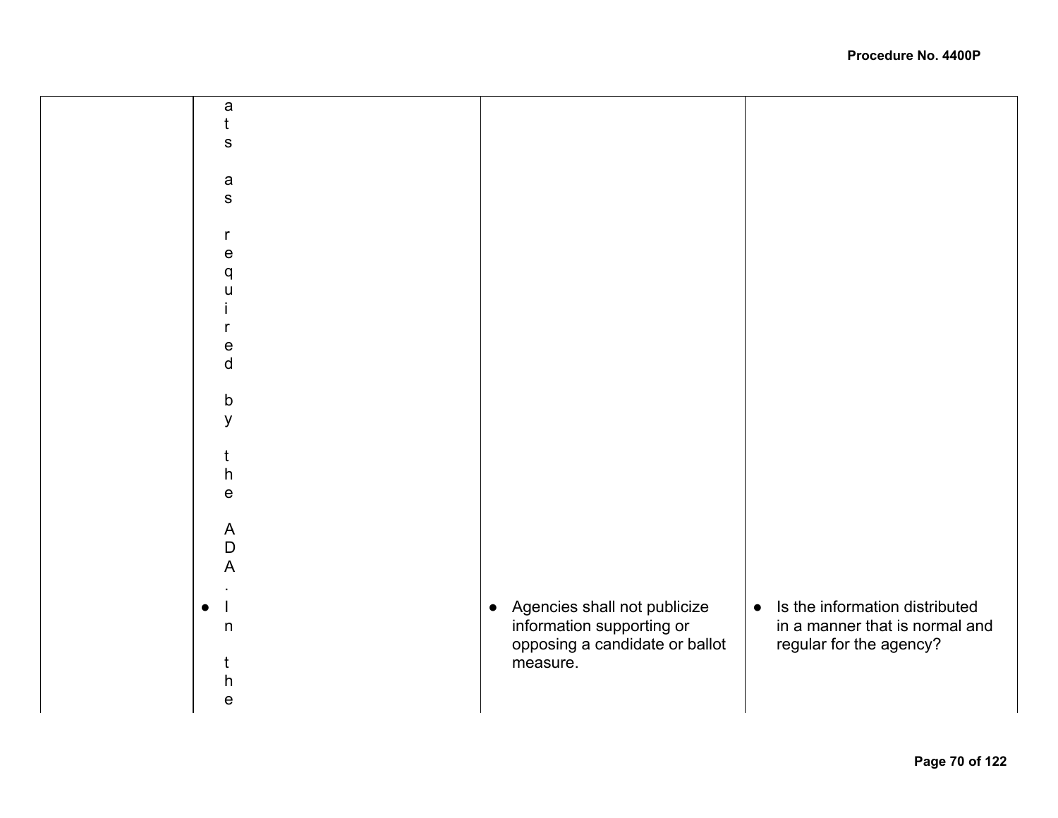| | | | |
|---|---|---|---|
| | ats as required by the ADA.<br>• In the | • Agencies shall not publicize information supporting or opposing a candidate or ballot measure. | • Is the information distributed in a manner that is normal and regular for the agency? |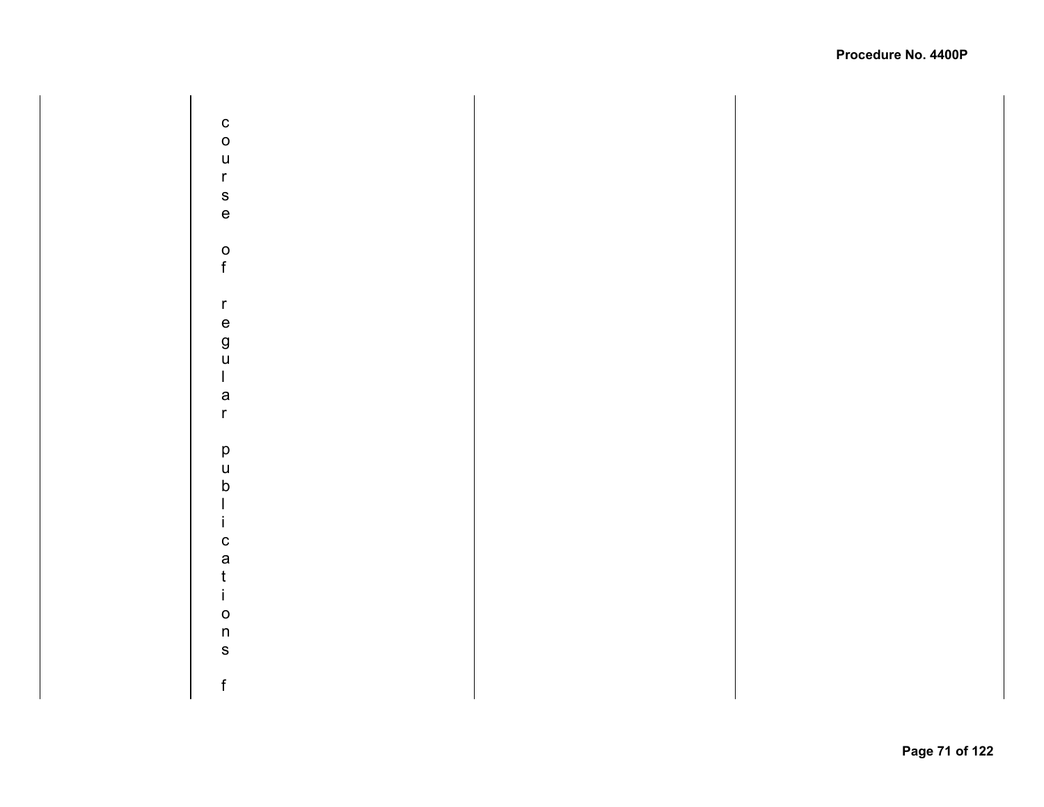|  | course of regular publications f |  |  |
|---|---|---|---|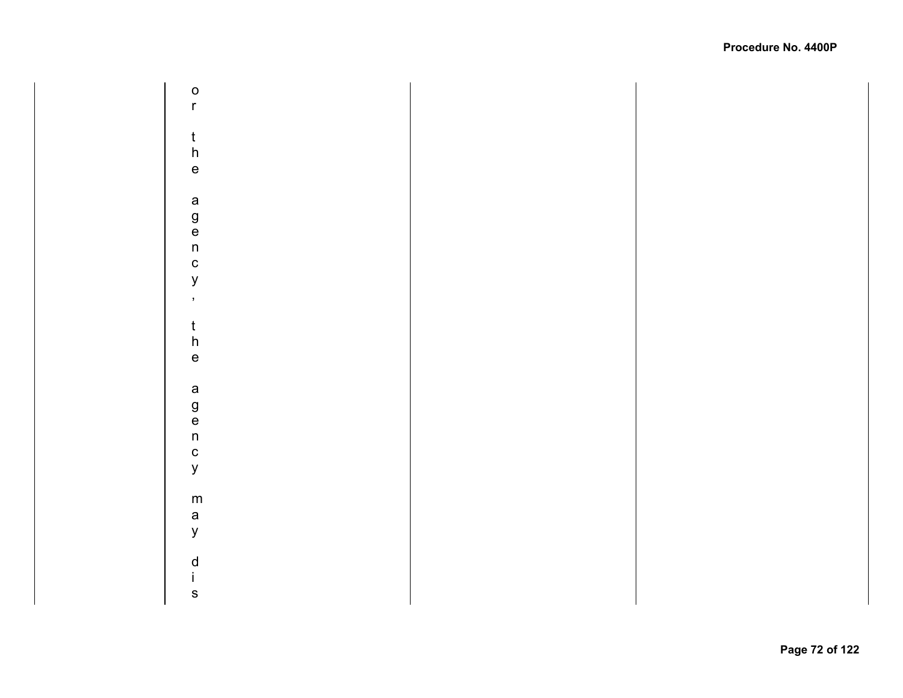|  | or the agency, the agency may dis |  |  |
|---|---|---|---|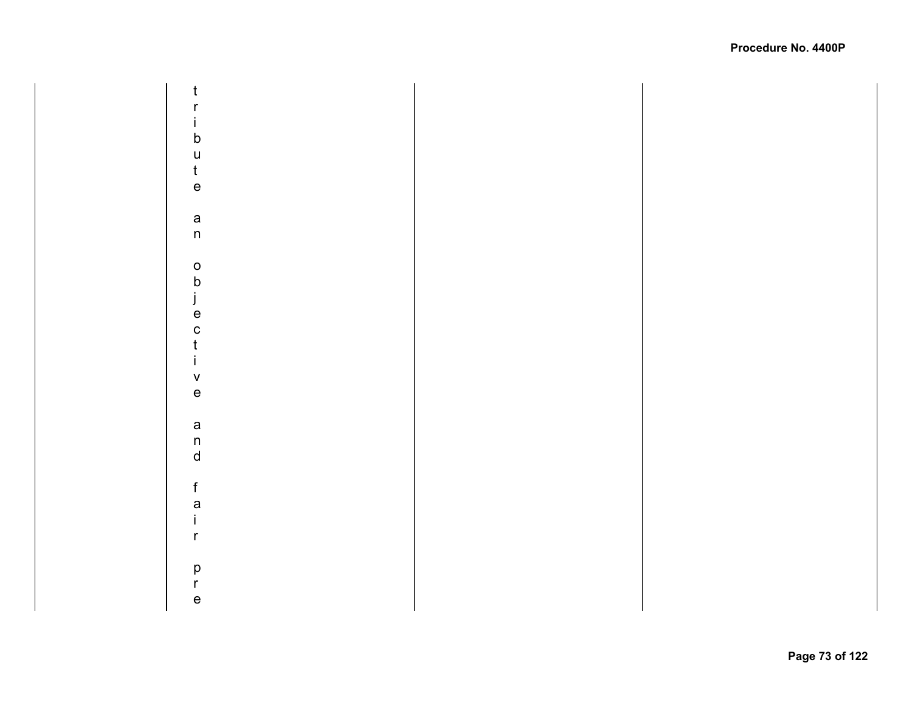| | | | |
|---|---|---|---|
| | tribute an objective and fair pre | | |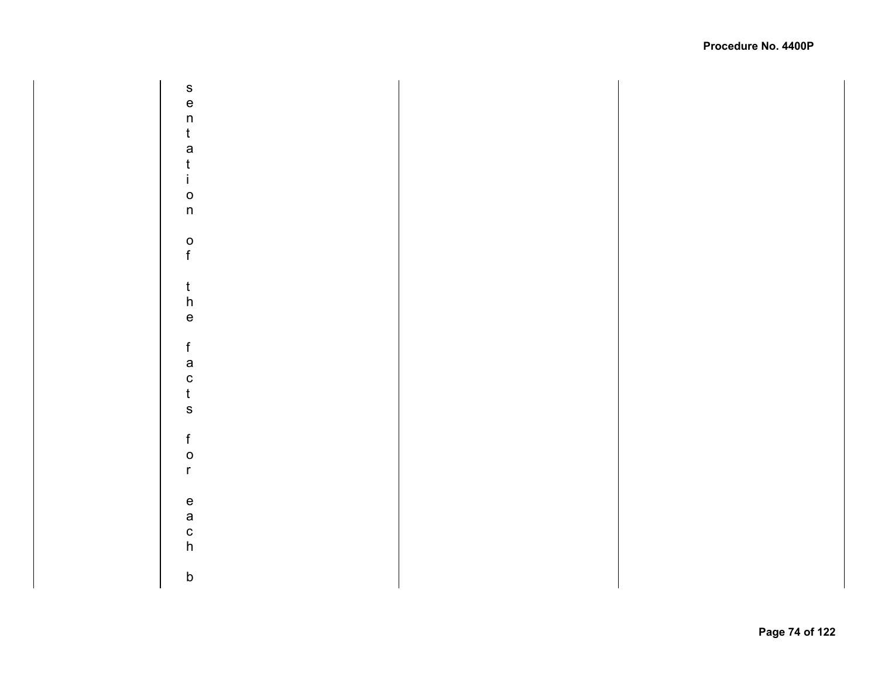| | sentation of the facts for each b | | |
|---|---|---|---|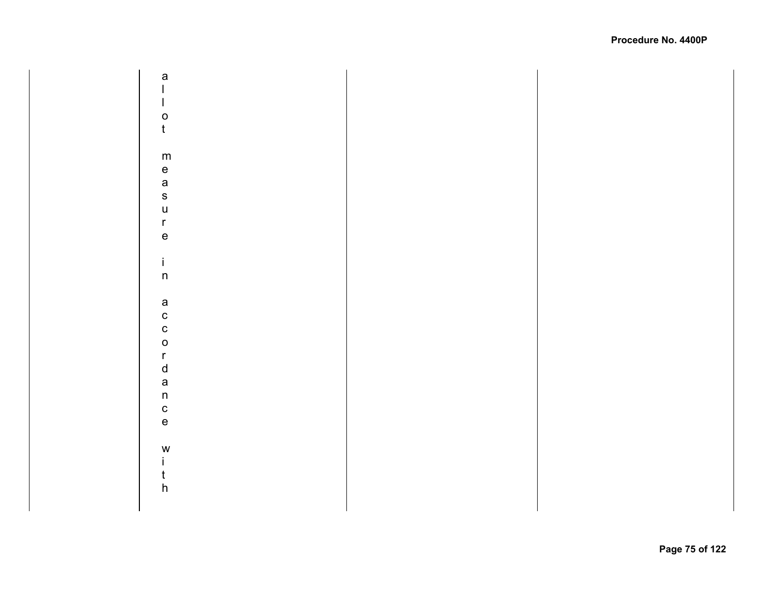|  | allot measure in accordance with |  |  |
| --- | --- | --- | --- |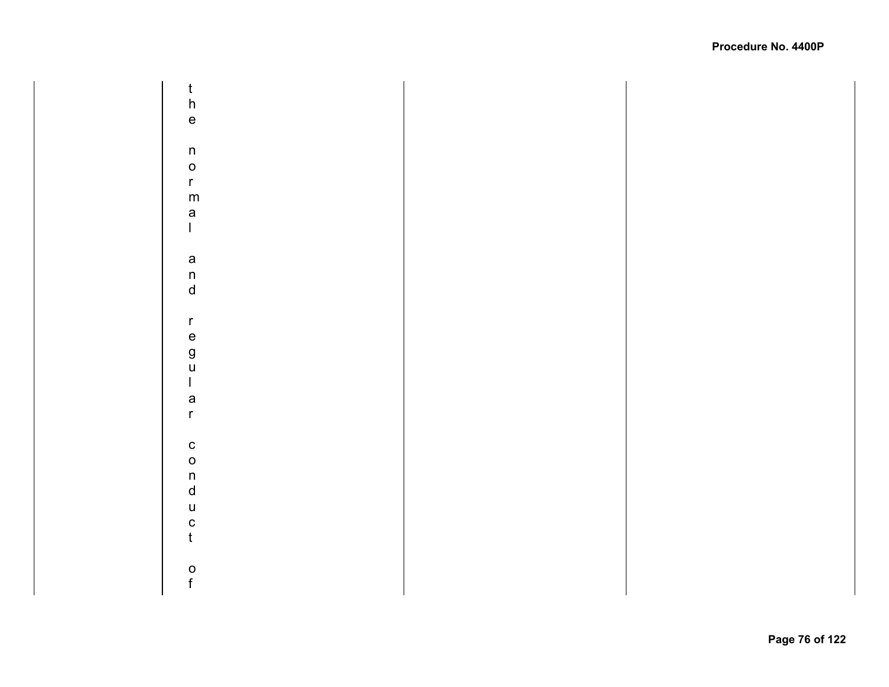| | | | |
|---|---|---|---|
| | the normal and regular conduct of | | |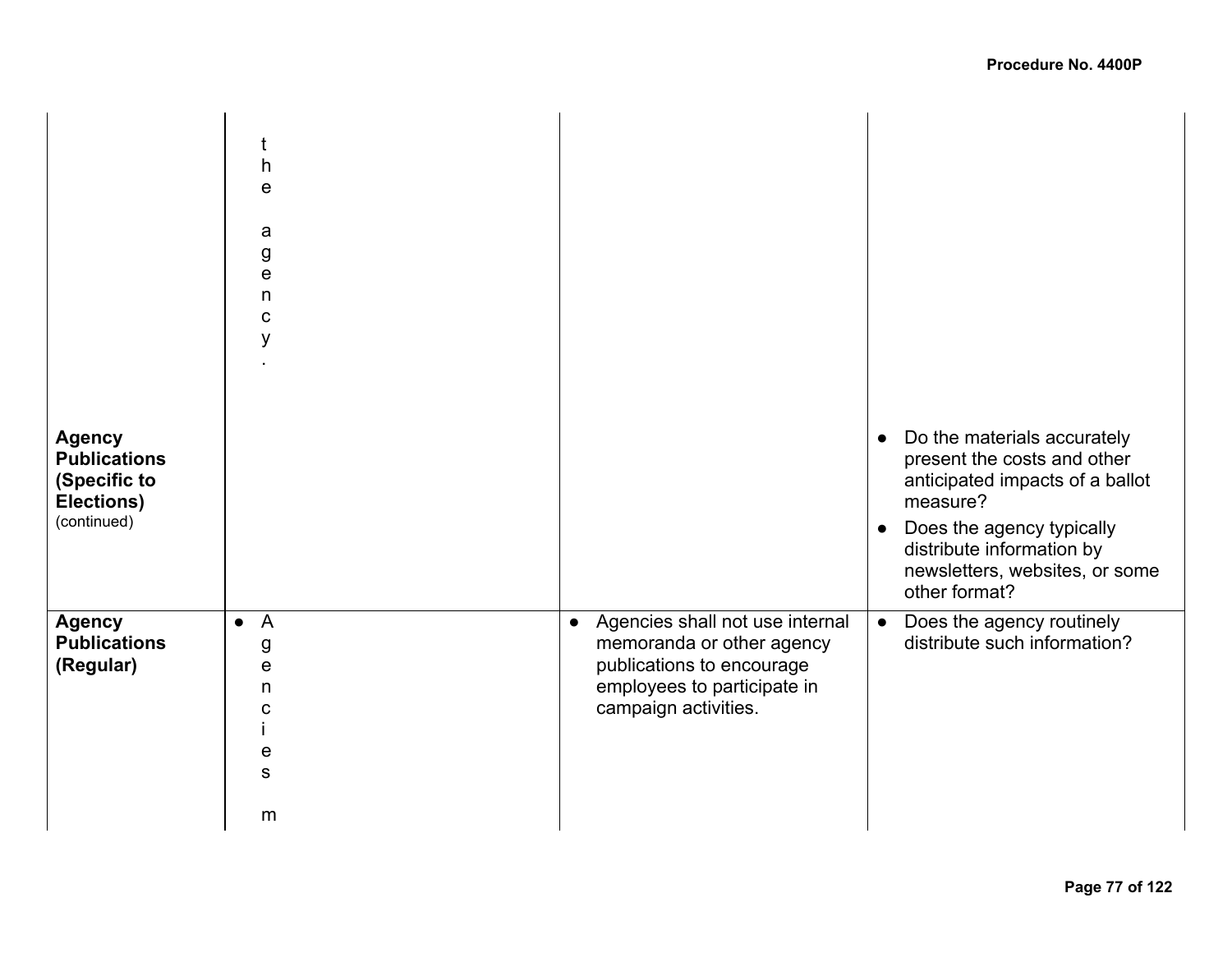| | | | |
|---|---|---|---|
| | the agency. | | |
| **Agency Publications (Specific to Elections)** (continued) | | | ● Do the materials accurately present the costs and other anticipated impacts of a ballot measure?<br>● Does the agency typically distribute information by newsletters, websites, or some other format? |
| **Agency Publications (Regular)** | ● Agencies m | ● Agencies shall not use internal memoranda or other agency publications to encourage employees to participate in campaign activities. | ● Does the agency routinely distribute such information? |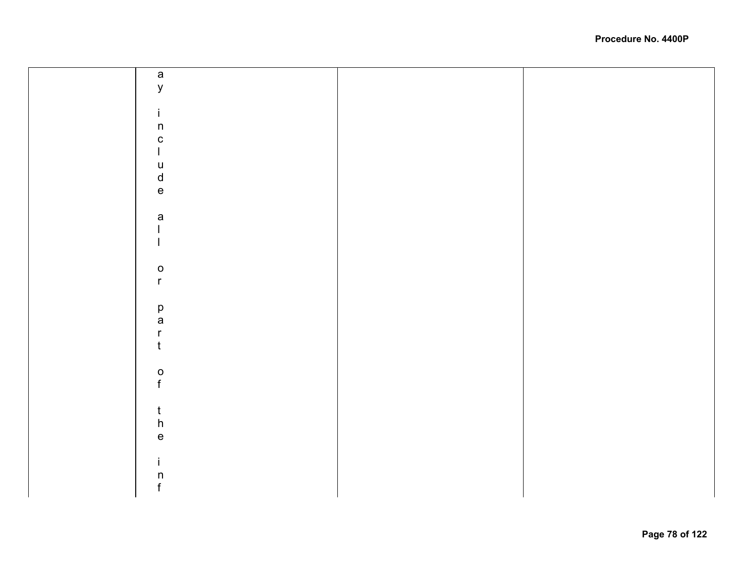|  |  |  |  |
|---|---|---|---|
|  | ay include all or part of the inf |  |  |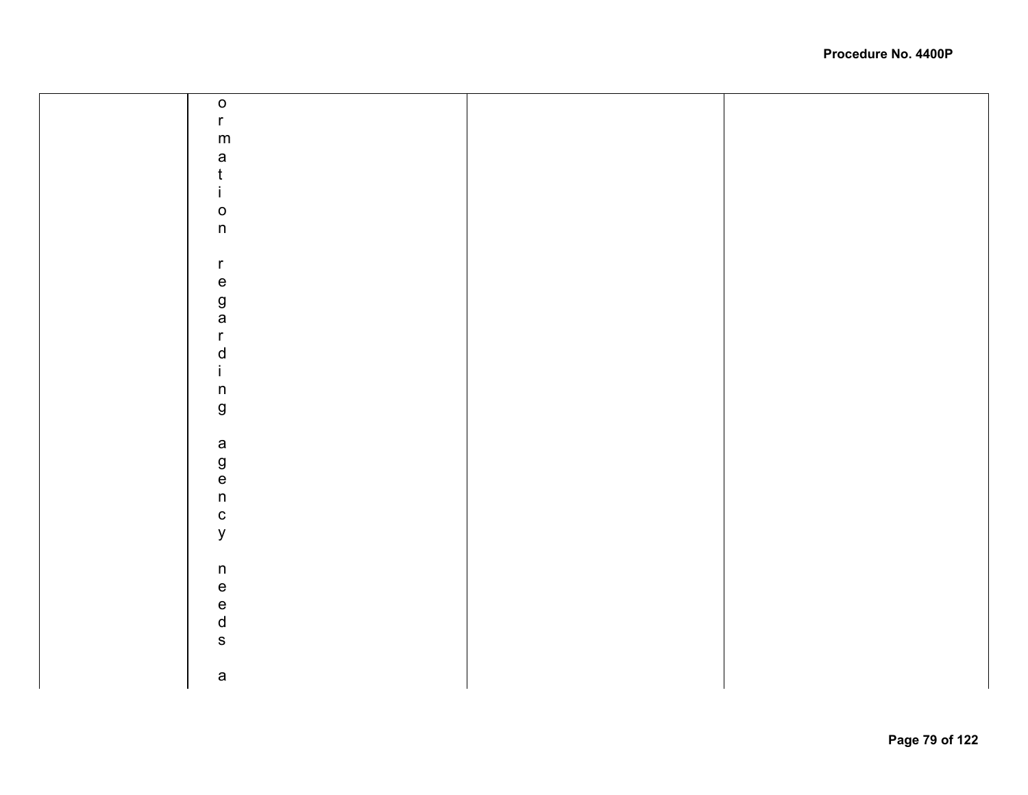| | | | |
|---|---|---|---|
| | ormation regarding agency needs a | | |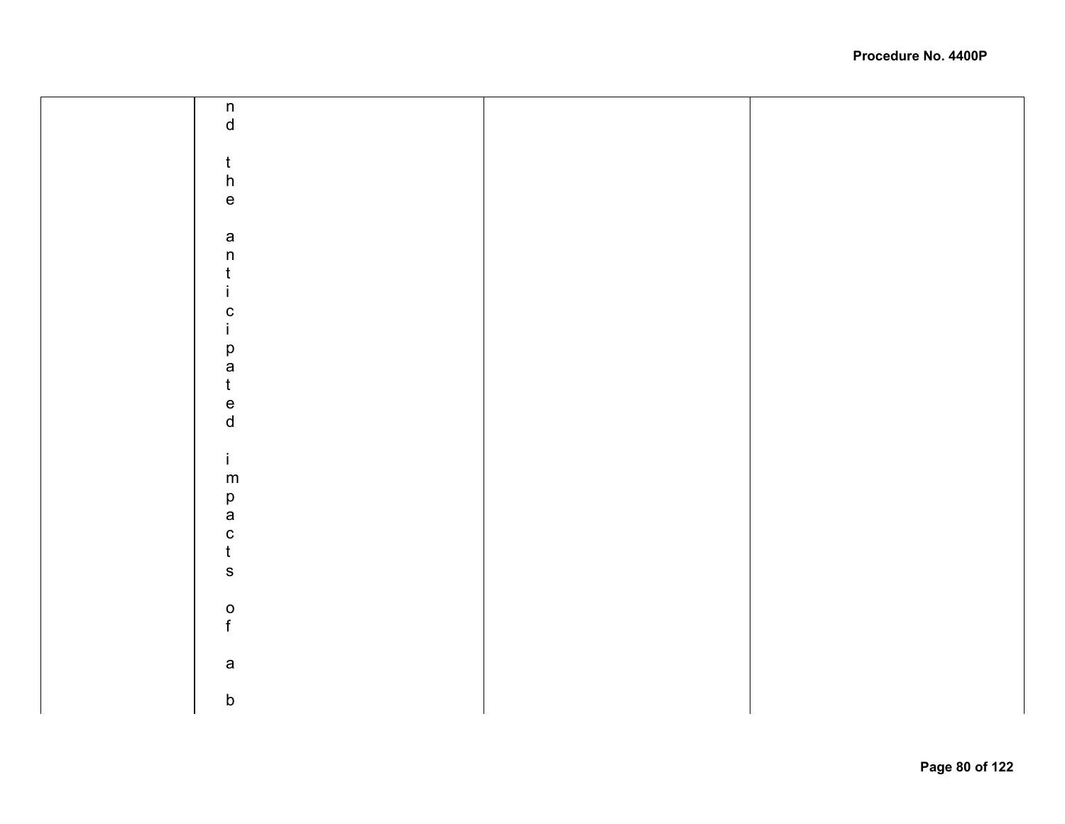| | nd the anticipated impacts of a b | | |
|---|---|---|---|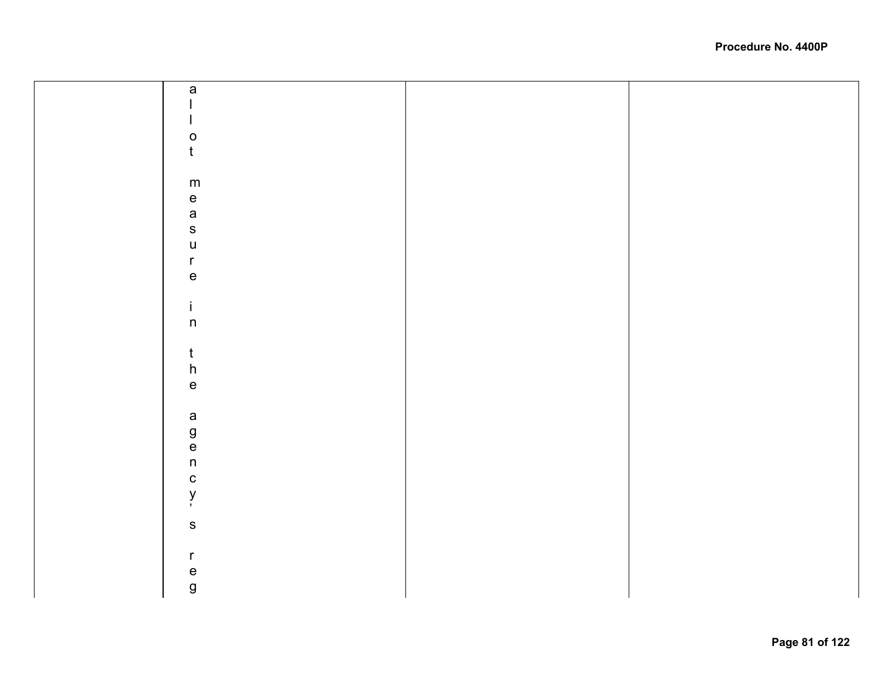| | allot measure in the agency's reg | | |
|---|---|---|---|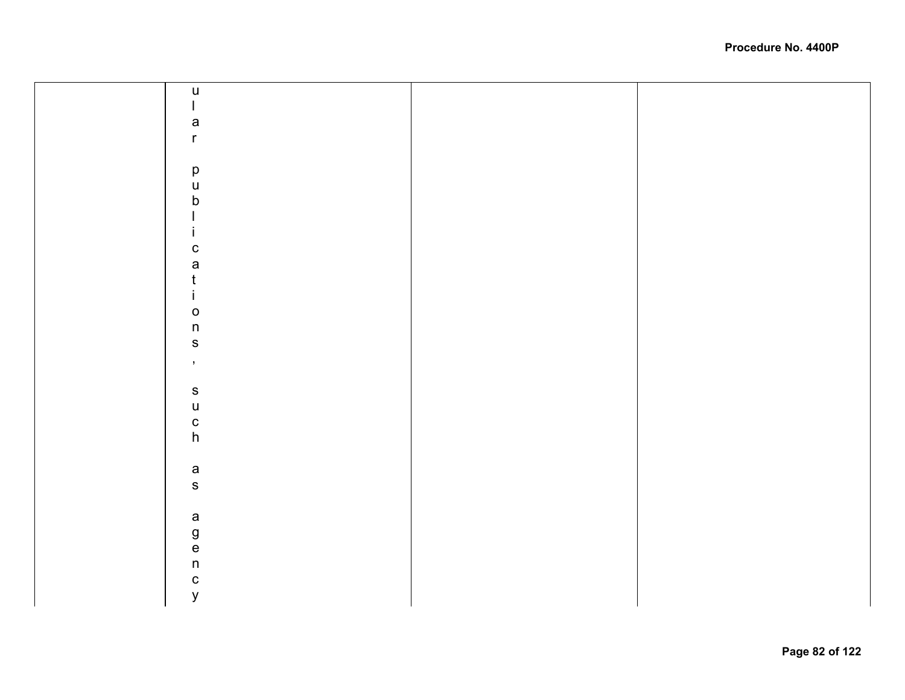|  | ular publications, such as agency |  |  |
|---|---|---|---|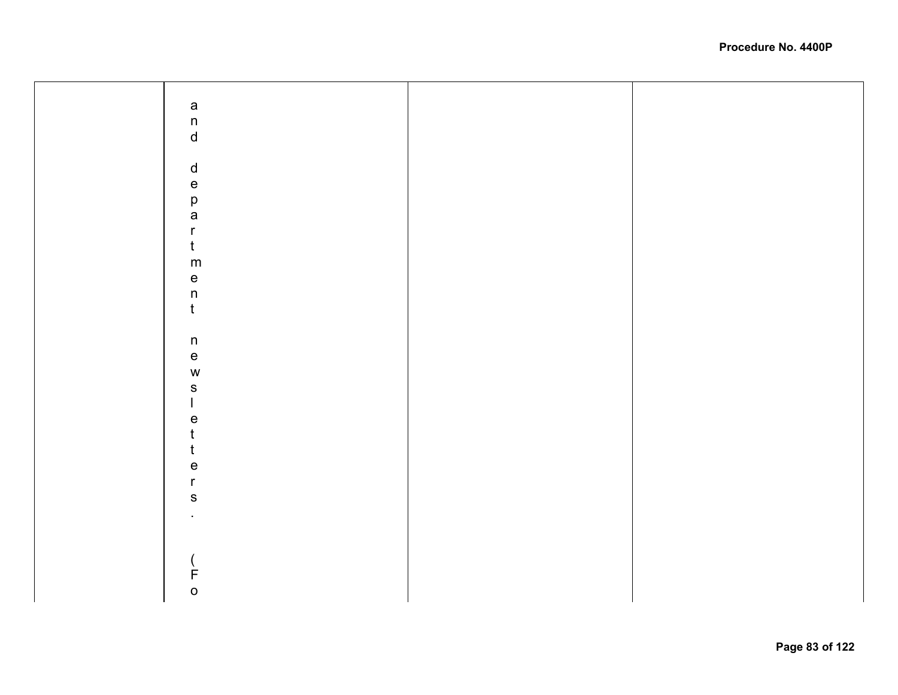|  |  |  |  |
|---|---|---|---|
|  | and department newsletters. (Fo |  |  |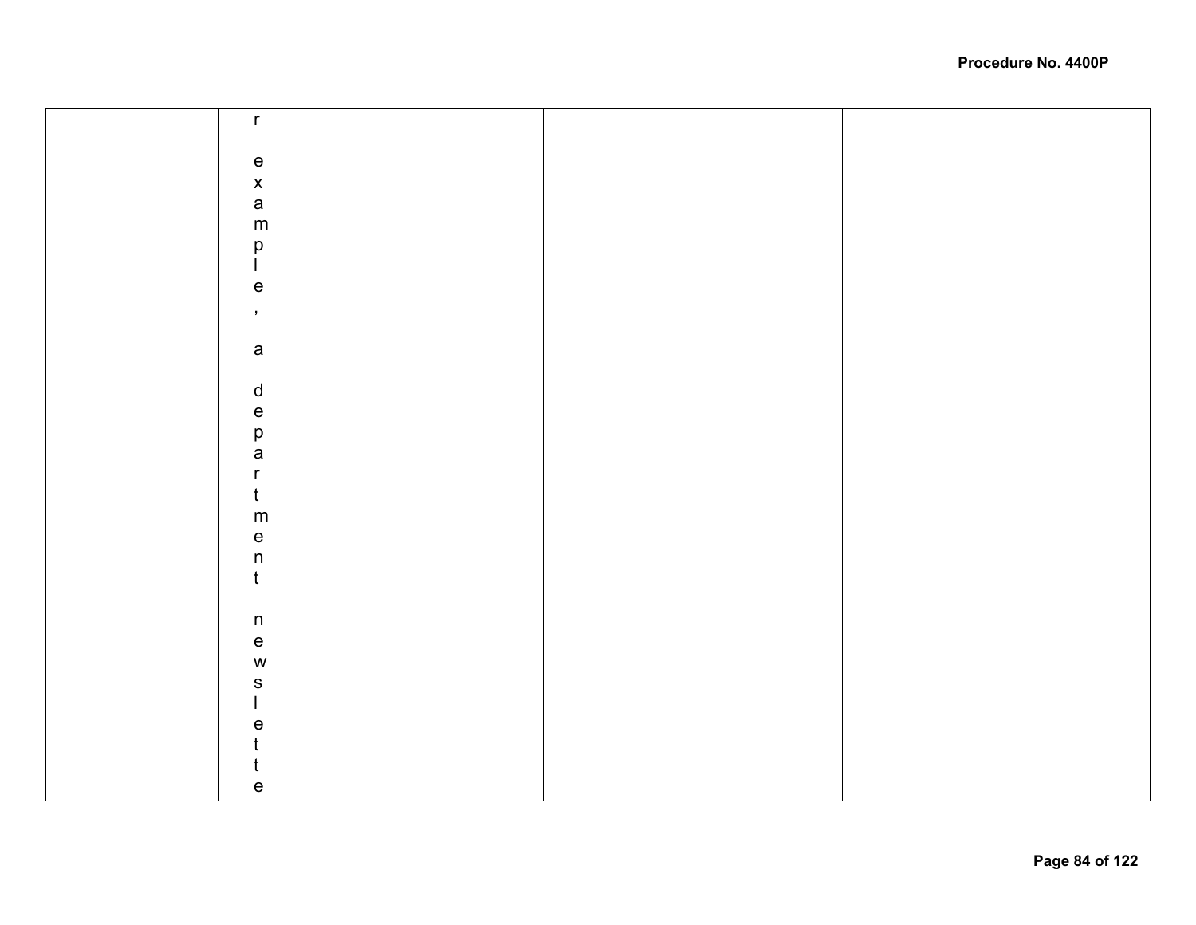|  |  |  |  |
|---|---|---|---|
|  | r example, a department newslette |  |  |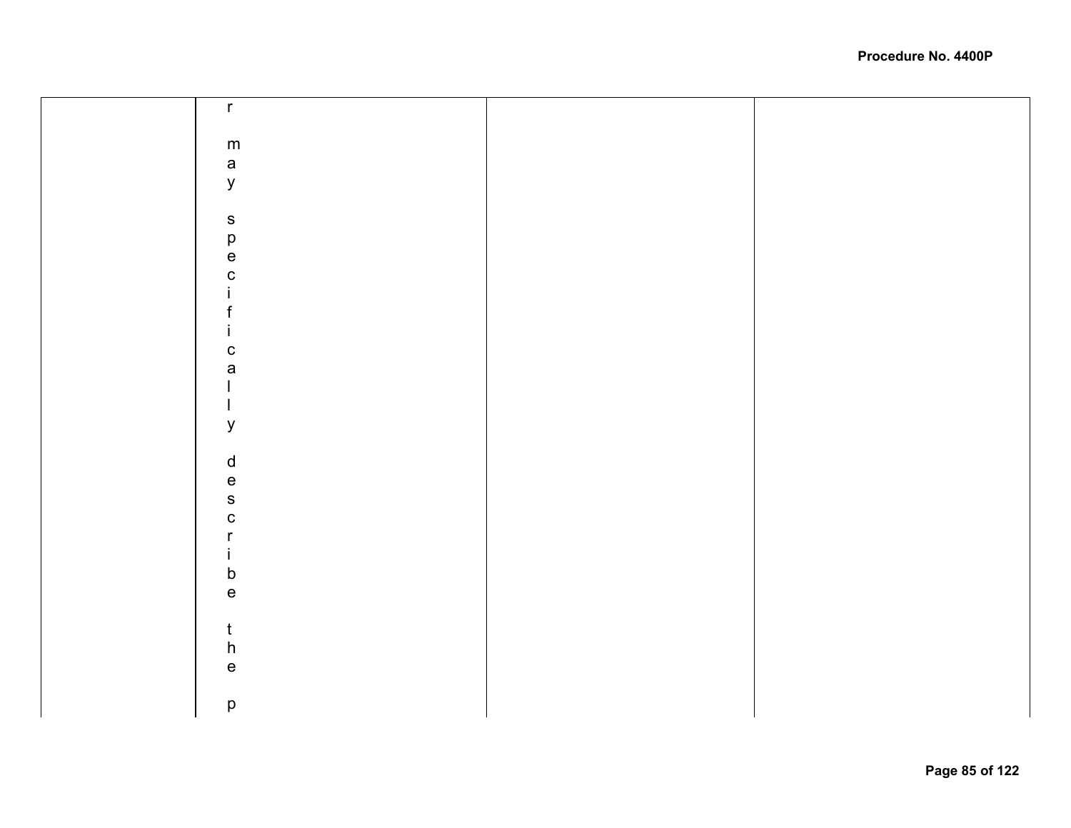|  | r may specifically describe the p |  |  |
|---|---|---|---|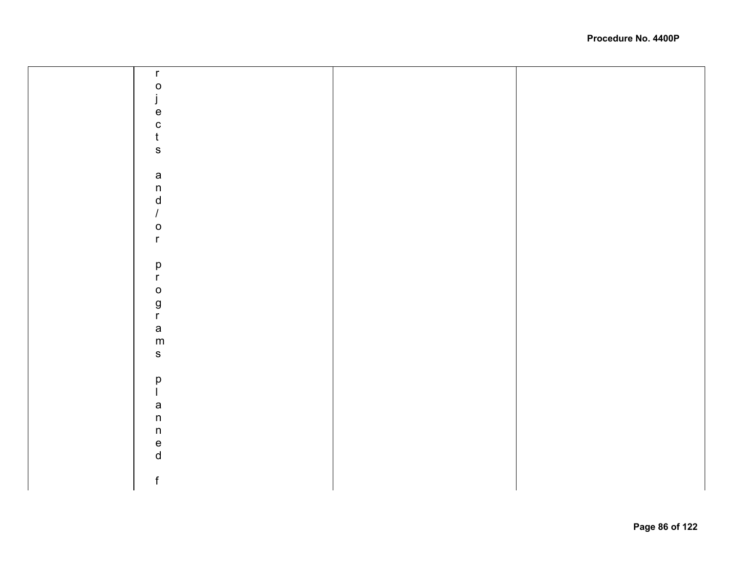|  | rojects and/or programs planned f |  |  |
| --- | --- | --- | --- |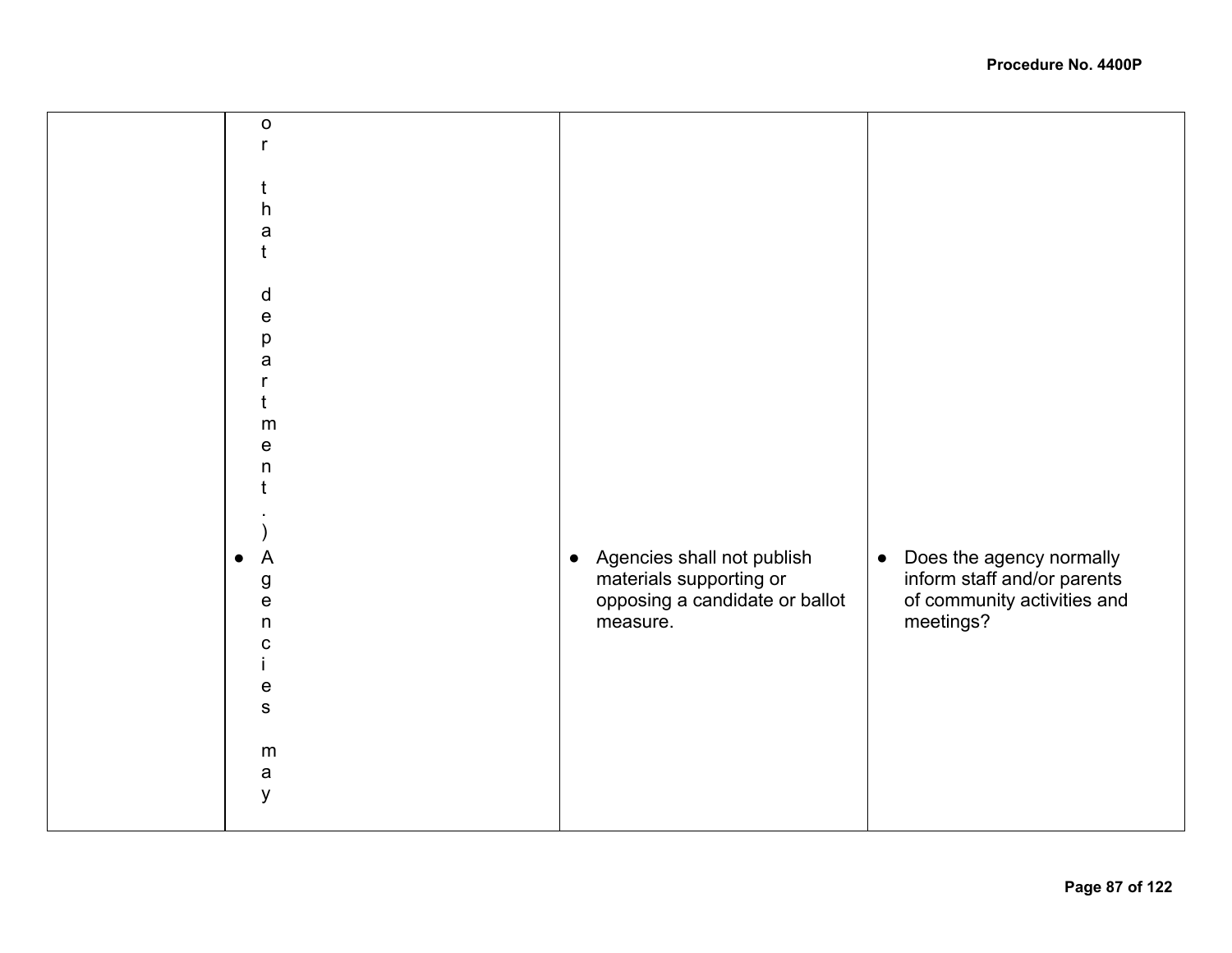| | | | |
|---|---|---|---|
| | or that department.)<br>● Agencies may | ● Agencies shall not publish materials supporting or opposing a candidate or ballot measure. | ● Does the agency normally inform staff and/or parents of community activities and meetings? |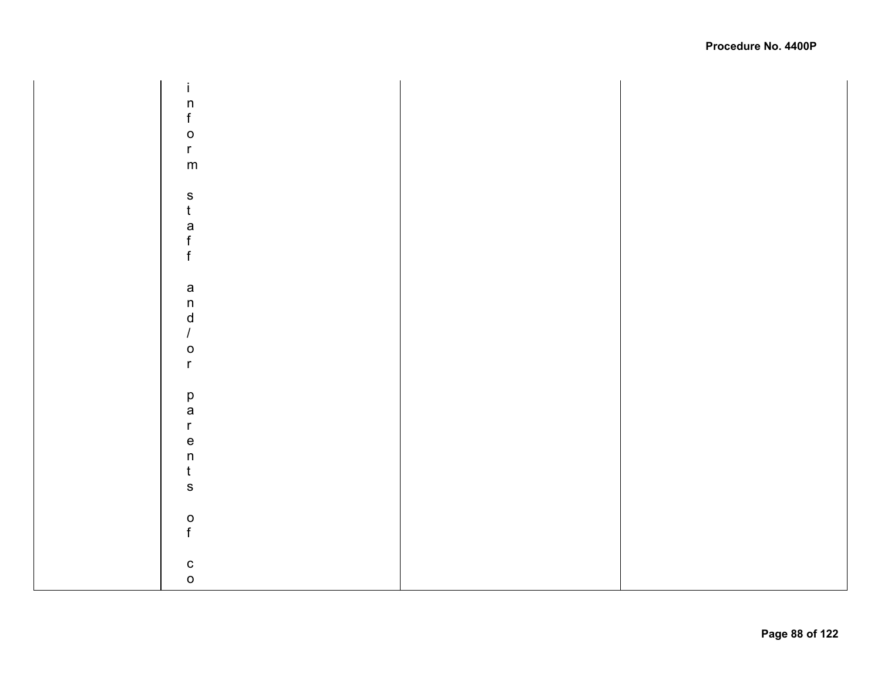|  |  |  |  |
|---|---|---|---|
|  | inform staff and/or parents of co |  |  |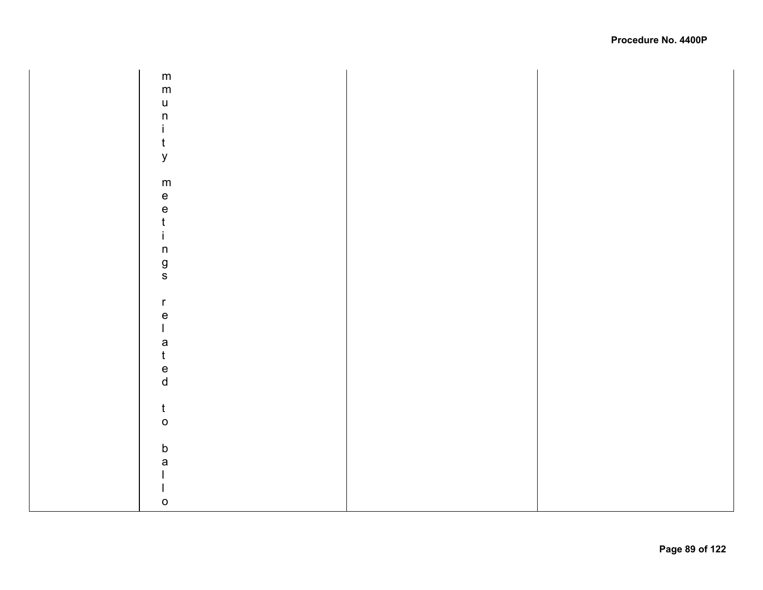| | mmunity meetings related to ballo | | |
|---|---|---|---|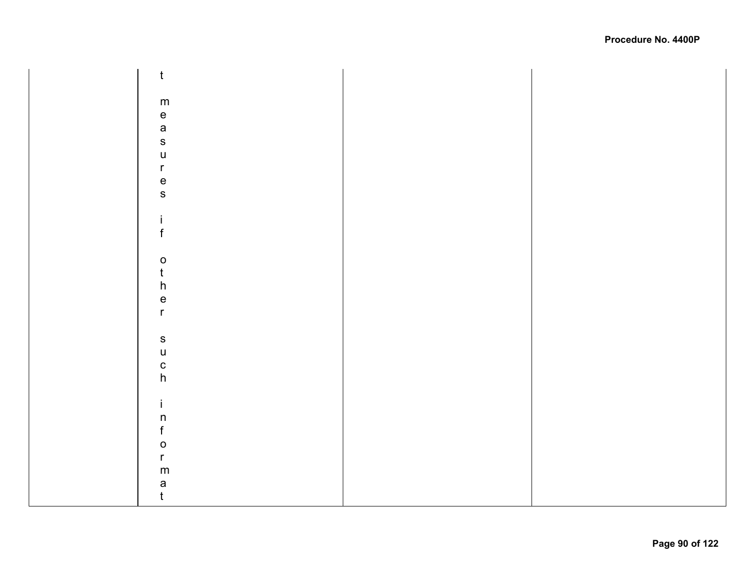|  | t measures if other such informat |  |  |
|---|---|---|---|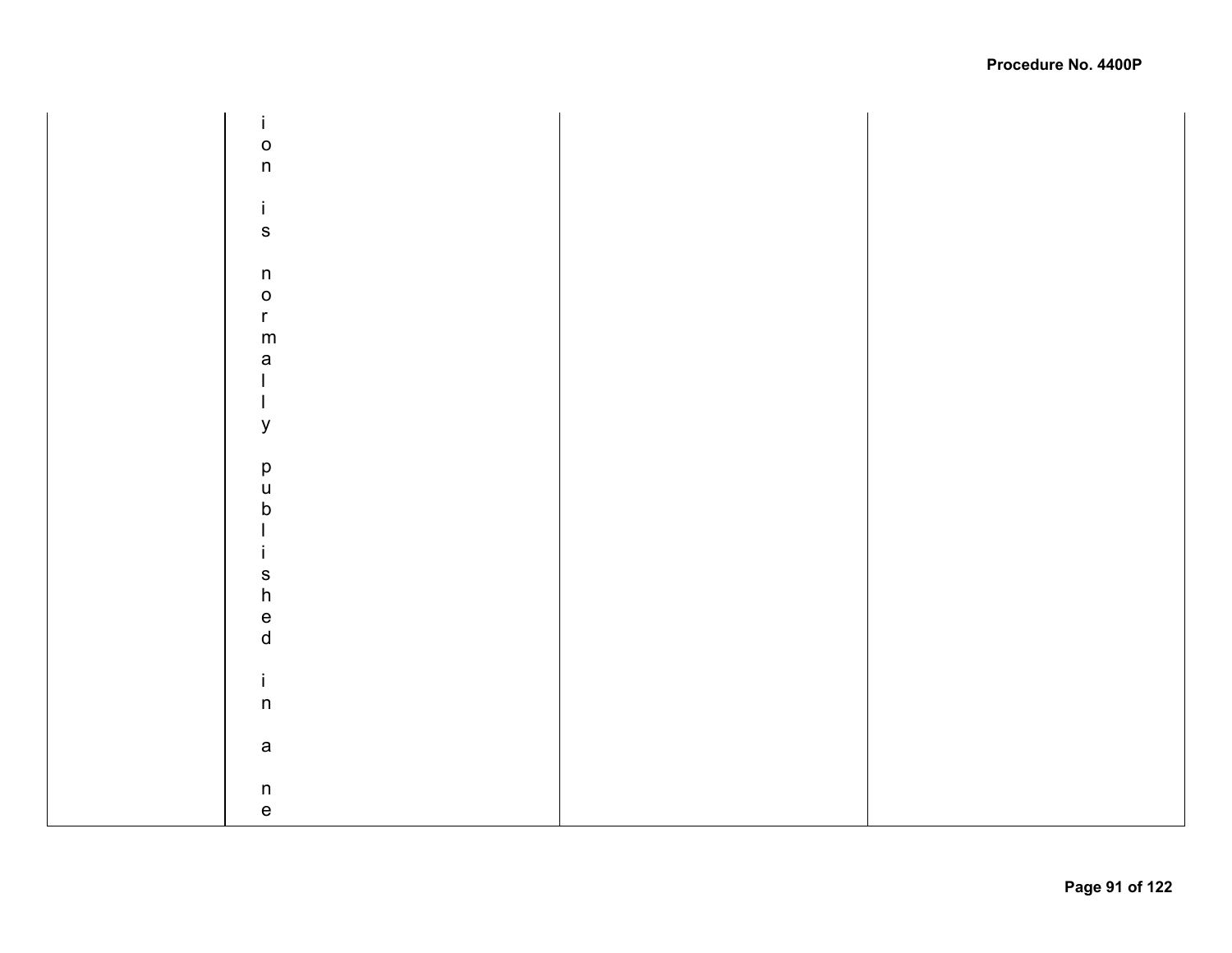|  | ion is normally published in a ne |  |  |
|---|---|---|---|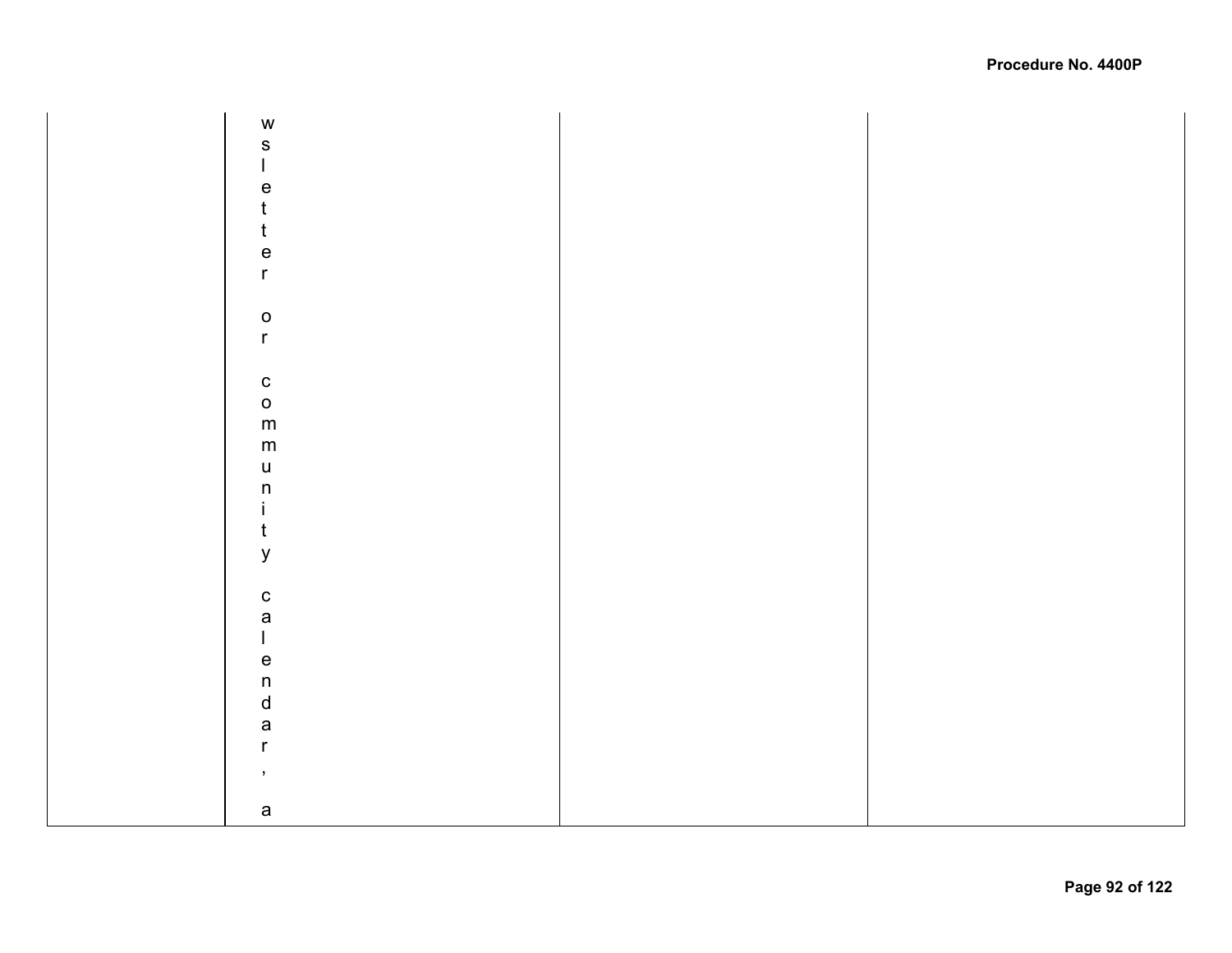|  | wsletter or community calendar, a |  |  |
|---|---|---|---|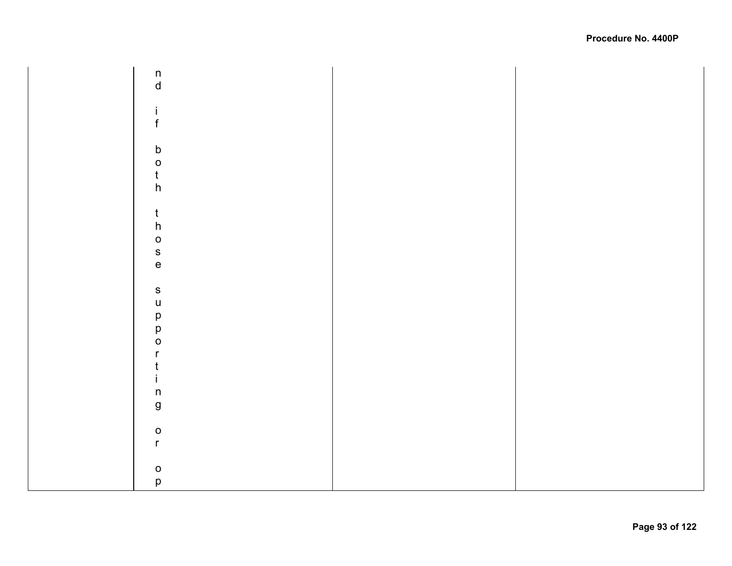|  | nd if both those supporting or op |  |  |
|---|---|---|---|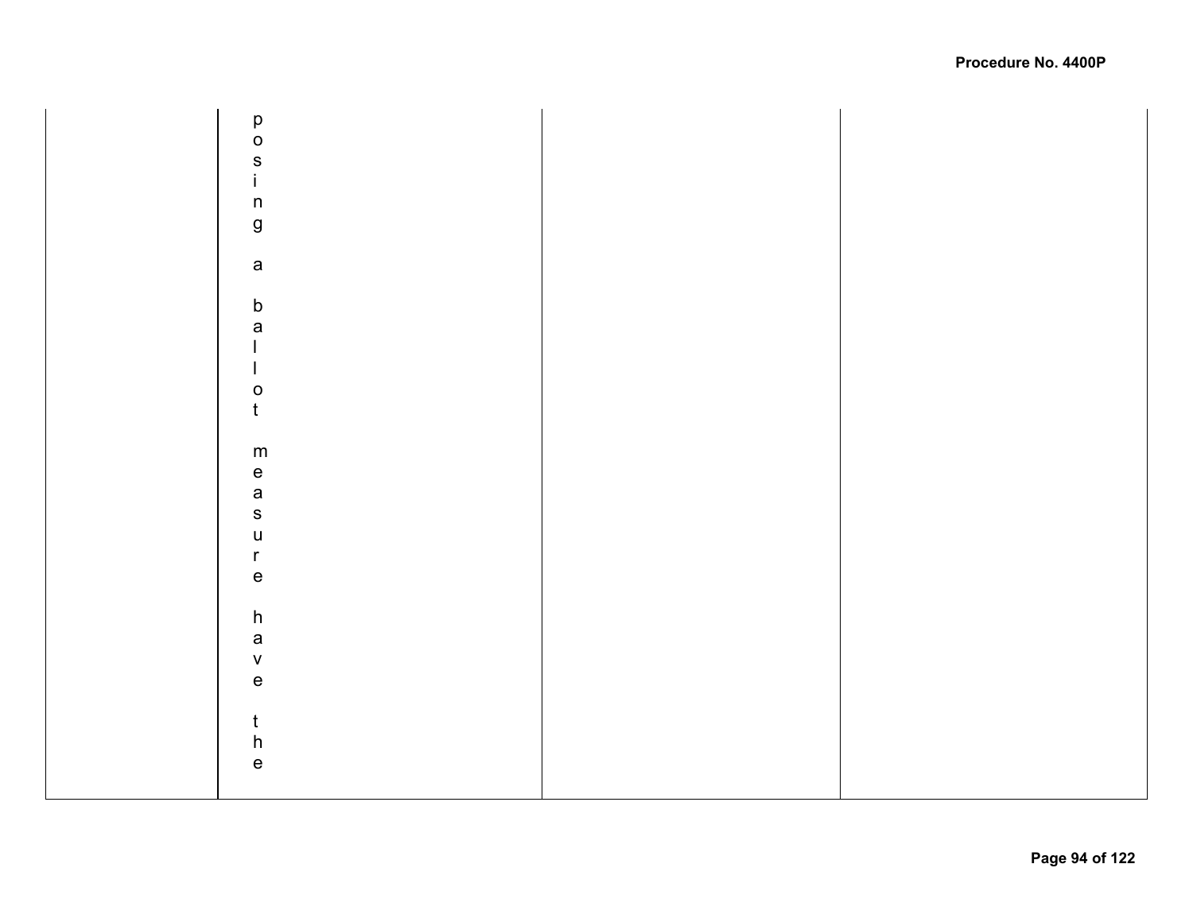|  | posing a ballot measure have the |  |  |
|---|---|---|---|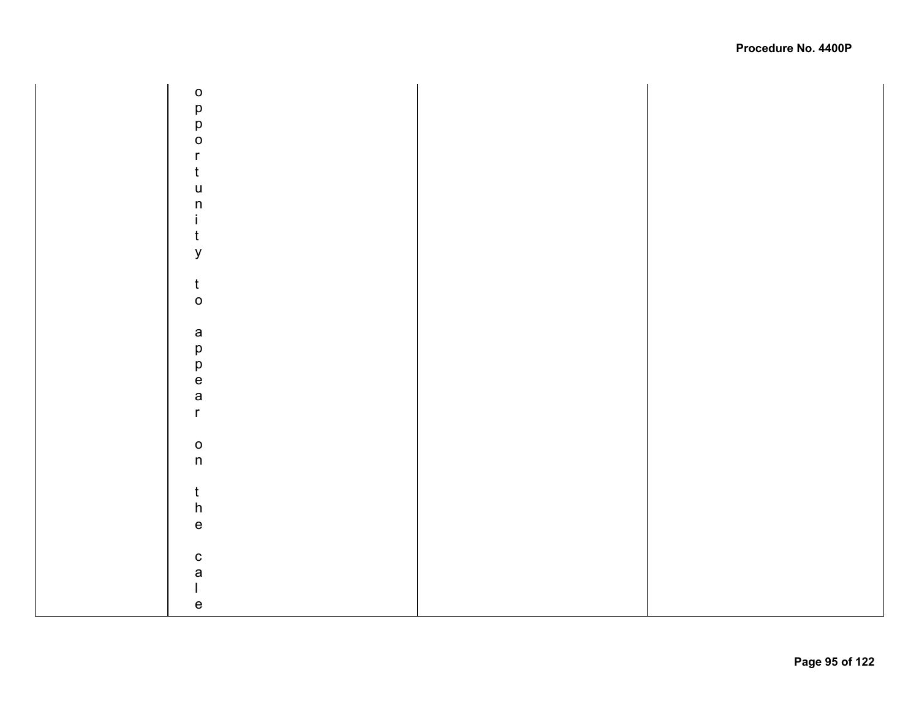| | | | |
|---|---|---|---|
| | opportunity to appear on the cale | | |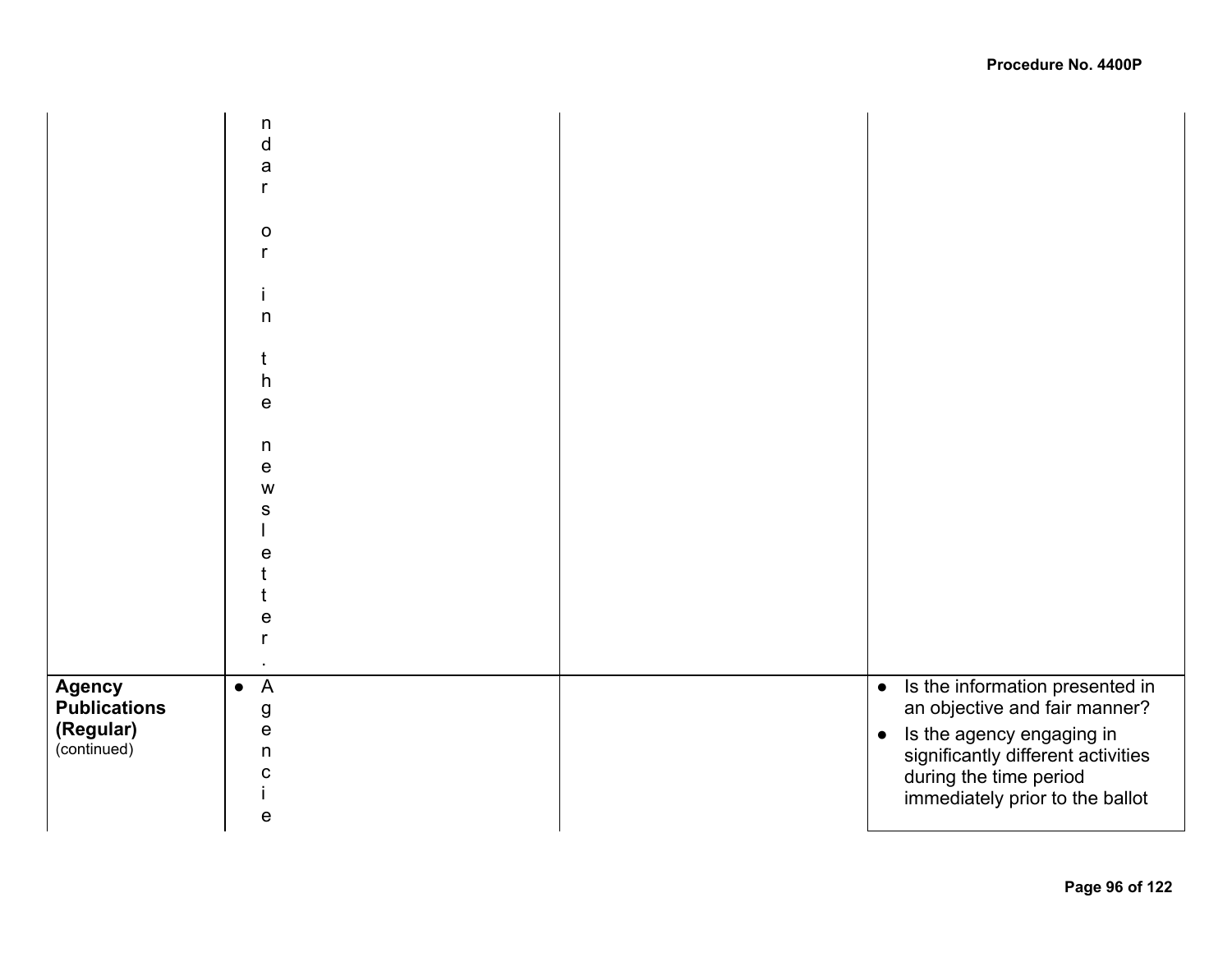| | | | |
|---|---|---|---|
| | ndar or in the newsletter. | | |
| **Agency Publications (Regular)** (continued) | • Agencie | | • Is the information presented in an objective and fair manner?<br>• Is the agency engaging in significantly different activities during the time period immediately prior to the ballot |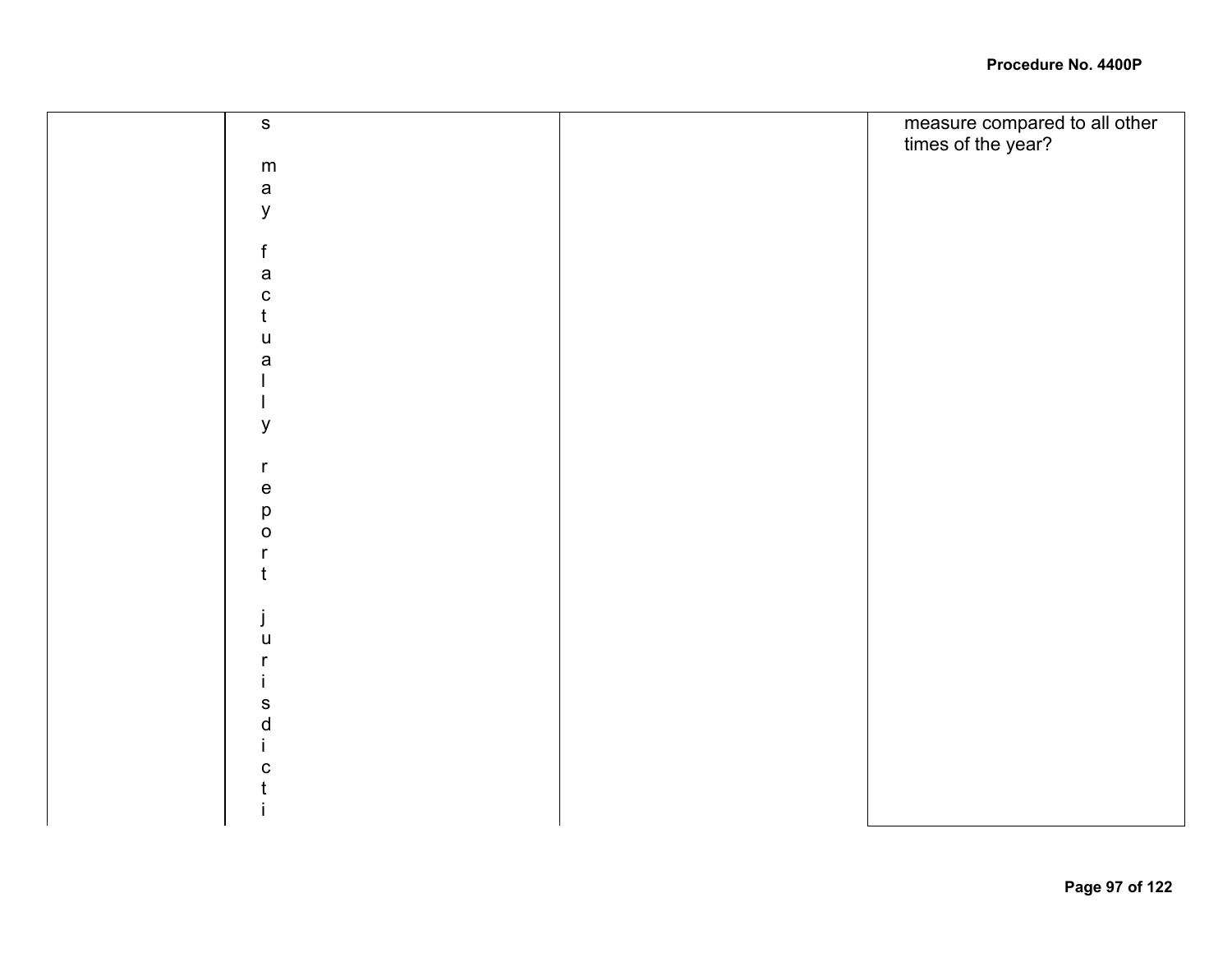| | | | |
|---|---|---|---|
| | s may factually report jurisdicti | | measure compared to all other times of the year? |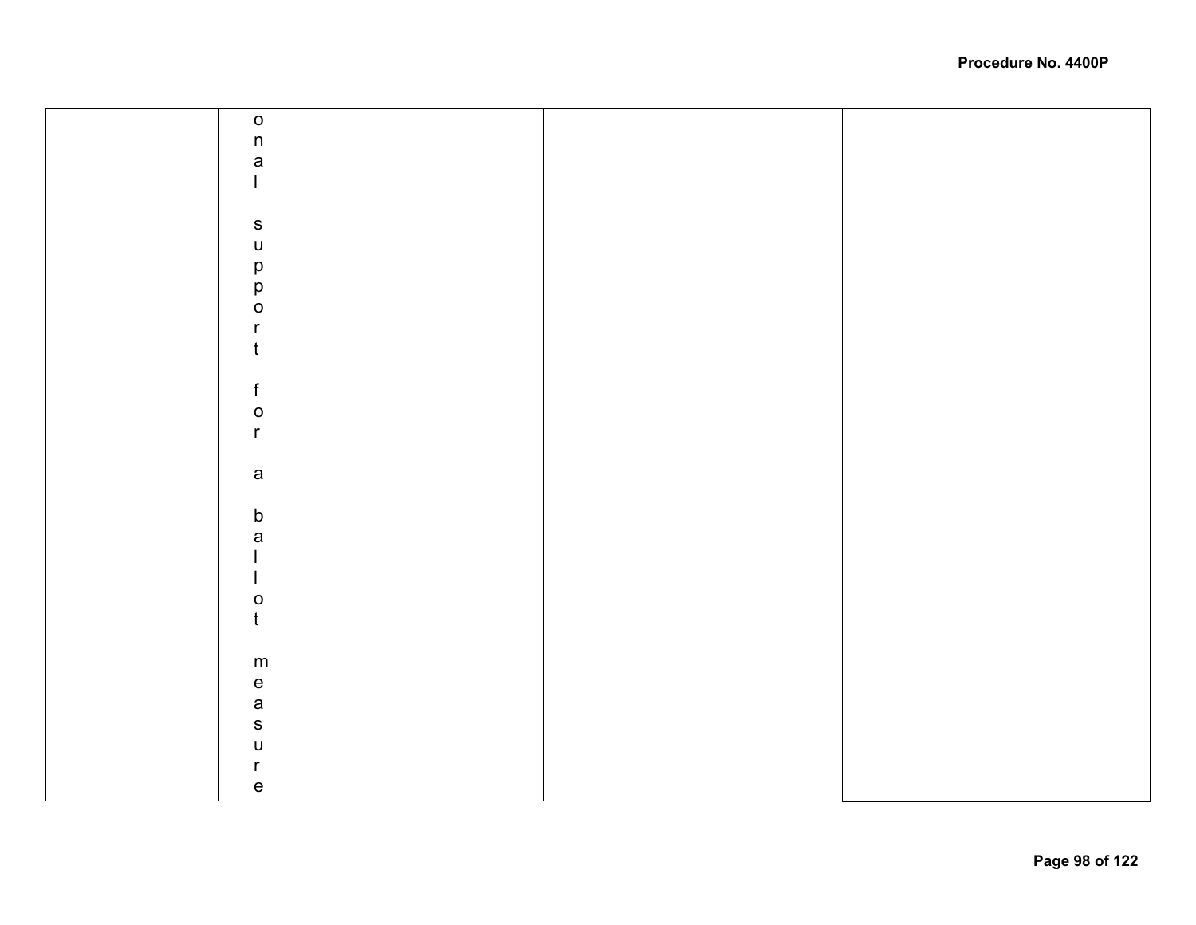|  |  |  |  |
| --- | --- | --- | --- |
|  | onal support for a ballot measure |  |  |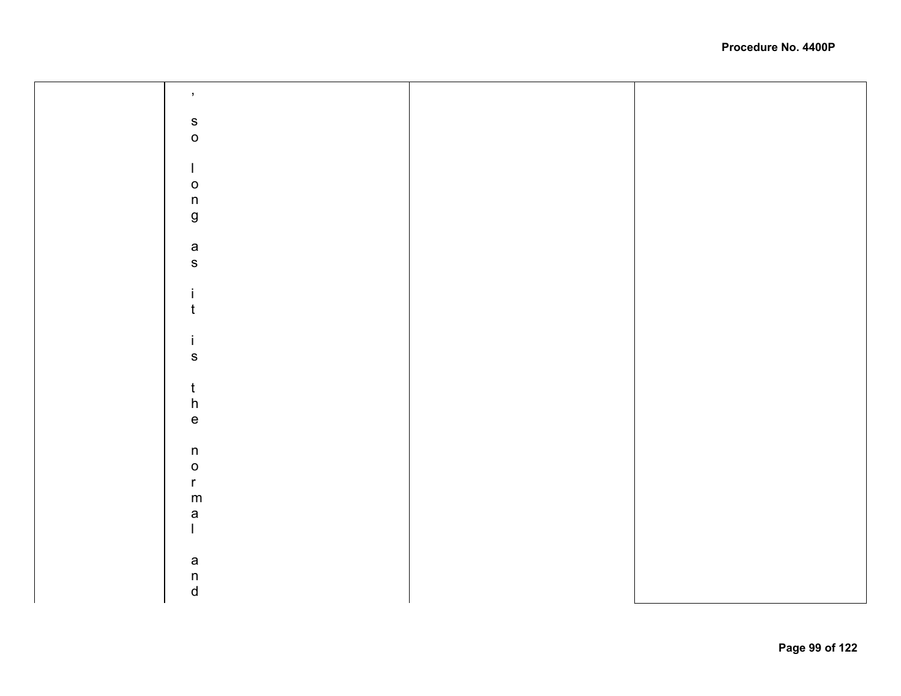|  |  |  |  |
|---|---|---|---|
|  | , so long as it is the normal and |  |  |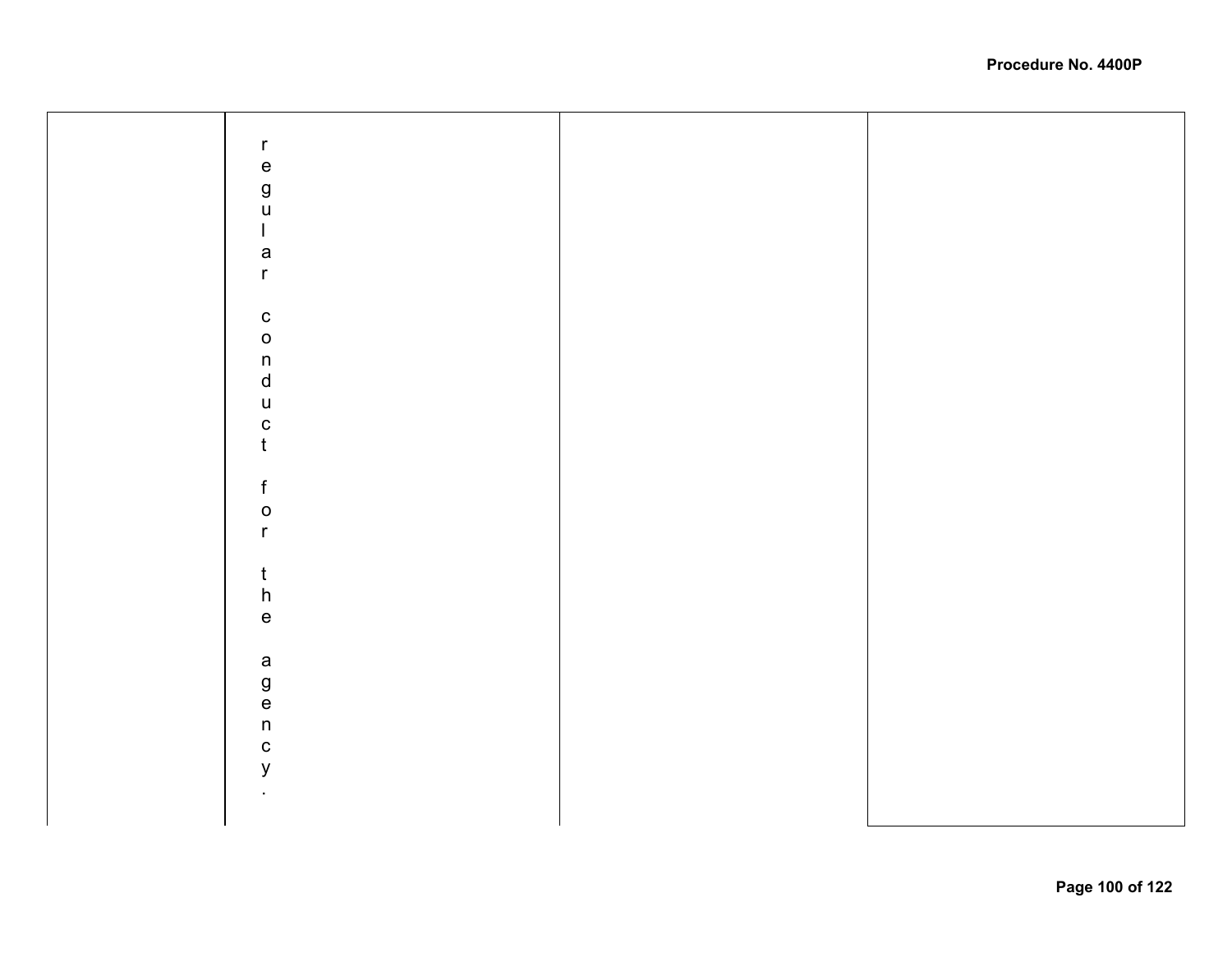|  |  |  |  |
|---|---|---|---|
|  | regular conduct for the agency. |  |  |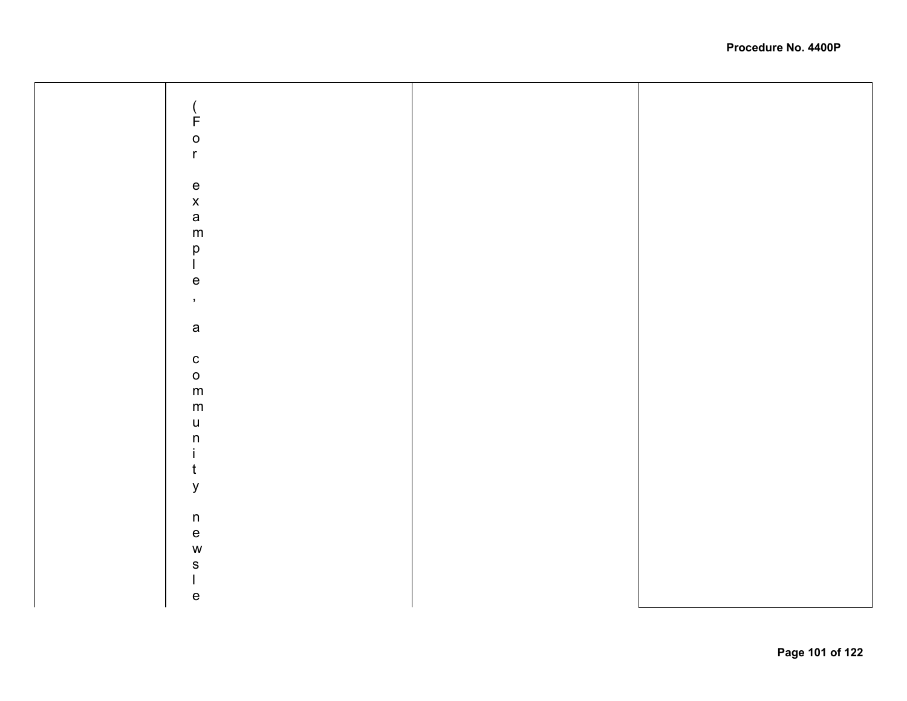|  |  |  |  |
|---|---|---|---|
|  | (For example, a community newsle |  |  |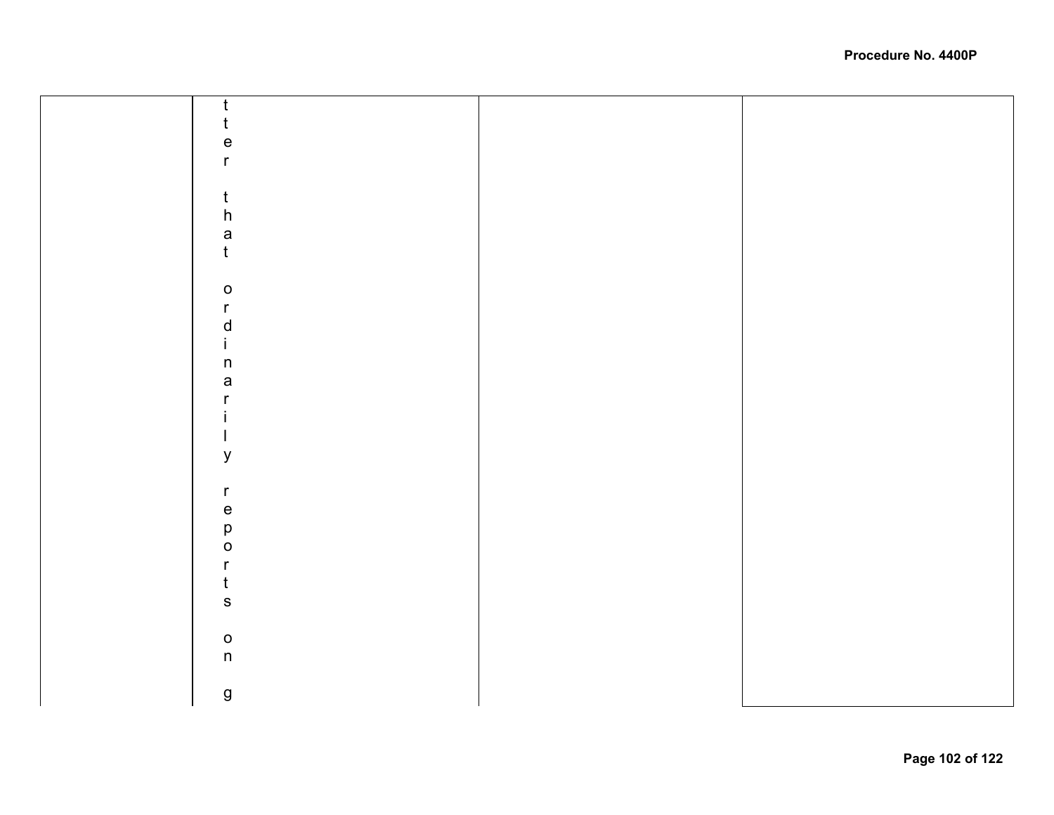| | | | |
|---|---|---|---|
| | tter that ordinarily reports on g | | |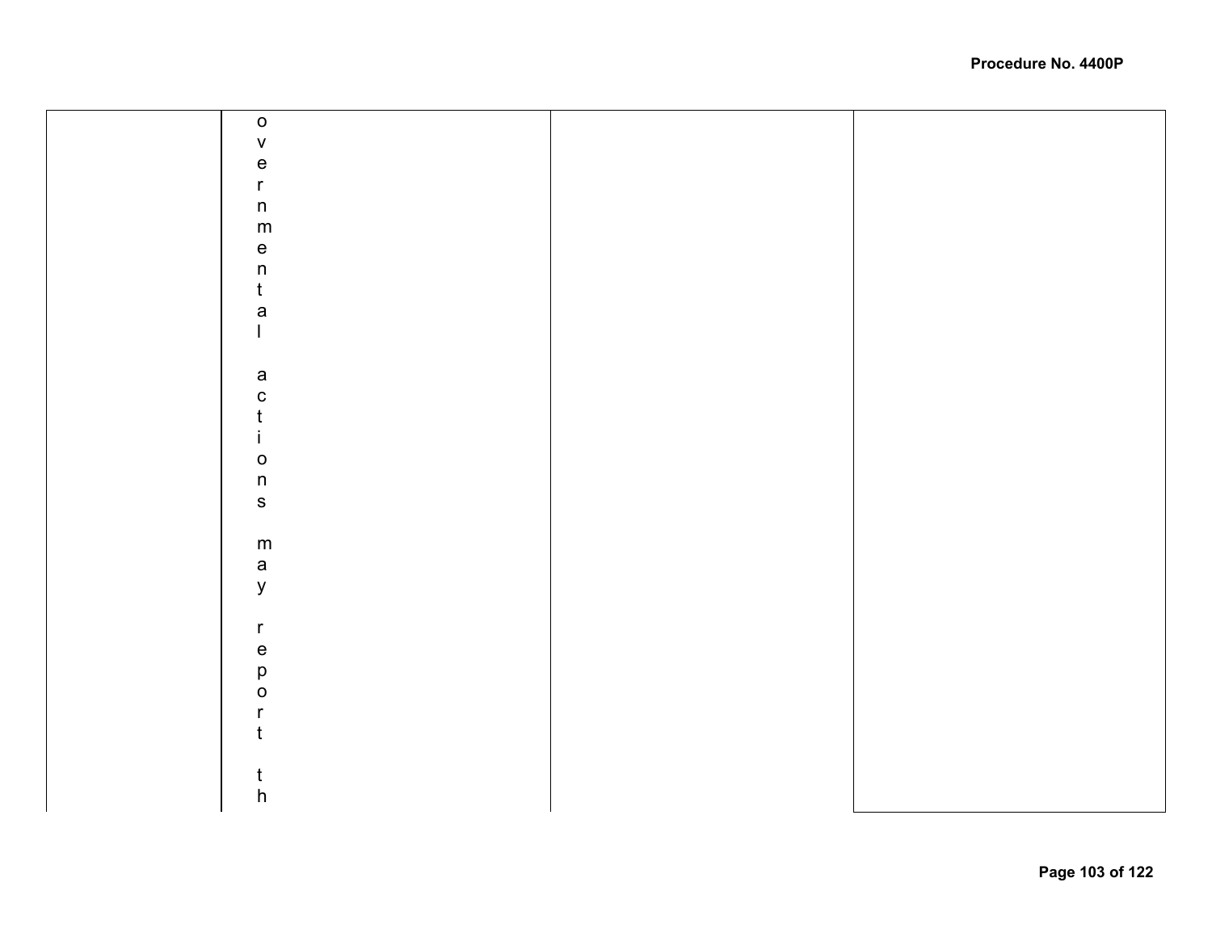| | overnmental actions may report th | | |
|---|---|---|---|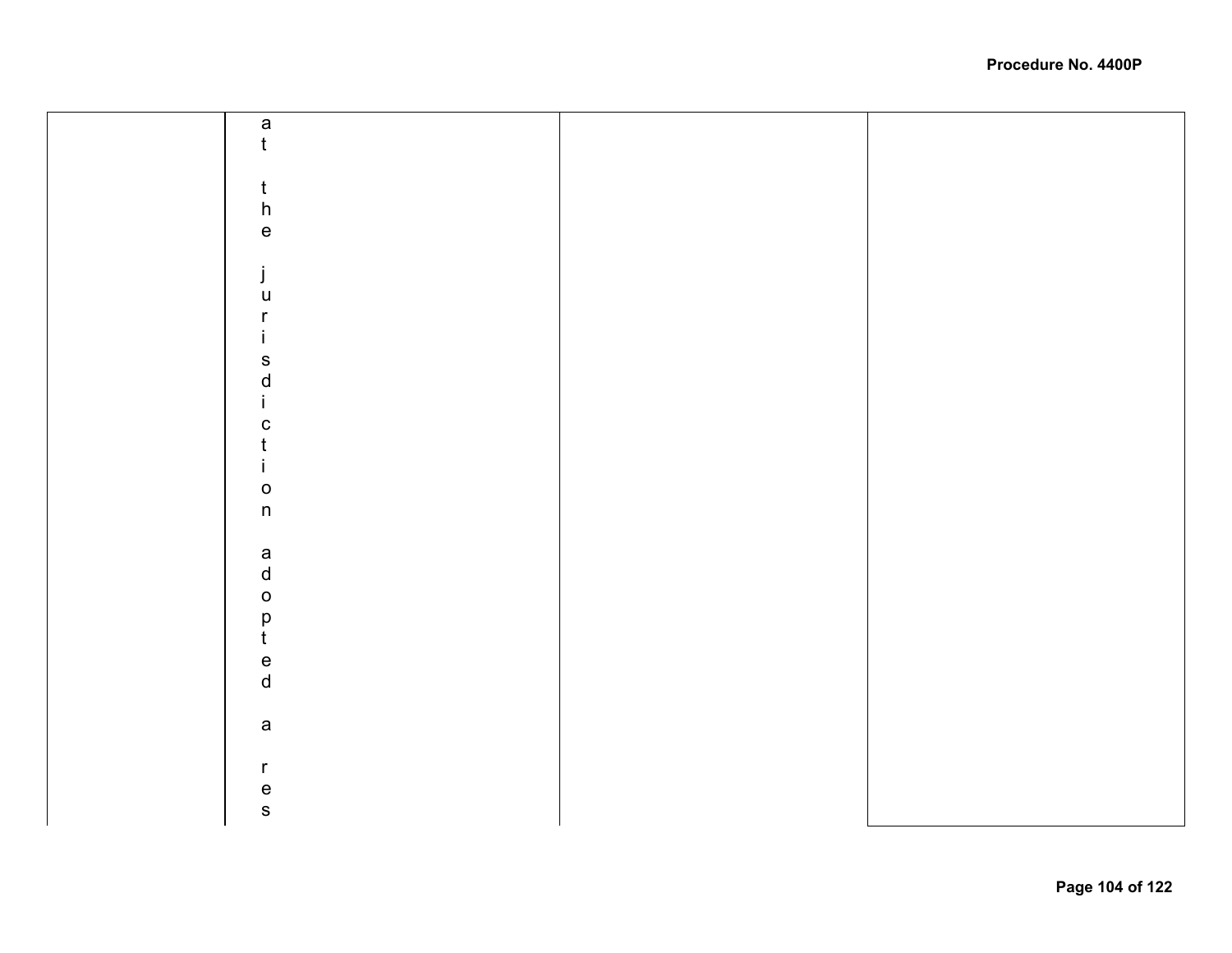|  | at the jurisdiction adopted a res |  |  |
|---|---|---|---|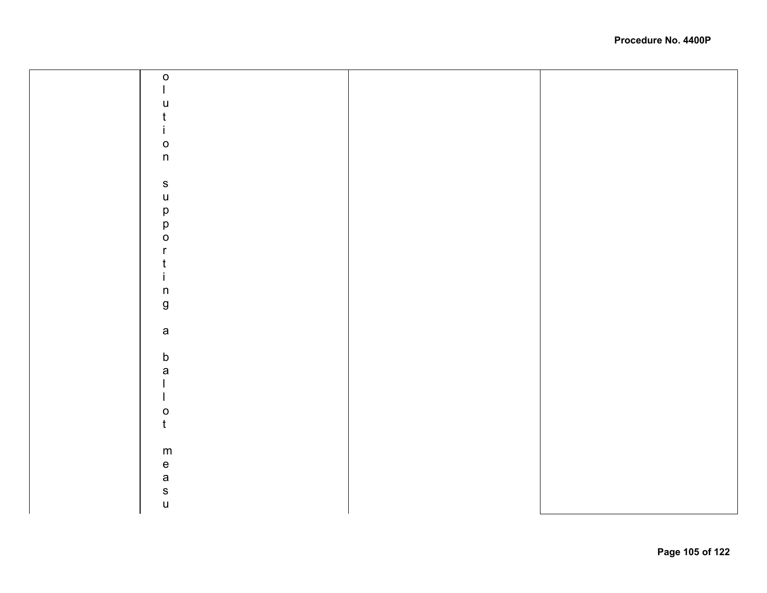| | olution supporting a ballot measu | | |
|---|---|---|---|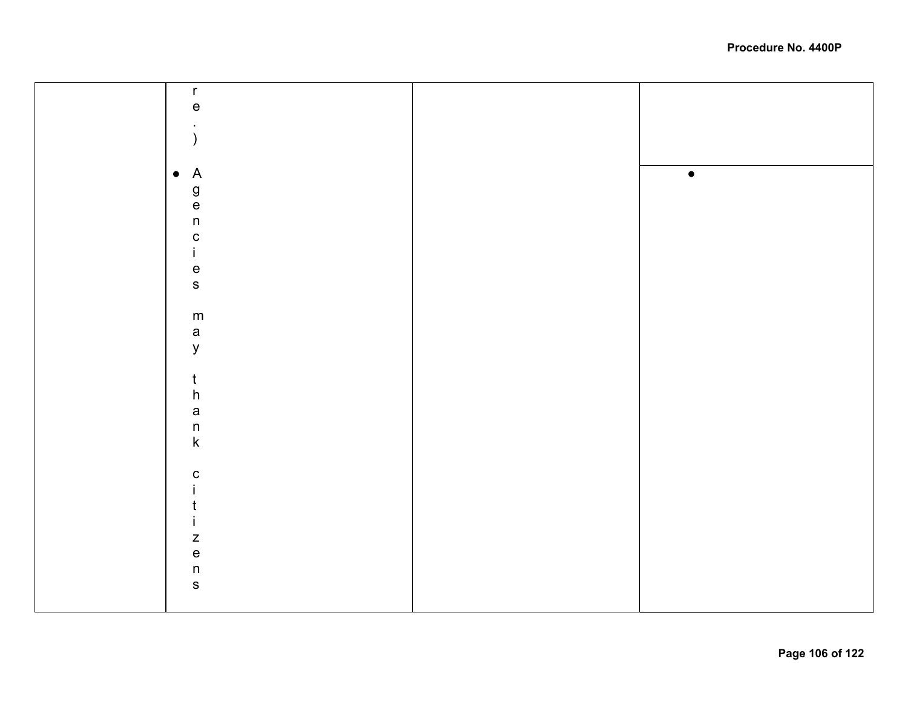|  | re.) | | |
| --- | --- | --- | --- |
|  | • Agencies may thank citizens |  | • |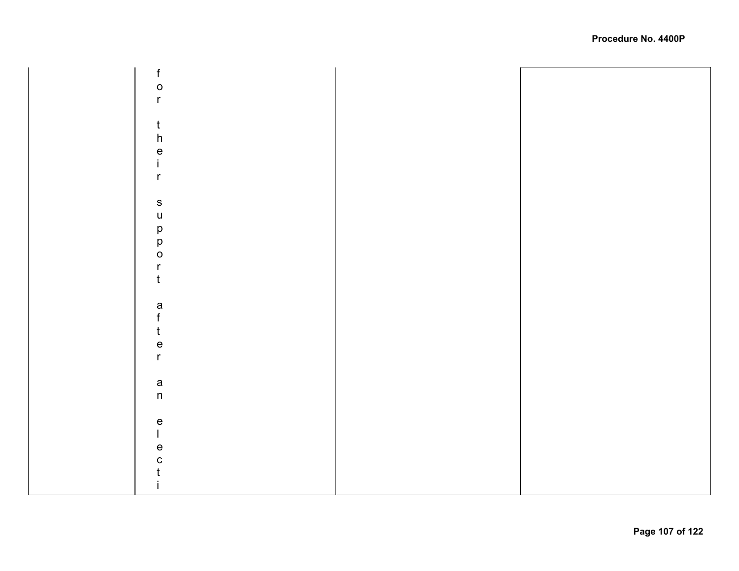|  | for their support after an electi |  |  |
|---|---|---|---|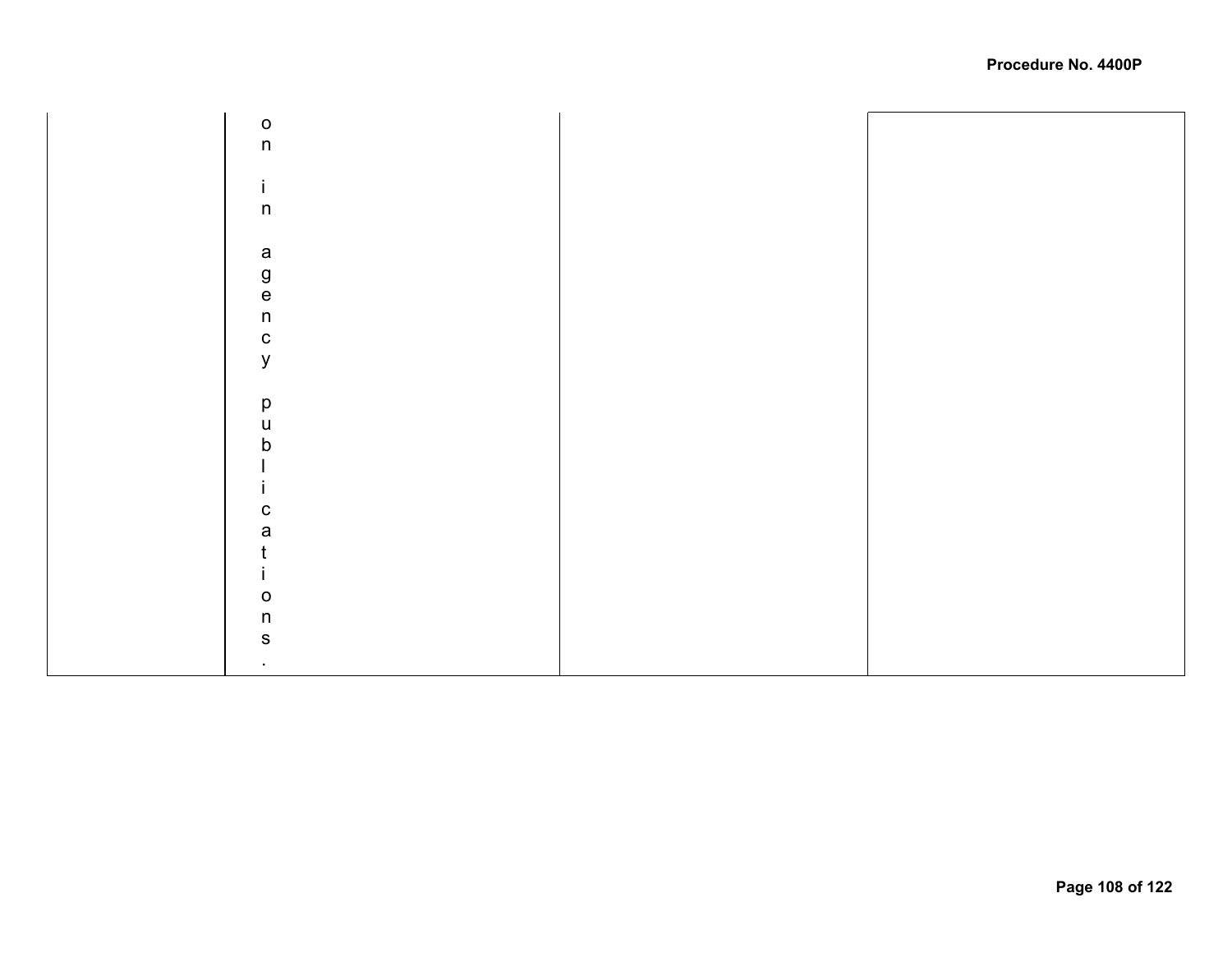|  |  |  |  |
|---|---|---|---|
|  | on in agency publications. |  |  |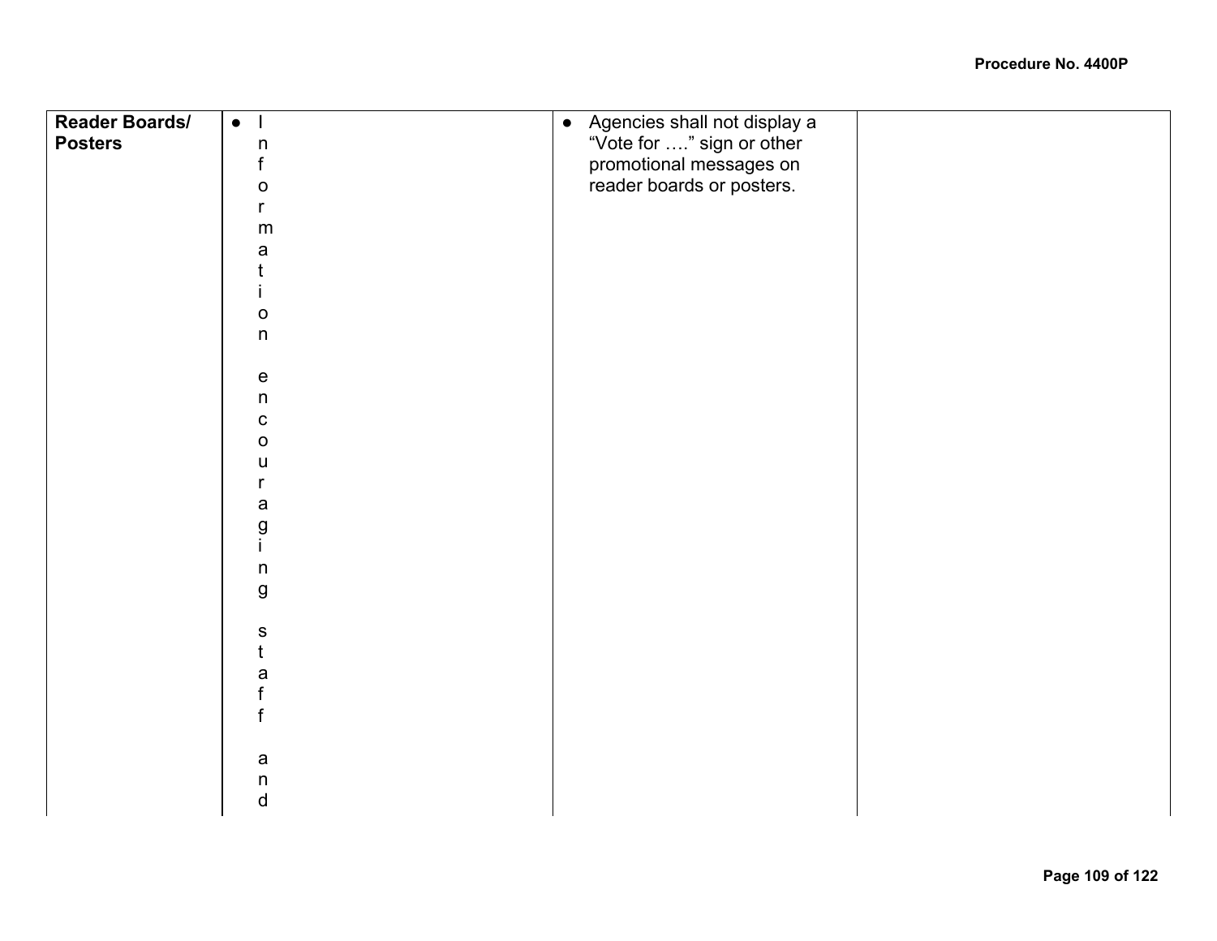| Reader Boards/ Posters | • Information encouraging staff and | • Agencies shall not display a "Vote for …." sign or other promotional messages on reader boards or posters. | |
|---|---|---|---|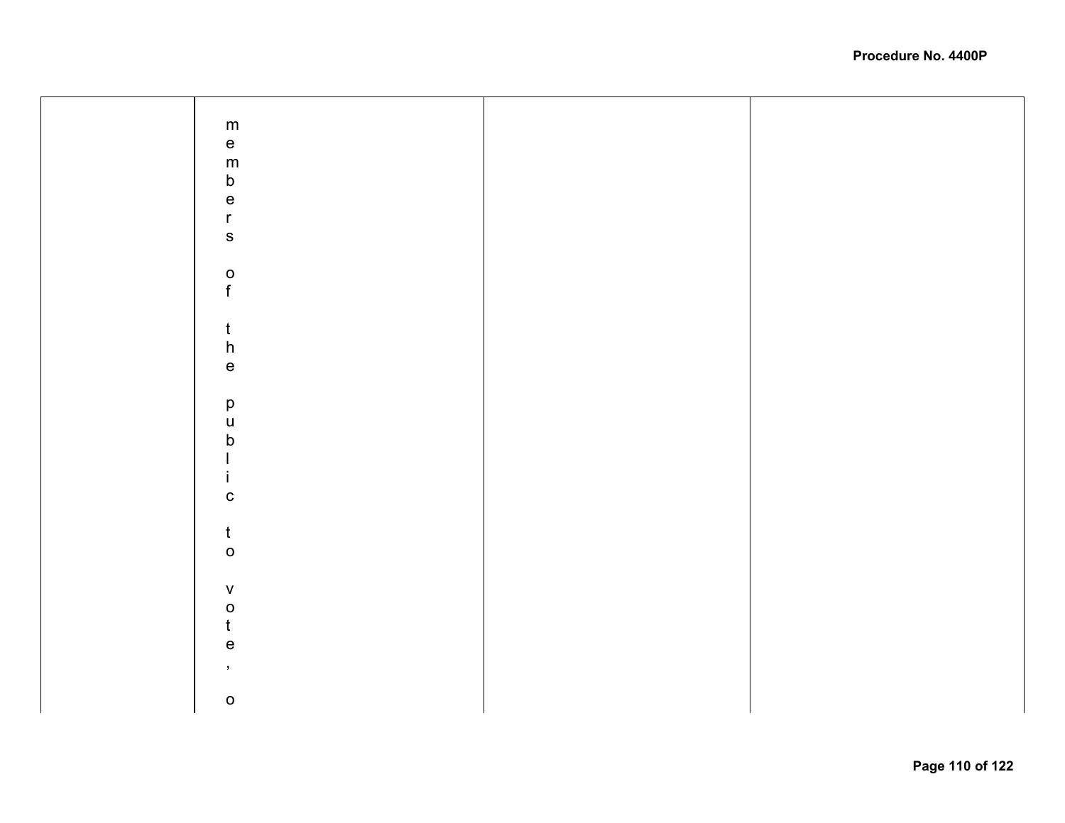|  | members of the public to vote, o |  |  |
| --- | --- | --- | --- |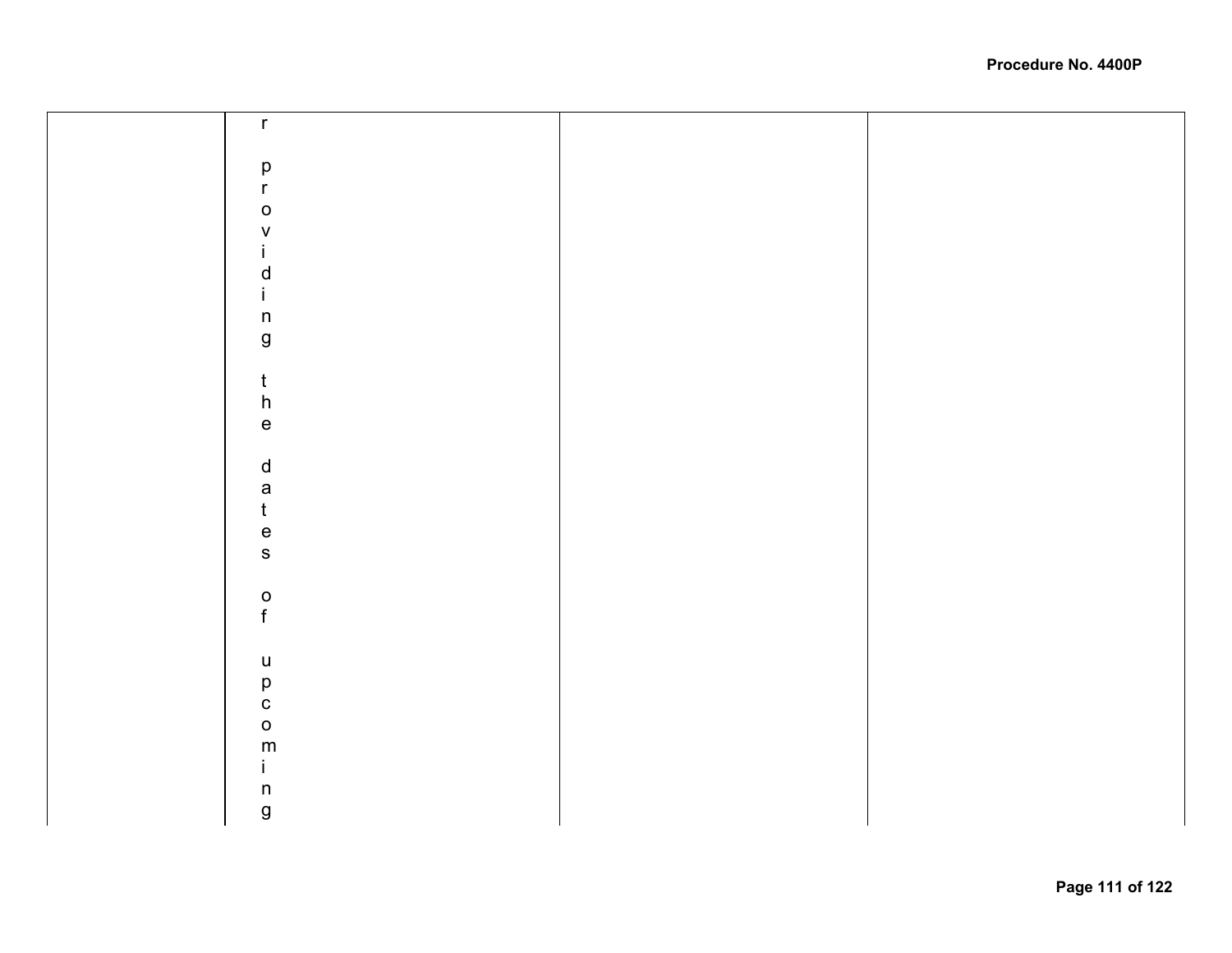| | r providing the dates of upcoming | | |
|---|---|---|---|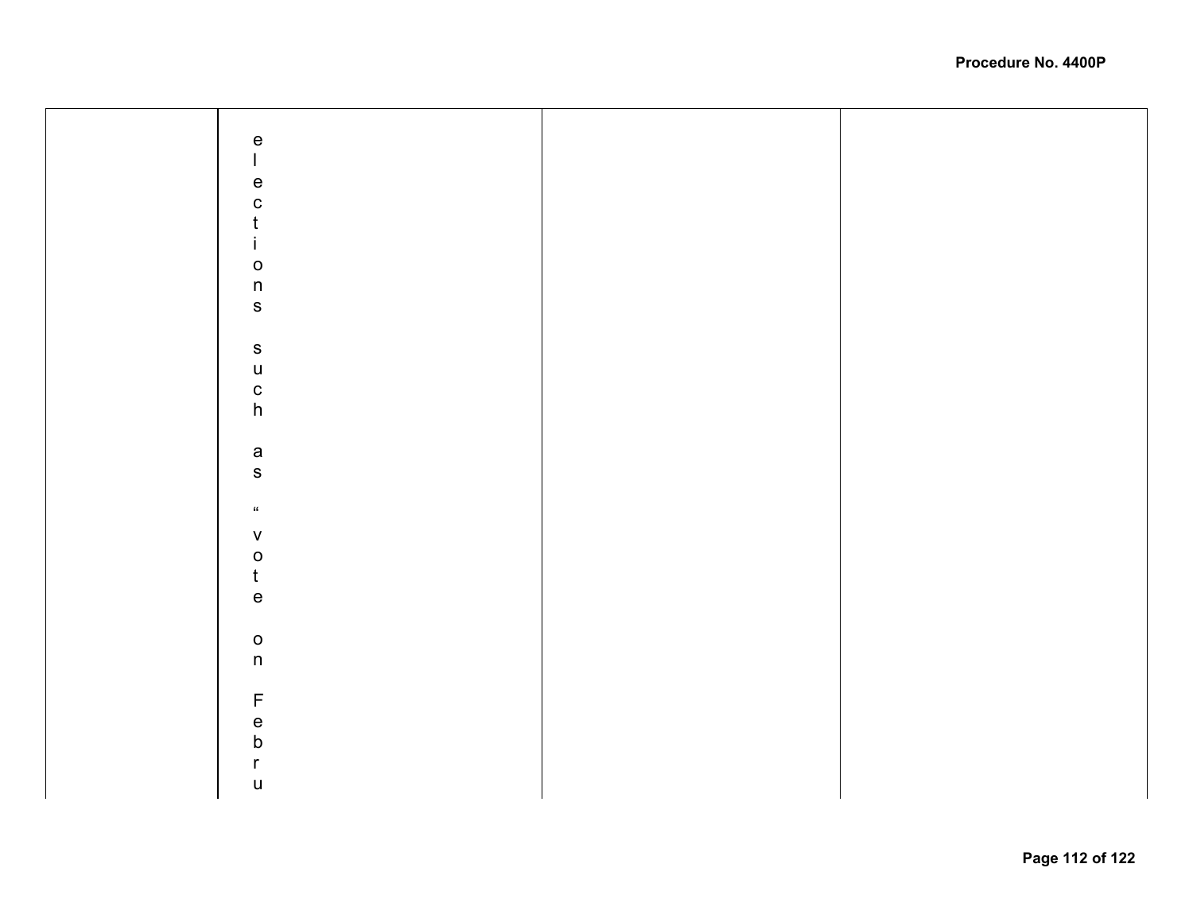|  |  |  |  |
|---|---|---|---|
|  | elections such as "vote on Febru |  |  |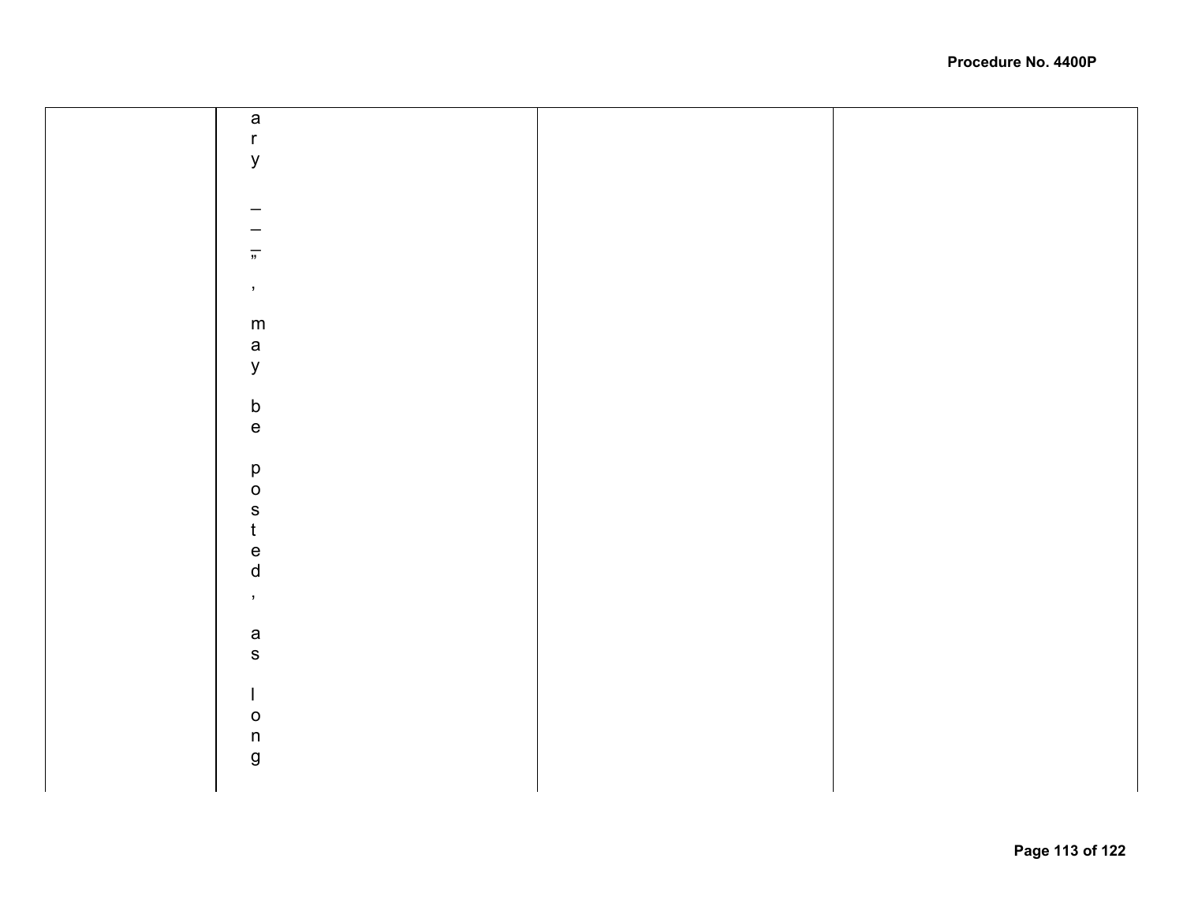|  | ary ___", may be posted, as long |  |  |
|---|---|---|---|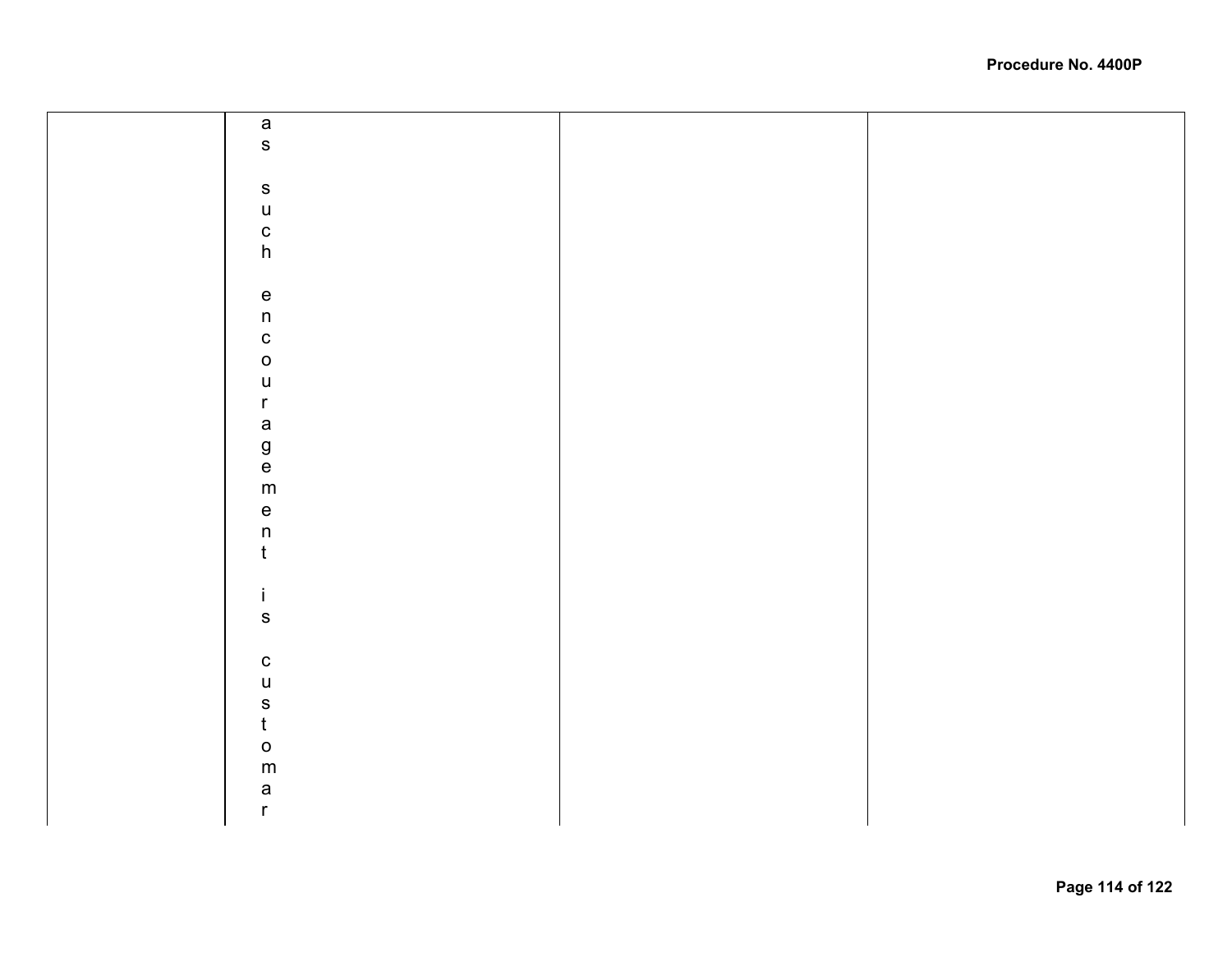|  | as such encouragement is customar |  |  |
| --- | --- | --- | --- |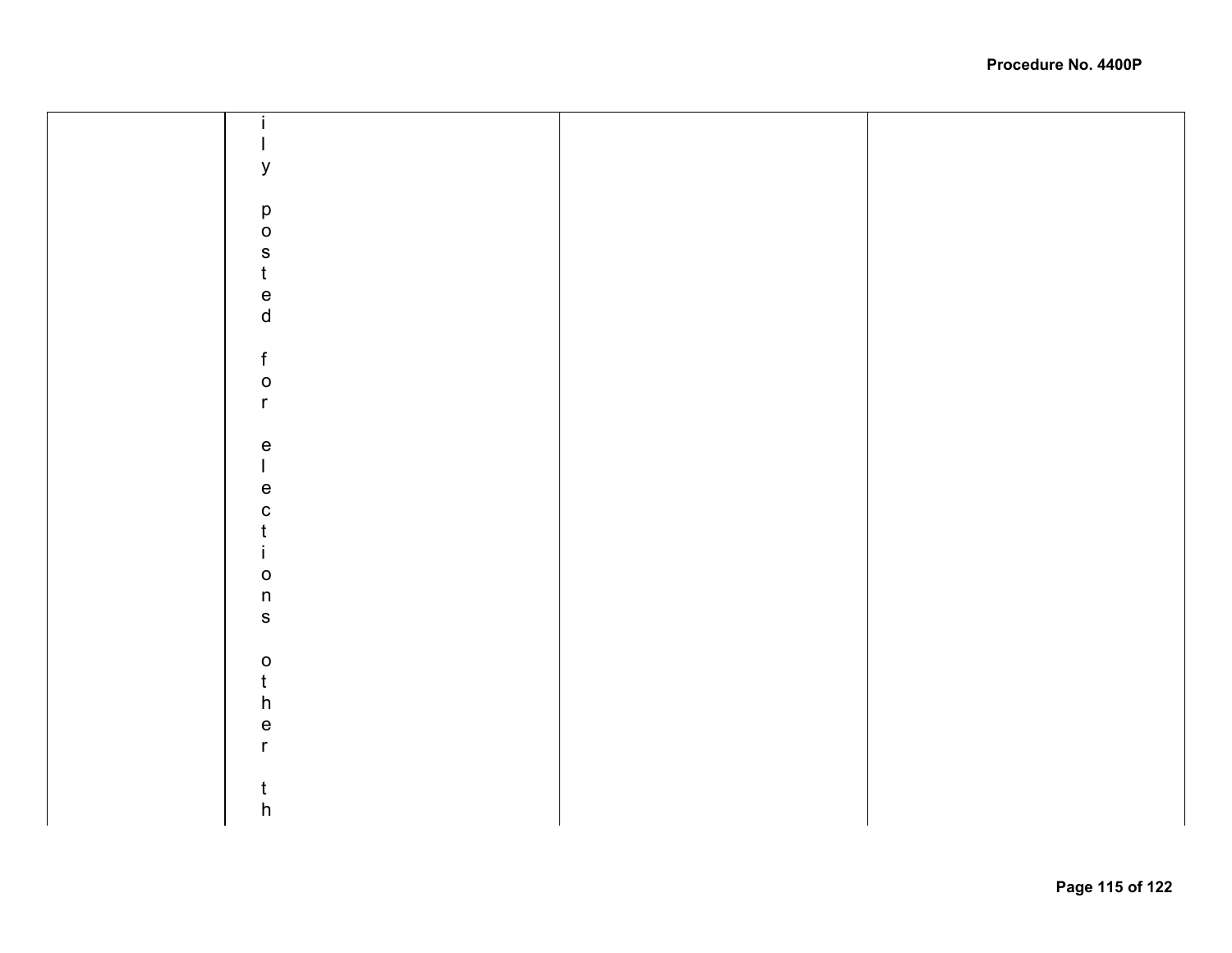|  | ily posted for elections other th |  |  |
|---|---|---|---|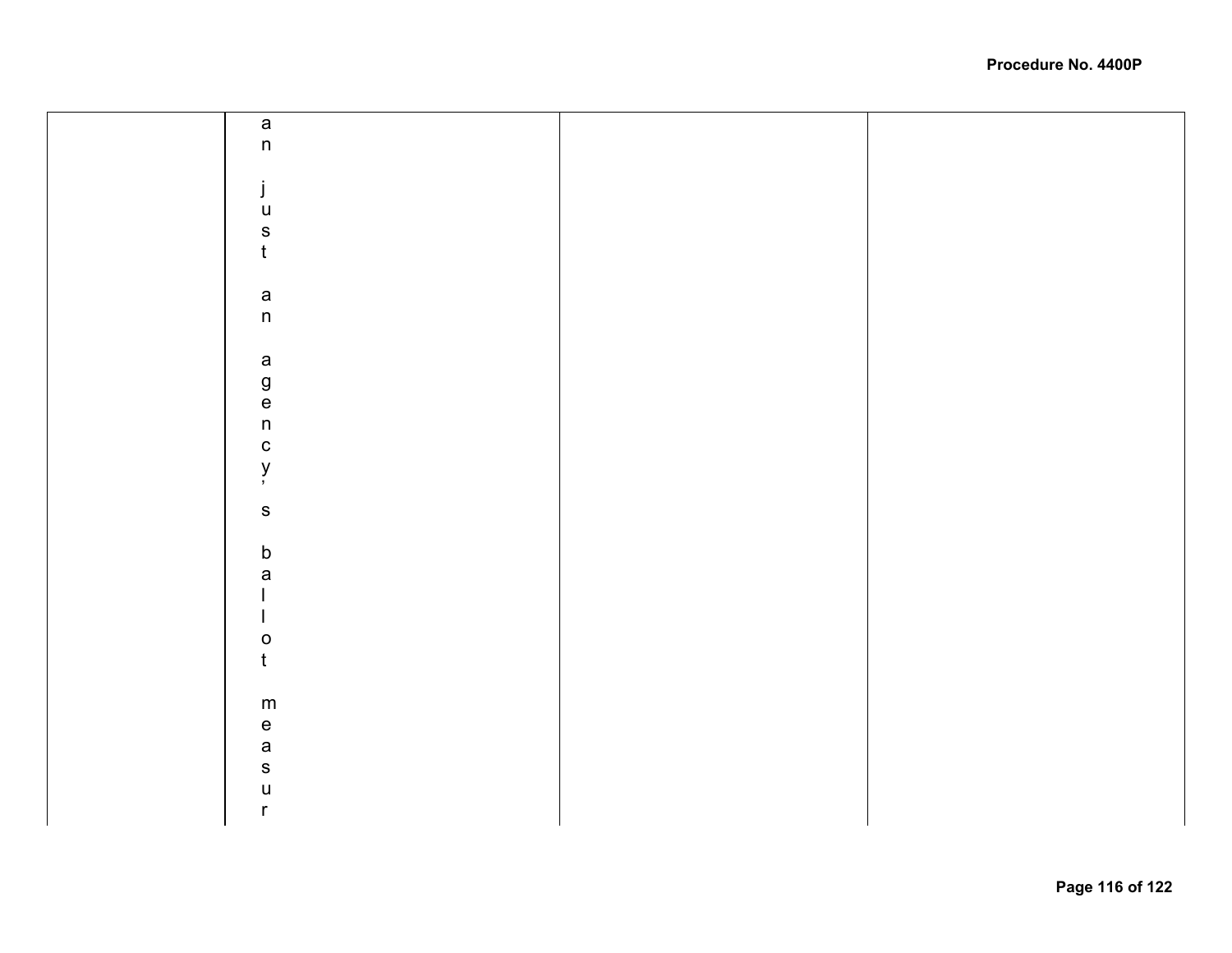|  | an just an agency's ballot measur |  |  |
|---|---|---|---|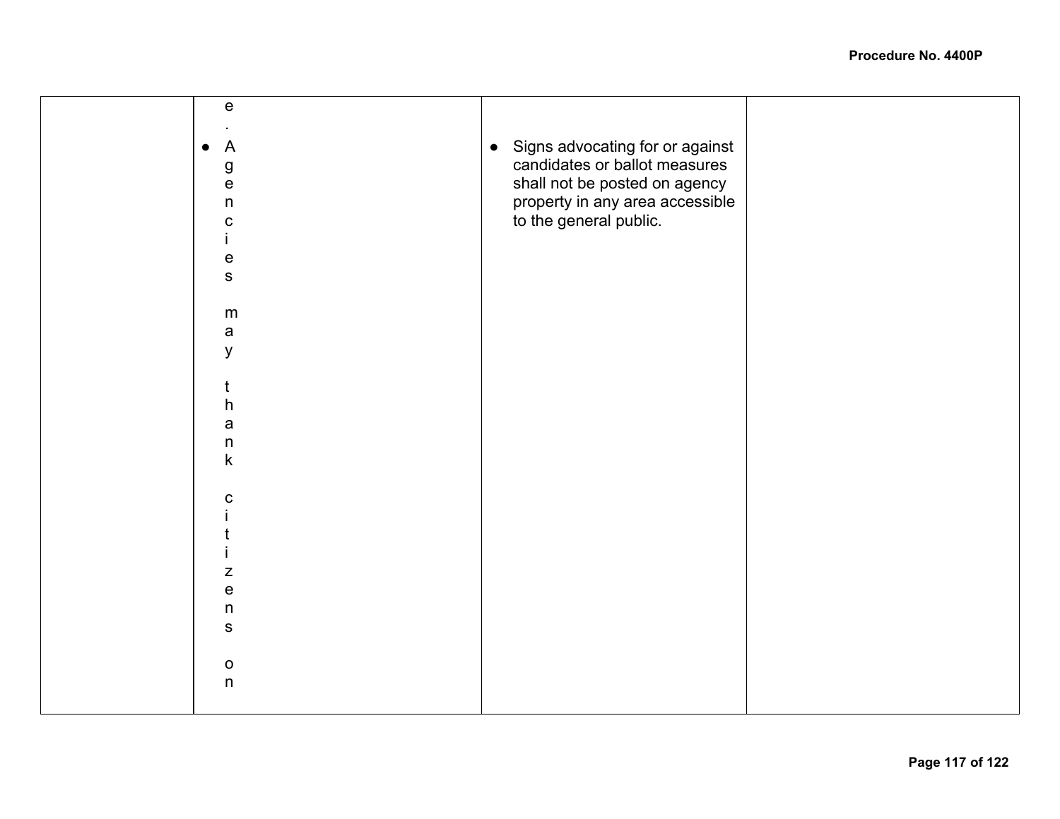| | | | |
|---|---|---|---|
| | e.<br>• Agencies may thank citizens on | • Signs advocating for or against candidates or ballot measures shall not be posted on agency property in any area accessible to the general public. | |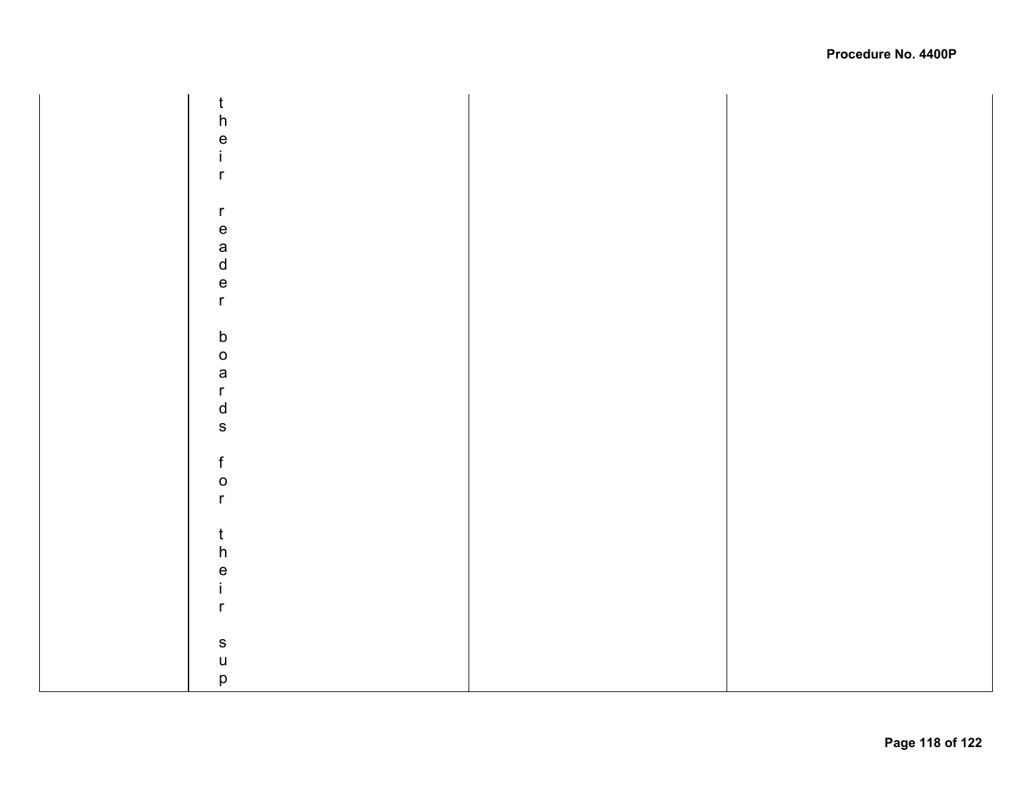|  | their reader boards for their sup |  |  |
|---|---|---|---|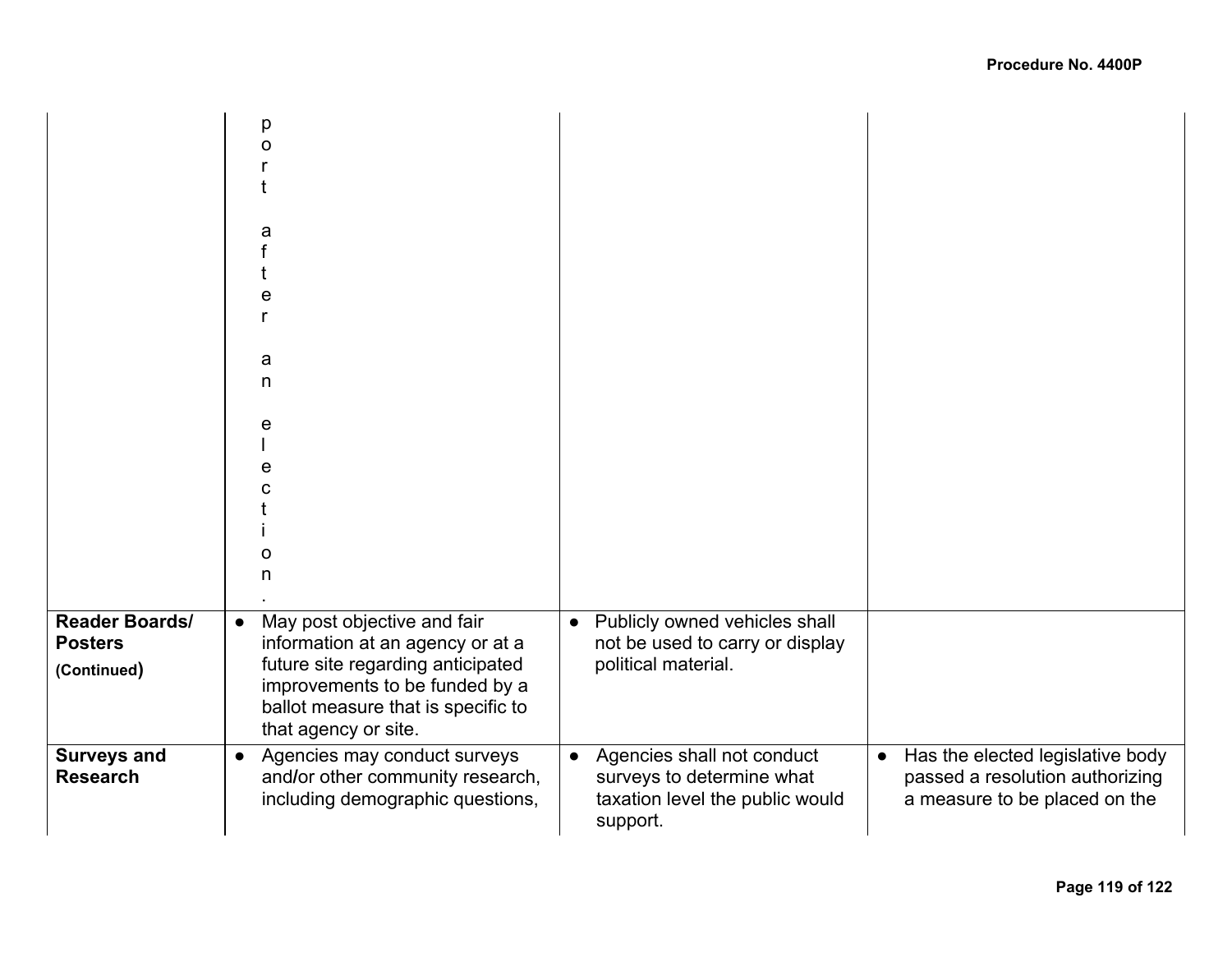| | | | |
|---|---|---|---|
| | port after an election. | | |
| **Reader Boards/ Posters (Continued)** | • May post objective and fair information at an agency or at a future site regarding anticipated improvements to be funded by a ballot measure that is specific to that agency or site. | • Publicly owned vehicles shall not be used to carry or display political material. | |
| **Surveys and Research** | • Agencies may conduct surveys and/or other community research, including demographic questions, | • Agencies shall not conduct surveys to determine what taxation level the public would support. | • Has the elected legislative body passed a resolution authorizing a measure to be placed on the |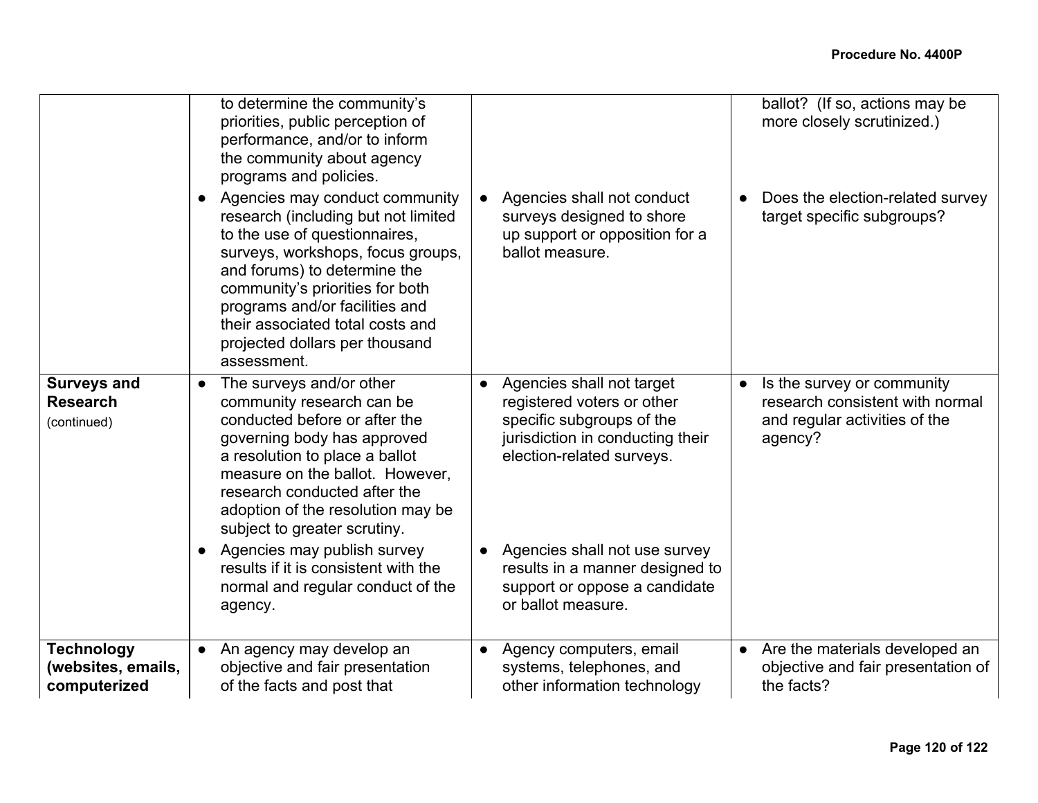| | | | |
|---|---|---|---|
| | to determine the community's priorities, public perception of performance, and/or to inform the community about agency programs and policies.<br>● Agencies may conduct community research (including but not limited to the use of questionnaires, surveys, workshops, focus groups, and forums) to determine the community's priorities for both programs and/or facilities and their associated total costs and projected dollars per thousand assessment. | ● Agencies shall not conduct surveys designed to shore up support or opposition for a ballot measure. | ballot? (If so, actions may be more closely scrutinized.)<br>● Does the election-related survey target specific subgroups? |
| **Surveys and Research** (continued) | ● The surveys and/or other community research can be conducted before or after the governing body has approved a resolution to place a ballot measure on the ballot. However, research conducted after the adoption of the resolution may be subject to greater scrutiny.<br>● Agencies may publish survey results if it is consistent with the normal and regular conduct of the agency. | ● Agencies shall not target registered voters or other specific subgroups of the jurisdiction in conducting their election-related surveys.<br>● Agencies shall not use survey results in a manner designed to support or oppose a candidate or ballot measure. | ● Is the survey or community research consistent with normal and regular activities of the agency? |
| **Technology (websites, emails, computerized** | ● An agency may develop an objective and fair presentation of the facts and post that | ● Agency computers, email systems, telephones, and other information technology | ● Are the materials developed an objective and fair presentation of the facts? |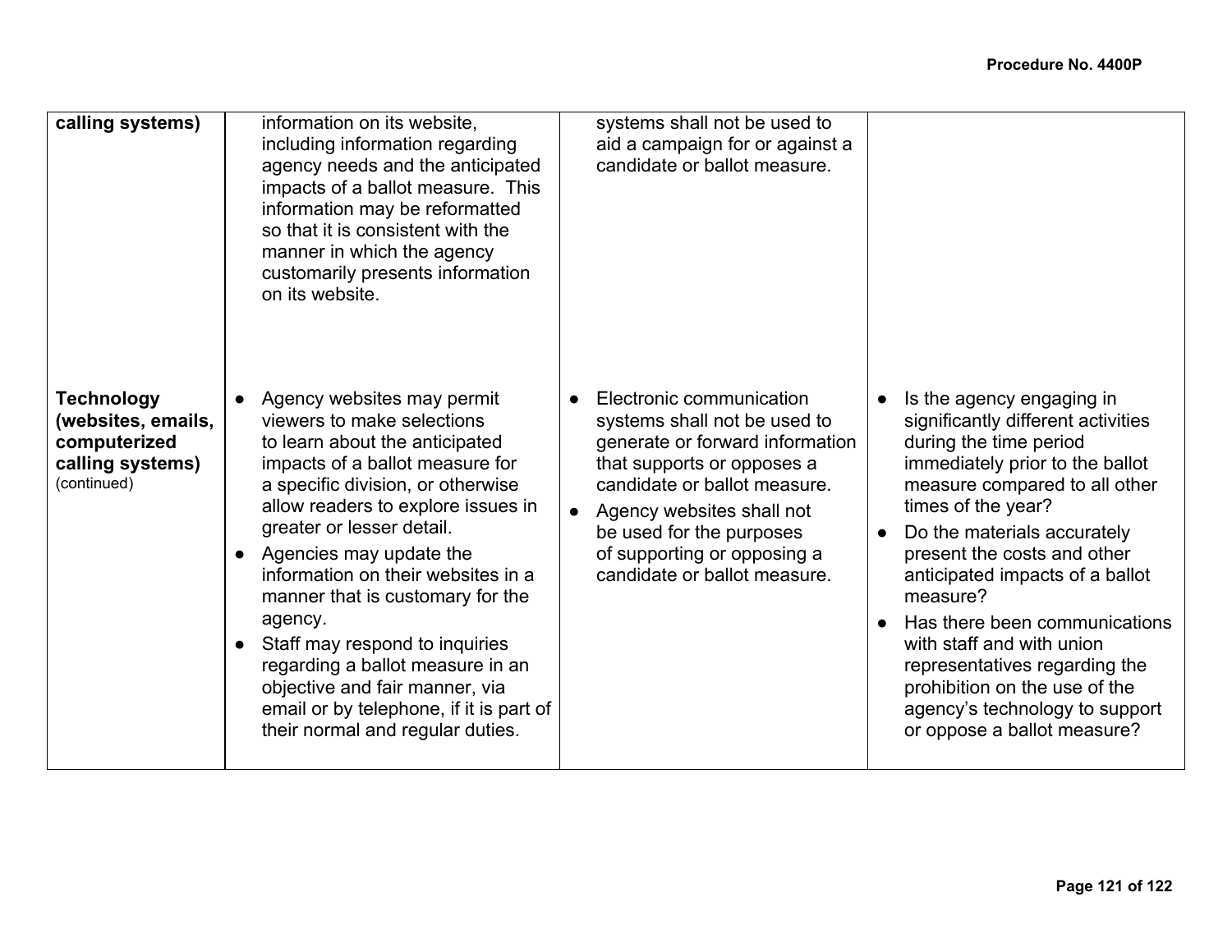| | | | |
|---|---|---|---|
| **calling systems)** | information on its website, including information regarding agency needs and the anticipated impacts of a ballot measure. This information may be reformatted so that it is consistent with the manner in which the agency customarily presents information on its website. | systems shall not be used to aid a campaign for or against a candidate or ballot measure. | |
| **Technology (websites, emails, computerized calling systems)** (continued) | • Agency websites may permit viewers to make selections to learn about the anticipated impacts of a ballot measure for a specific division, or otherwise allow readers to explore issues in greater or lesser detail.<br>• Agencies may update the information on their websites in a manner that is customary for the agency.<br>• Staff may respond to inquiries regarding a ballot measure in an objective and fair manner, via email or by telephone, if it is part of their normal and regular duties. | • Electronic communication systems shall not be used to generate or forward information that supports or opposes a candidate or ballot measure.<br>• Agency websites shall not be used for the purposes of supporting or opposing a candidate or ballot measure. | • Is the agency engaging in significantly different activities during the time period immediately prior to the ballot measure compared to all other times of the year?<br>• Do the materials accurately present the costs and other anticipated impacts of a ballot measure?<br>• Has there been communications with staff and with union representatives regarding the prohibition on the use of the agency's technology to support or oppose a ballot measure? |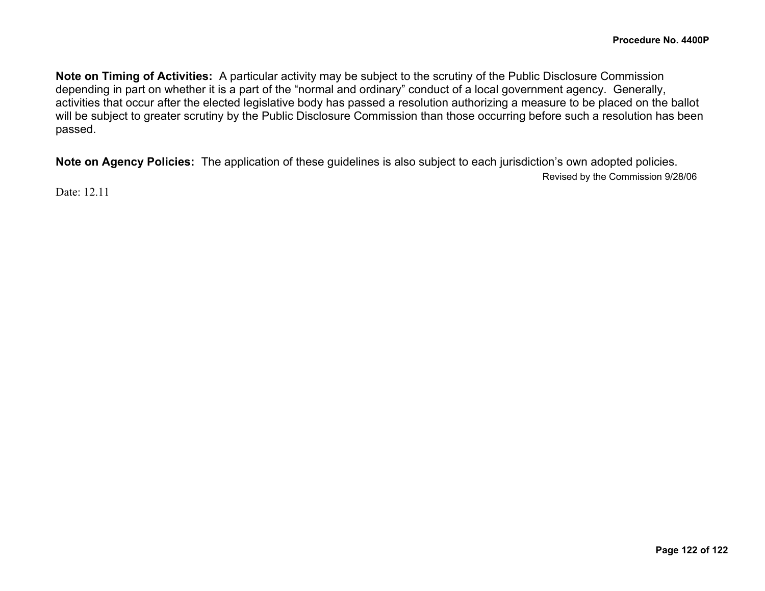**Note on Timing of Activities:** A particular activity may be subject to the scrutiny of the Public Disclosure Commission depending in part on whether it is a part of the "normal and ordinary" conduct of a local government agency. Generally, activities that occur after the elected legislative body has passed a resolution authorizing a measure to be placed on the ballot will be subject to greater scrutiny by the Public Disclosure Commission than those occurring before such a resolution has been passed.

**Note on Agency Policies:** The application of these guidelines is also subject to each jurisdiction's own adopted policies.

Revised by the Commission 9/28/06

Date: 12.11